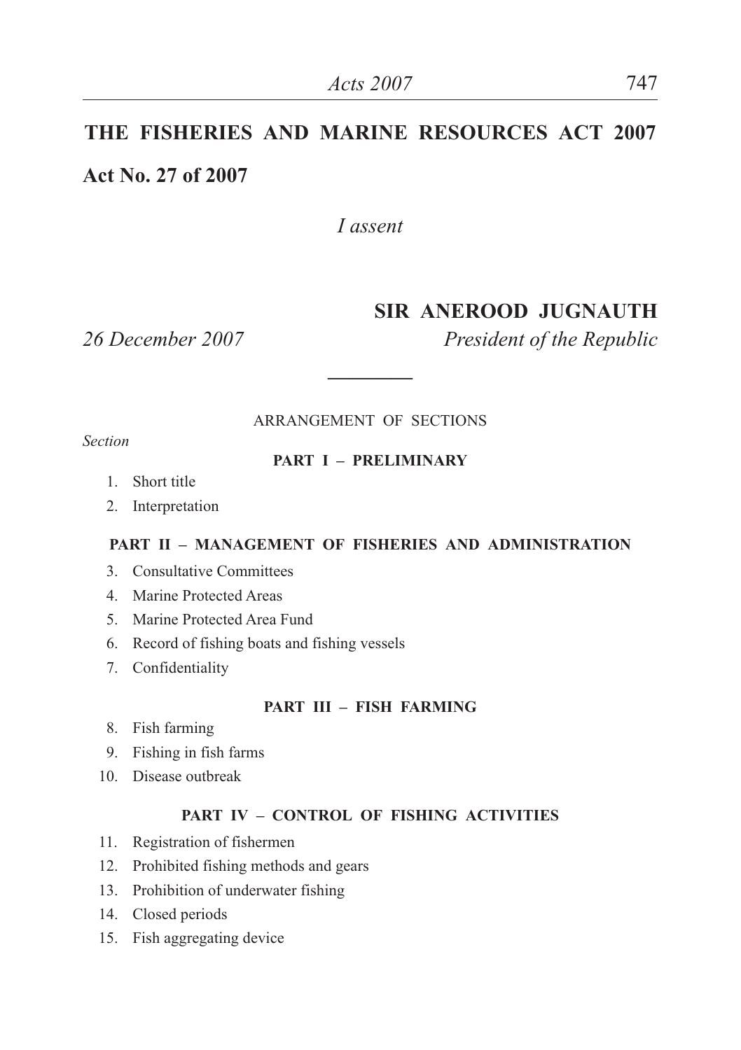# THE FISHERIES AND MARINE RESOURCES ACT 2007

## Act No. 27 of 2007

*I assent*

**SIR ANEROOD JUGNAUTH**

*26 December 2007* *President of the Republic*

---

ARRANGEMENT OF SECTIONS

*Section*

**PART I – PRELIMINARY**

1. Short title
2. Interpretation

**PART II – MANAGEMENT OF FISHERIES AND ADMINISTRATION**

3. Consultative Committees
4. Marine Protected Areas
5. Marine Protected Area Fund
6. Record of fishing boats and fishing vessels
7. Confidentiality

**PART III – FISH FARMING**

8. Fish farming
9. Fishing in fish farms
10. Disease outbreak

**PART IV – CONTROL OF FISHING ACTIVITIES**

11. Registration of fishermen
12. Prohibited fishing methods and gears
13. Prohibition of underwater fishing
14. Closed periods
15. Fish aggregating device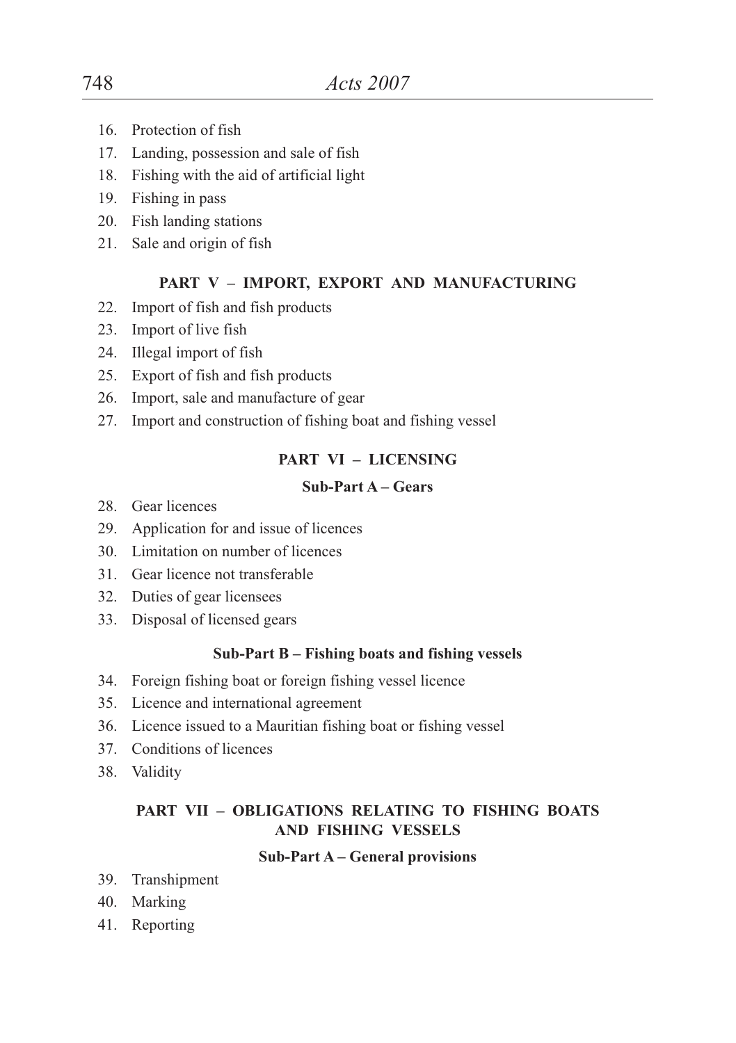16. Protection of fish
17. Landing, possession and sale of fish
18. Fishing with the aid of artificial light
19. Fishing in pass
20. Fish landing stations
21. Sale and origin of fish

## PART V – IMPORT, EXPORT AND MANUFACTURING

22. Import of fish and fish products
23. Import of live fish
24. Illegal import of fish
25. Export of fish and fish products
26. Import, sale and manufacture of gear
27. Import and construction of fishing boat and fishing vessel

## PART VI – LICENSING

### Sub-Part A – Gears

28. Gear licences
29. Application for and issue of licences
30. Limitation on number of licences
31. Gear licence not transferable
32. Duties of gear licensees
33. Disposal of licensed gears

### Sub-Part B – Fishing boats and fishing vessels

34. Foreign fishing boat or foreign fishing vessel licence
35. Licence and international agreement
36. Licence issued to a Mauritian fishing boat or fishing vessel
37. Conditions of licences
38. Validity

## PART VII – OBLIGATIONS RELATING TO FISHING BOATS AND FISHING VESSELS

### Sub-Part A – General provisions

39. Transhipment
40. Marking
41. Reporting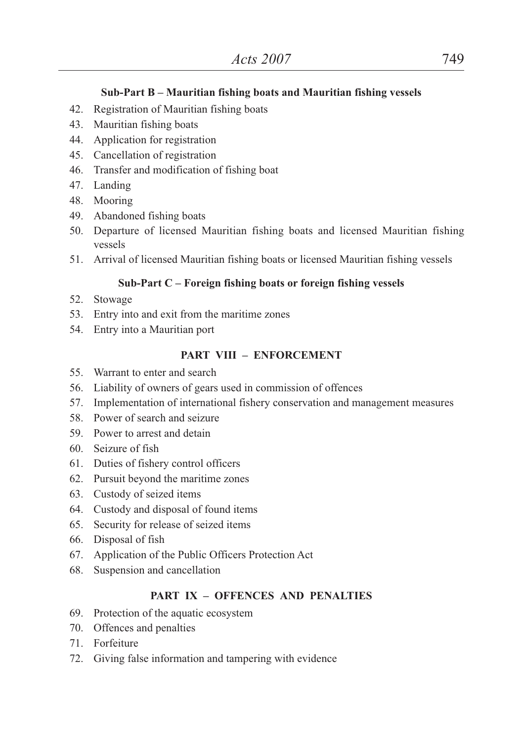**Sub-Part B – Mauritian fishing boats and Mauritian fishing vessels**

42. Registration of Mauritian fishing boats
43. Mauritian fishing boats
44. Application for registration
45. Cancellation of registration
46. Transfer and modification of fishing boat
47. Landing
48. Mooring
49. Abandoned fishing boats
50. Departure of licensed Mauritian fishing boats and licensed Mauritian fishing vessels
51. Arrival of licensed Mauritian fishing boats or licensed Mauritian fishing vessels

**Sub-Part C – Foreign fishing boats or foreign fishing vessels**

52. Stowage
53. Entry into and exit from the maritime zones
54. Entry into a Mauritian port

**PART VIII – ENFORCEMENT**

55. Warrant to enter and search
56. Liability of owners of gears used in commission of offences
57. Implementation of international fishery conservation and management measures
58. Power of search and seizure
59. Power to arrest and detain
60. Seizure of fish
61. Duties of fishery control officers
62. Pursuit beyond the maritime zones
63. Custody of seized items
64. Custody and disposal of found items
65. Security for release of seized items
66. Disposal of fish
67. Application of the Public Officers Protection Act
68. Suspension and cancellation

**PART IX – OFFENCES AND PENALTIES**

69. Protection of the aquatic ecosystem
70. Offences and penalties
71. Forfeiture
72. Giving false information and tampering with evidence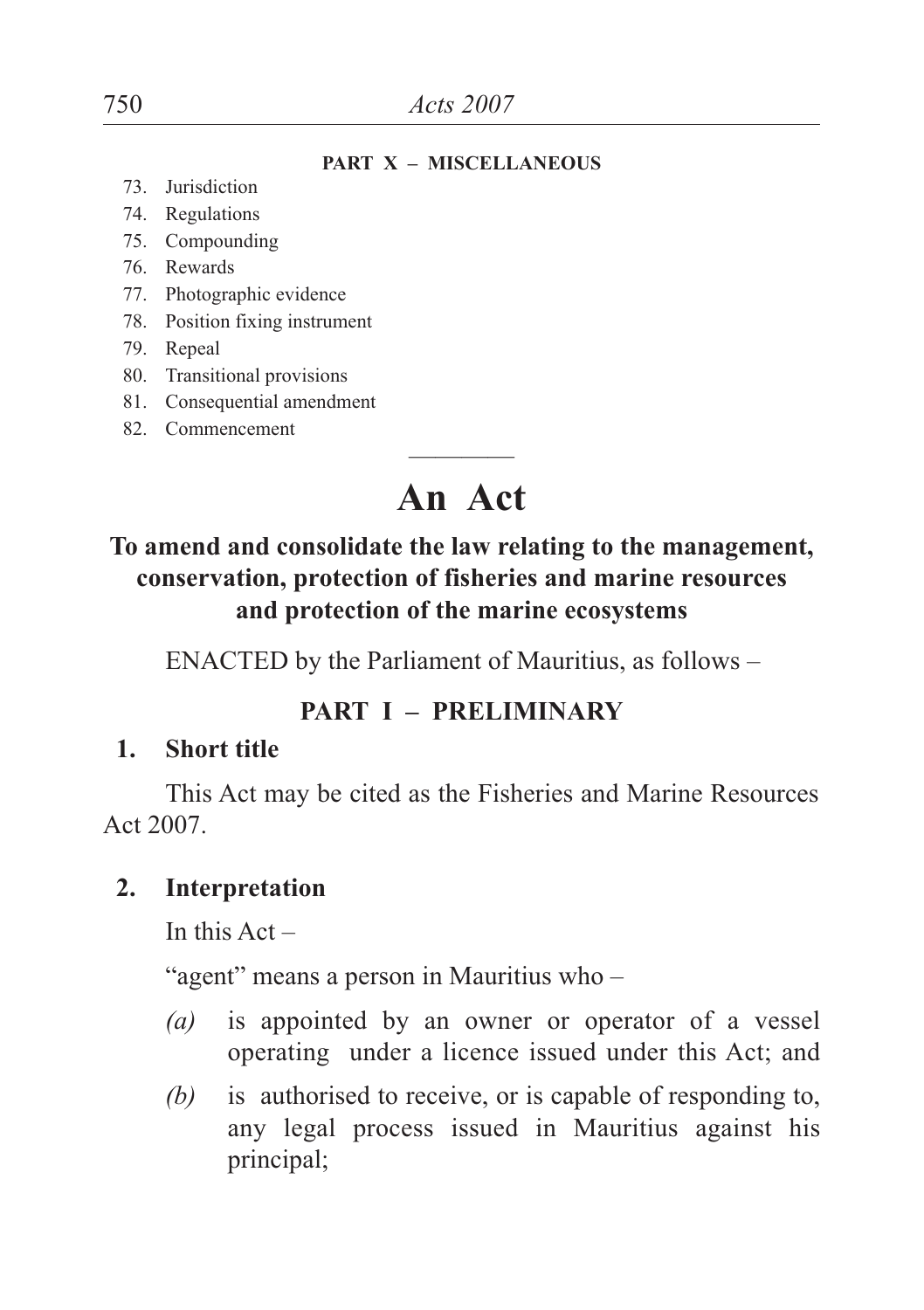**PART X – MISCELLANEOUS**

73. Jurisdiction
74. Regulations
75. Compounding
76. Rewards
77. Photographic evidence
78. Position fixing instrument
79. Repeal
80. Transitional provisions
81. Consequential amendment
82. Commencement

---

# An Act

## To amend and consolidate the law relating to the management, conservation, protection of fisheries and marine resources and protection of the marine ecosystems

ENACTED by the Parliament of Mauritius, as follows –

## PART I – PRELIMINARY

### 1. Short title

This Act may be cited as the Fisheries and Marine Resources Act 2007.

### 2. Interpretation

In this Act –

"agent" means a person in Mauritius who –

*(a)* is appointed by an owner or operator of a vessel operating under a licence issued under this Act; and

*(b)* is authorised to receive, or is capable of responding to, any legal process issued in Mauritius against his principal;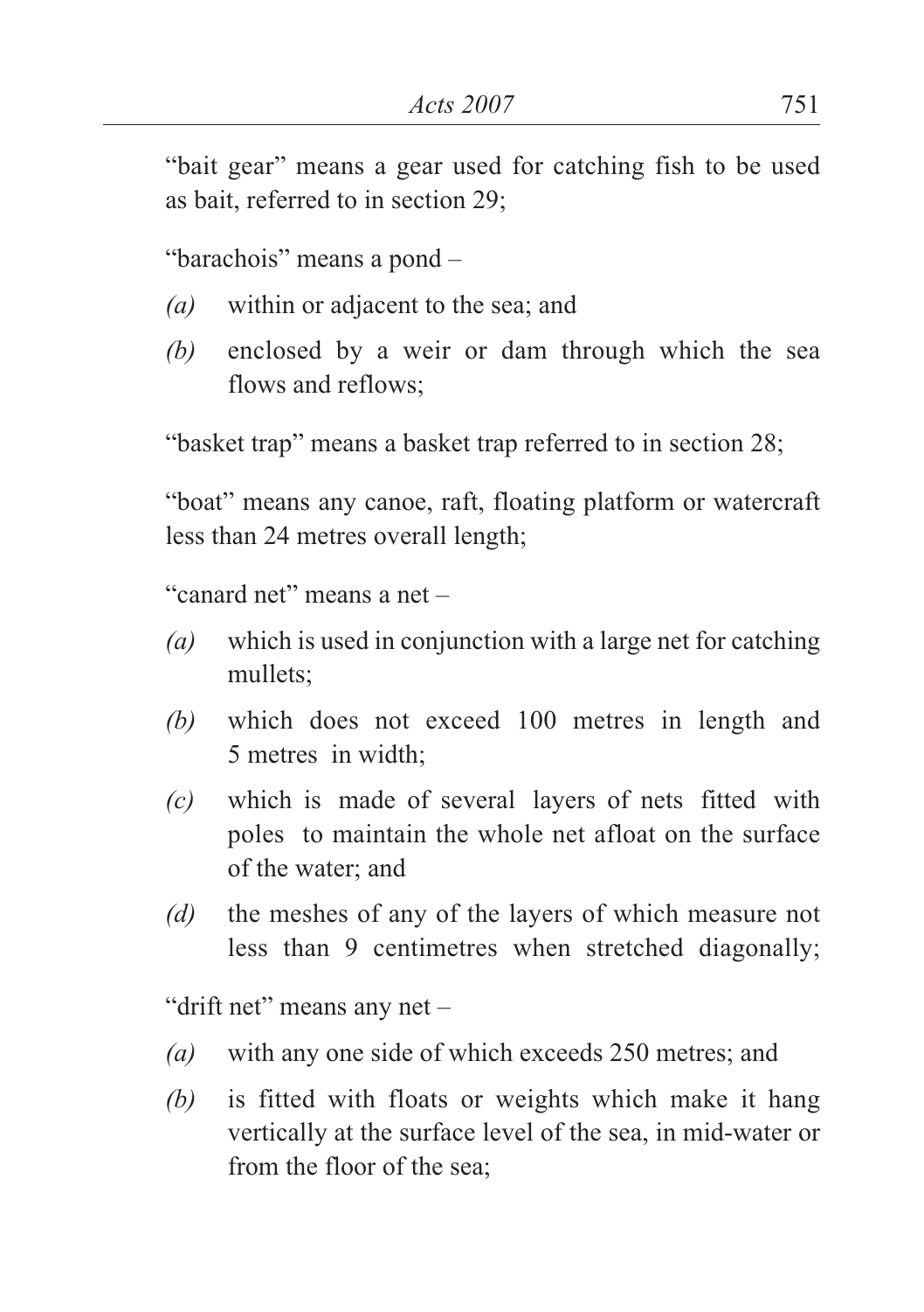"bait gear" means a gear used for catching fish to be used as bait, referred to in section 29;

"barachois" means a pond –

*(a)* within or adjacent to the sea; and

*(b)* enclosed by a weir or dam through which the sea flows and reflows;

"basket trap" means a basket trap referred to in section 28;

"boat" means any canoe, raft, floating platform or watercraft less than 24 metres overall length;

"canard net" means a net –

*(a)* which is used in conjunction with a large net for catching mullets;

*(b)* which does not exceed 100 metres in length and 5 metres in width;

*(c)* which is made of several layers of nets fitted with poles to maintain the whole net afloat on the surface of the water; and

*(d)* the meshes of any of the layers of which measure not less than 9 centimetres when stretched diagonally;

"drift net" means any net –

*(a)* with any one side of which exceeds 250 metres; and

*(b)* is fitted with floats or weights which make it hang vertically at the surface level of the sea, in mid-water or from the floor of the sea;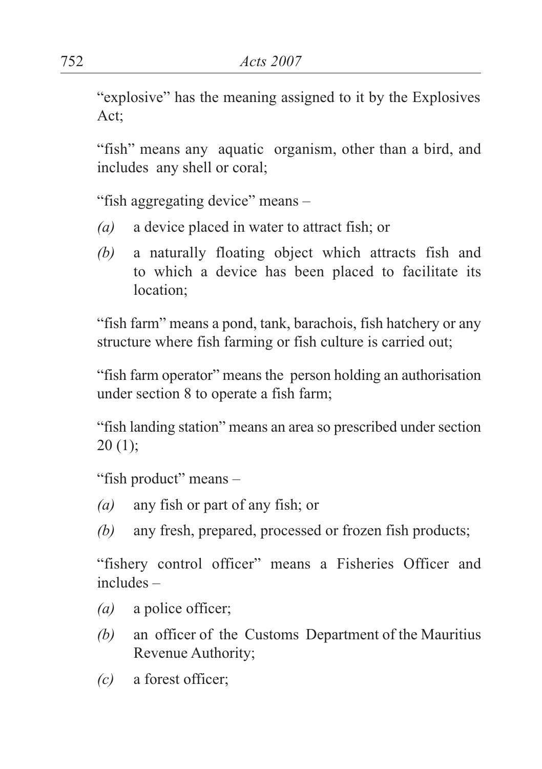"explosive" has the meaning assigned to it by the Explosives Act;

"fish" means any aquatic organism, other than a bird, and includes any shell or coral;

"fish aggregating device" means –

*(a)* a device placed in water to attract fish; or

*(b)* a naturally floating object which attracts fish and to which a device has been placed to facilitate its location;

"fish farm" means a pond, tank, barachois, fish hatchery or any structure where fish farming or fish culture is carried out;

"fish farm operator" means the person holding an authorisation under section 8 to operate a fish farm;

"fish landing station" means an area so prescribed under section 20 (1);

"fish product" means –

*(a)* any fish or part of any fish; or

*(b)* any fresh, prepared, processed or frozen fish products;

"fishery control officer" means a Fisheries Officer and includes –

*(a)* a police officer;

*(b)* an officer of the Customs Department of the Mauritius Revenue Authority;

*(c)* a forest officer;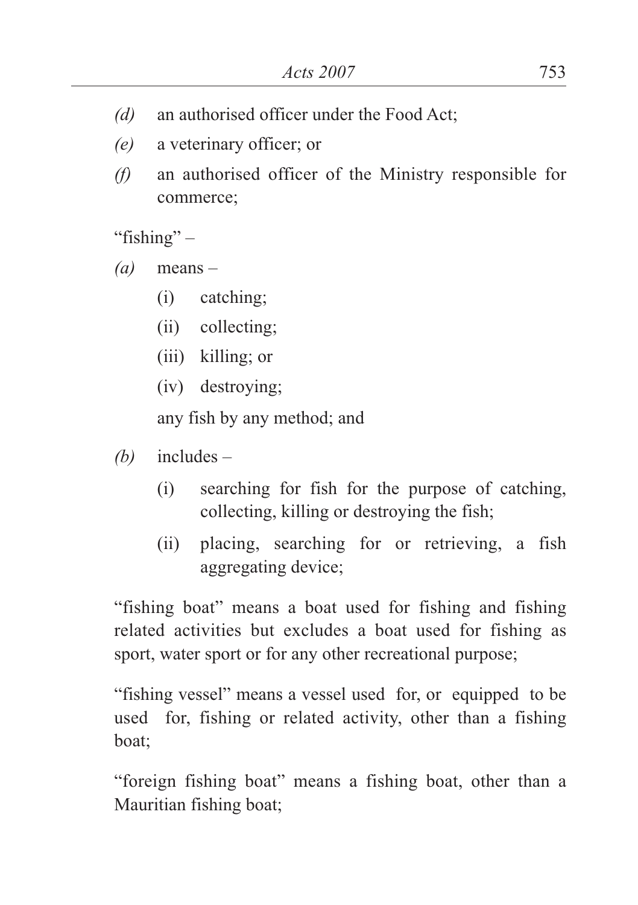*(d)* an authorised officer under the Food Act;

*(e)* a veterinary officer; or

*(f)* an authorised officer of the Ministry responsible for commerce;

"fishing" –

*(a)* means –

(i) catching;

(ii) collecting;

(iii) killing; or

(iv) destroying;

any fish by any method; and

*(b)* includes –

(i) searching for fish for the purpose of catching, collecting, killing or destroying the fish;

(ii) placing, searching for or retrieving, a fish aggregating device;

"fishing boat" means a boat used for fishing and fishing related activities but excludes a boat used for fishing as sport, water sport or for any other recreational purpose;

"fishing vessel" means a vessel used for, or equipped to be used for, fishing or related activity, other than a fishing boat;

"foreign fishing boat" means a fishing boat, other than a Mauritian fishing boat;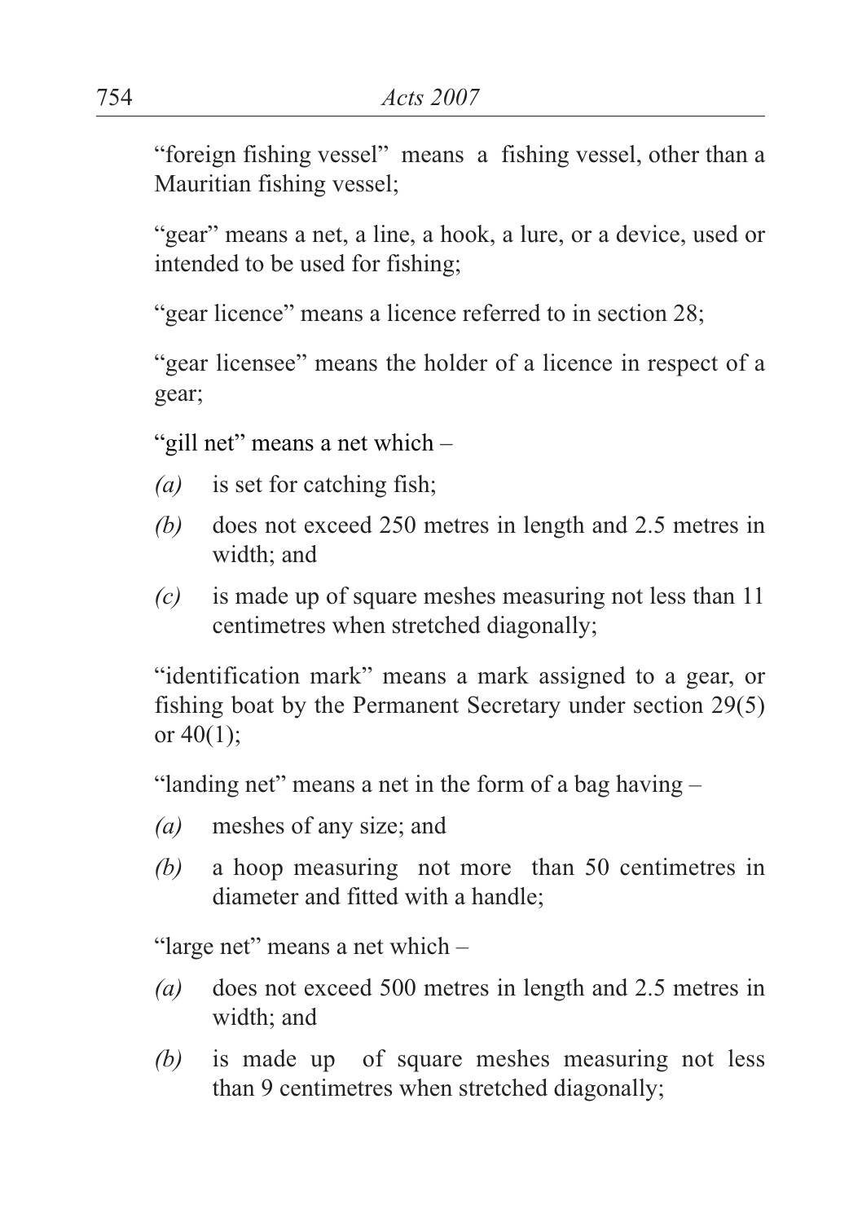"foreign fishing vessel" means a fishing vessel, other than a Mauritian fishing vessel;

"gear" means a net, a line, a hook, a lure, or a device, used or intended to be used for fishing;

"gear licence" means a licence referred to in section 28;

"gear licensee" means the holder of a licence in respect of a gear;

"gill net" means a net which –

*(a)* is set for catching fish;

*(b)* does not exceed 250 metres in length and 2.5 metres in width; and

*(c)* is made up of square meshes measuring not less than 11 centimetres when stretched diagonally;

"identification mark" means a mark assigned to a gear, or fishing boat by the Permanent Secretary under section 29(5) or 40(1);

"landing net" means a net in the form of a bag having –

*(a)* meshes of any size; and

*(b)* a hoop measuring not more than 50 centimetres in diameter and fitted with a handle;

"large net" means a net which –

*(a)* does not exceed 500 metres in length and 2.5 metres in width; and

*(b)* is made up of square meshes measuring not less than 9 centimetres when stretched diagonally;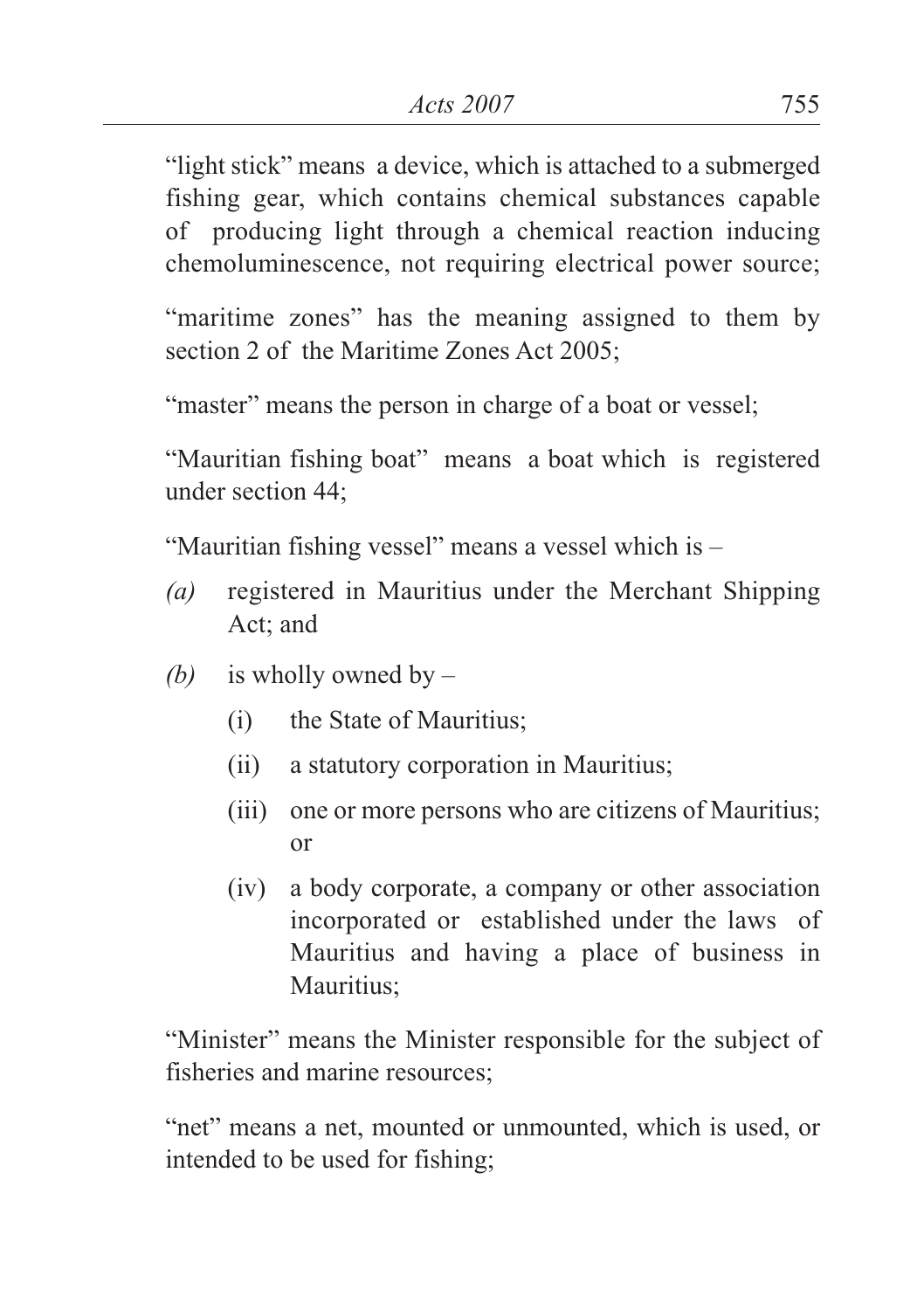"light stick" means a device, which is attached to a submerged fishing gear, which contains chemical substances capable of producing light through a chemical reaction inducing chemoluminescence, not requiring electrical power source;

"maritime zones" has the meaning assigned to them by section 2 of the Maritime Zones Act 2005;

"master" means the person in charge of a boat or vessel;

"Mauritian fishing boat" means a boat which is registered under section 44;

"Mauritian fishing vessel" means a vessel which is –

*(a)* registered in Mauritius under the Merchant Shipping Act; and

*(b)* is wholly owned by –

   (i) the State of Mauritius;

   (ii) a statutory corporation in Mauritius;

   (iii) one or more persons who are citizens of Mauritius; or

   (iv) a body corporate, a company or other association incorporated or established under the laws of Mauritius and having a place of business in Mauritius;

"Minister" means the Minister responsible for the subject of fisheries and marine resources;

"net" means a net, mounted or unmounted, which is used, or intended to be used for fishing;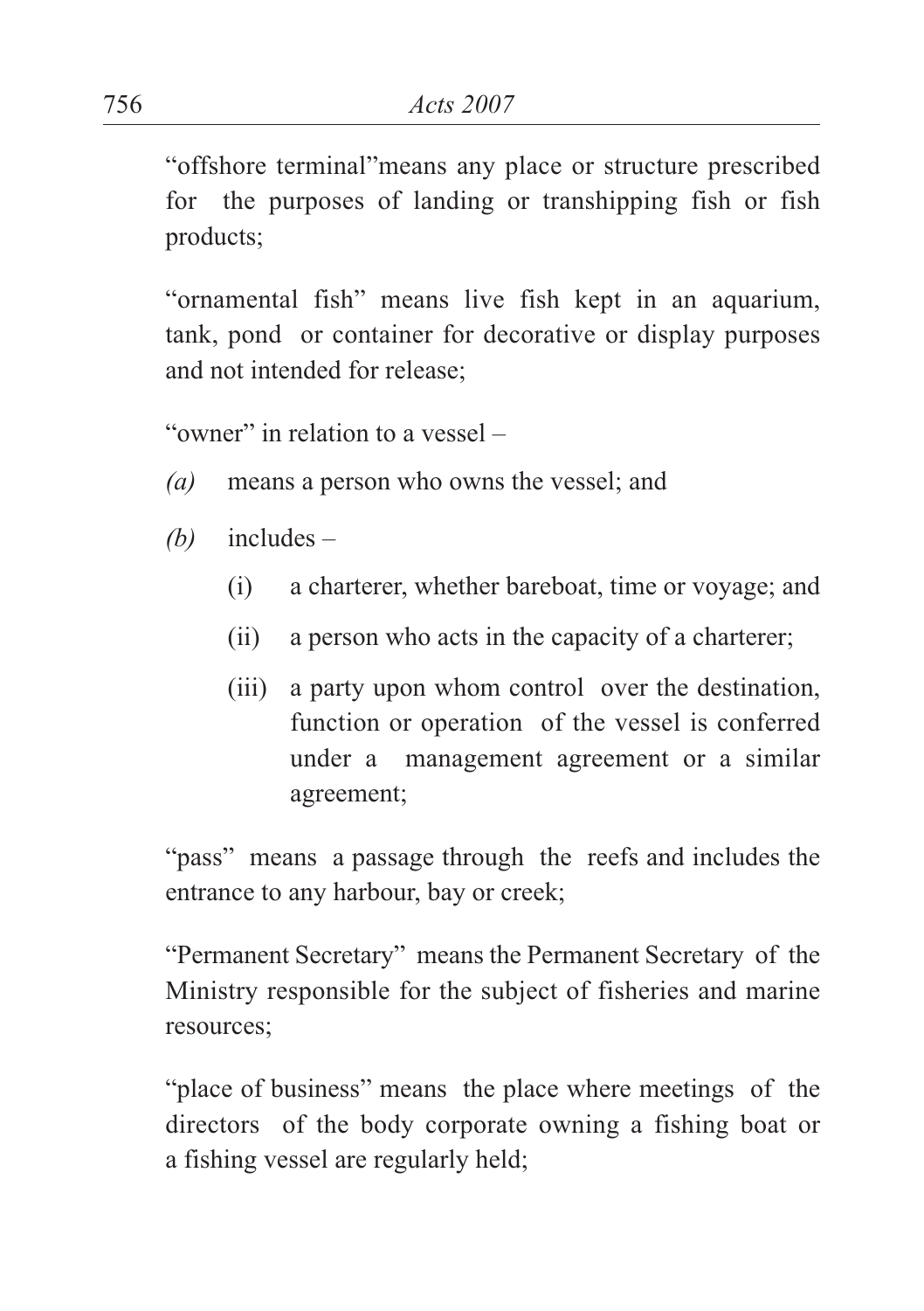"offshore terminal"means any place or structure prescribed for the purposes of landing or transhipping fish or fish products;

"ornamental fish" means live fish kept in an aquarium, tank, pond or container for decorative or display purposes and not intended for release;

"owner" in relation to a vessel –

*(a)* means a person who owns the vessel; and

*(b)* includes –

(i) a charterer, whether bareboat, time or voyage; and

(ii) a person who acts in the capacity of a charterer;

(iii) a party upon whom control over the destination, function or operation of the vessel is conferred under a management agreement or a similar agreement;

"pass" means a passage through the reefs and includes the entrance to any harbour, bay or creek;

"Permanent Secretary" means the Permanent Secretary of the Ministry responsible for the subject of fisheries and marine resources;

"place of business" means the place where meetings of the directors of the body corporate owning a fishing boat or a fishing vessel are regularly held;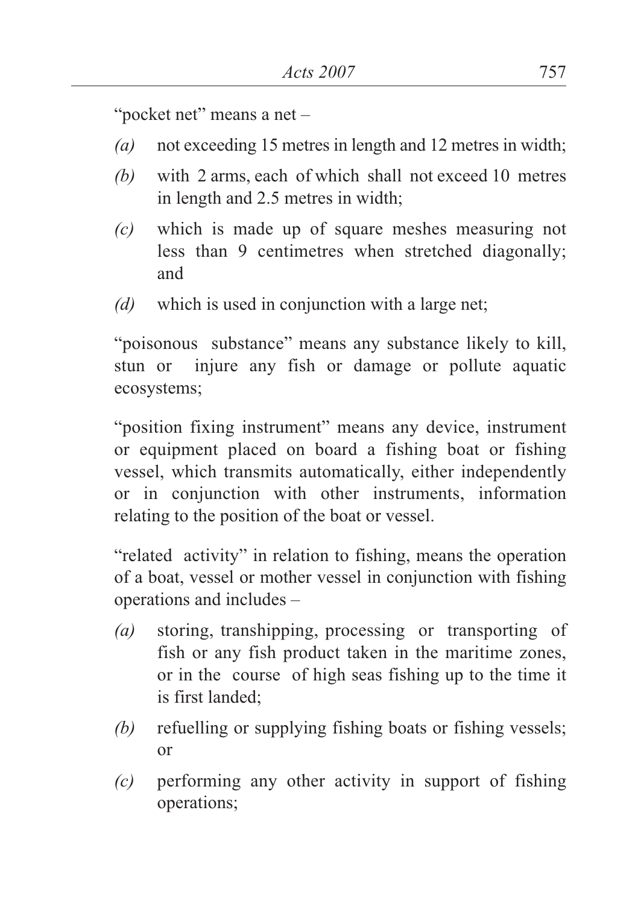"pocket net" means a net –

*(a)* not exceeding 15 metres in length and 12 metres in width;

*(b)* with 2 arms, each of which shall not exceed 10 metres in length and 2.5 metres in width;

*(c)* which is made up of square meshes measuring not less than 9 centimetres when stretched diagonally; and

*(d)* which is used in conjunction with a large net;

"poisonous substance" means any substance likely to kill, stun or injure any fish or damage or pollute aquatic ecosystems;

"position fixing instrument" means any device, instrument or equipment placed on board a fishing boat or fishing vessel, which transmits automatically, either independently or in conjunction with other instruments, information relating to the position of the boat or vessel.

"related activity" in relation to fishing, means the operation of a boat, vessel or mother vessel in conjunction with fishing operations and includes –

*(a)* storing, transhipping, processing or transporting of fish or any fish product taken in the maritime zones, or in the course of high seas fishing up to the time it is first landed;

*(b)* refuelling or supplying fishing boats or fishing vessels; or

*(c)* performing any other activity in support of fishing operations;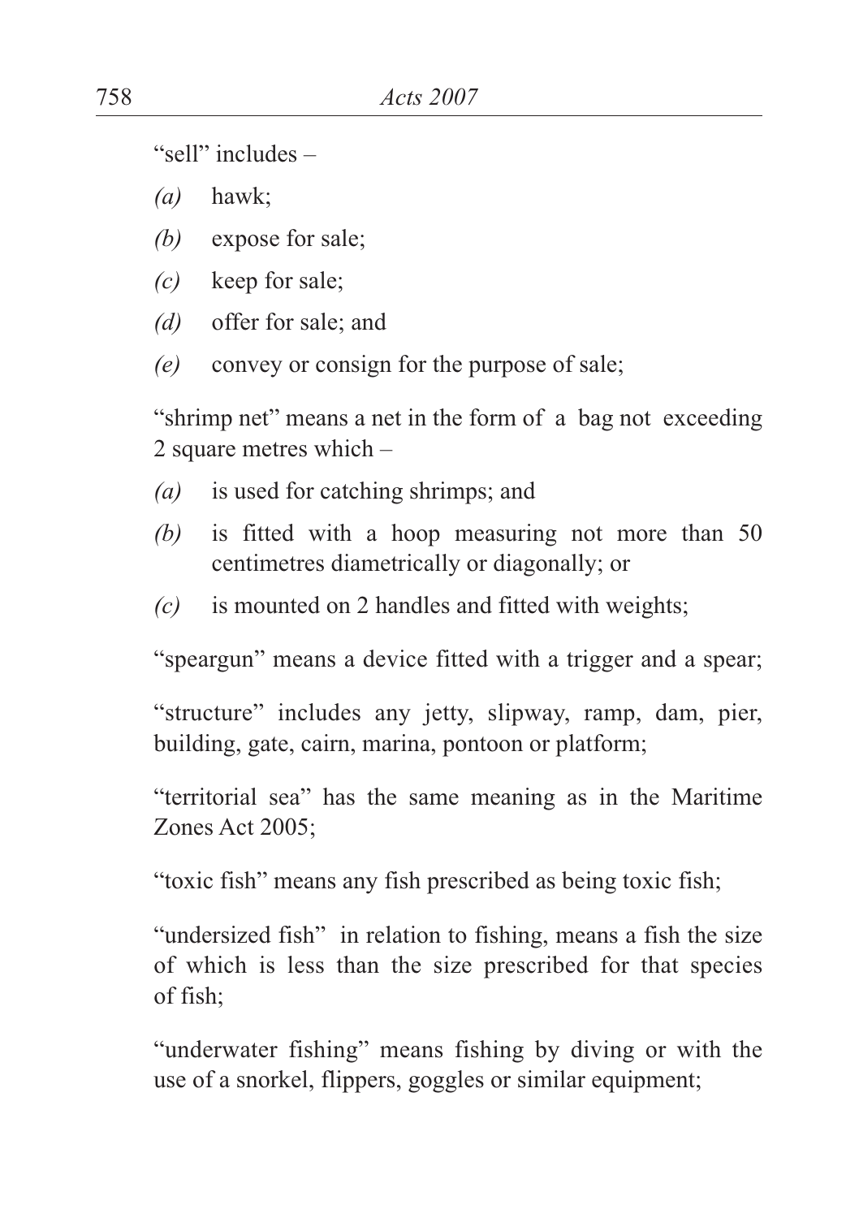"sell" includes –

*(a)* hawk;

*(b)* expose for sale;

*(c)* keep for sale;

*(d)* offer for sale; and

*(e)* convey or consign for the purpose of sale;

"shrimp net" means a net in the form of a bag not exceeding 2 square metres which –

*(a)* is used for catching shrimps; and

*(b)* is fitted with a hoop measuring not more than 50 centimetres diametrically or diagonally; or

*(c)* is mounted on 2 handles and fitted with weights;

"speargun" means a device fitted with a trigger and a spear;

"structure" includes any jetty, slipway, ramp, dam, pier, building, gate, cairn, marina, pontoon or platform;

"territorial sea" has the same meaning as in the Maritime Zones Act 2005;

"toxic fish" means any fish prescribed as being toxic fish;

"undersized fish" in relation to fishing, means a fish the size of which is less than the size prescribed for that species of fish;

"underwater fishing" means fishing by diving or with the use of a snorkel, flippers, goggles or similar equipment;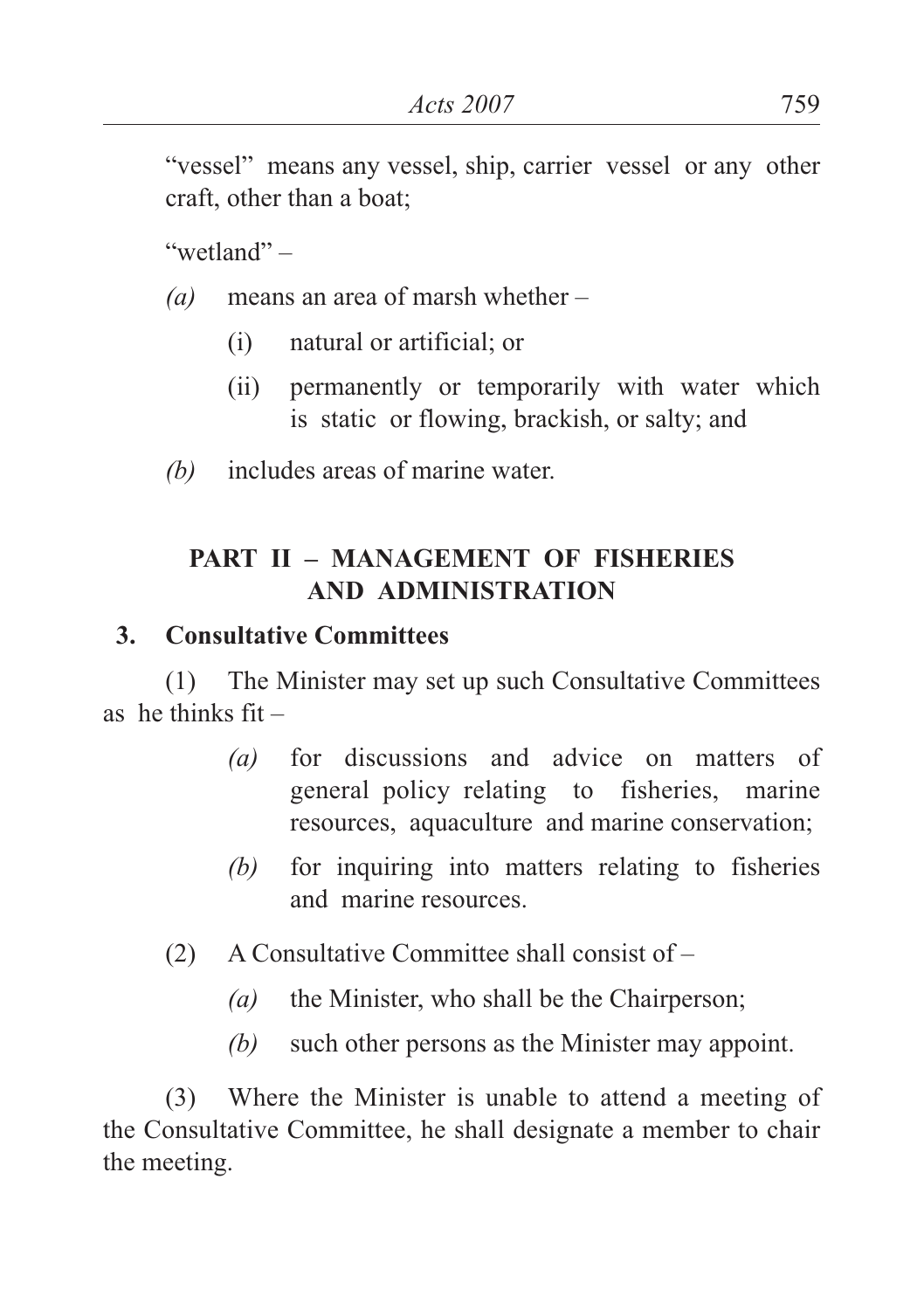"vessel" means any vessel, ship, carrier vessel or any other craft, other than a boat;

"wetland" –

*(a)* means an area of marsh whether –

(i) natural or artificial; or

(ii) permanently or temporarily with water which is static or flowing, brackish, or salty; and

*(b)* includes areas of marine water.

## PART II – MANAGEMENT OF FISHERIES AND ADMINISTRATION

### 3. Consultative Committees

(1) The Minister may set up such Consultative Committees as he thinks fit –

*(a)* for discussions and advice on matters of general policy relating to fisheries, marine resources, aquaculture and marine conservation;

*(b)* for inquiring into matters relating to fisheries and marine resources.

(2) A Consultative Committee shall consist of –

*(a)* the Minister, who shall be the Chairperson;

*(b)* such other persons as the Minister may appoint.

(3) Where the Minister is unable to attend a meeting of the Consultative Committee, he shall designate a member to chair the meeting.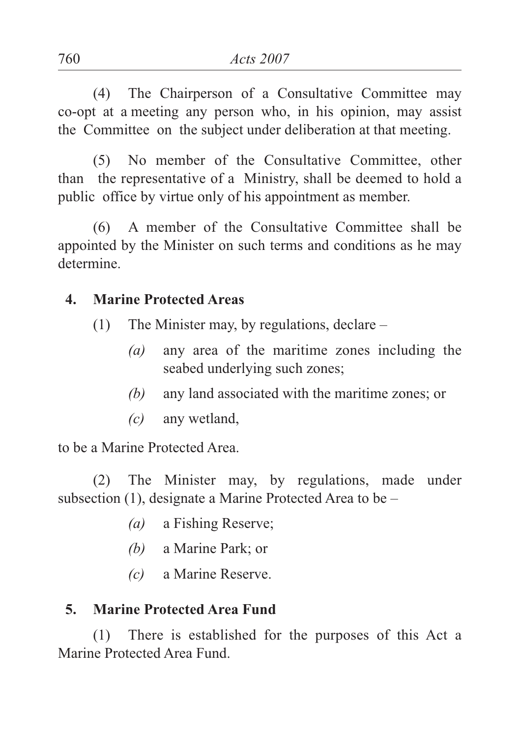(4) The Chairperson of a Consultative Committee may co-opt at a meeting any person who, in his opinion, may assist the Committee on the subject under deliberation at that meeting.

(5) No member of the Consultative Committee, other than the representative of a Ministry, shall be deemed to hold a public office by virtue only of his appointment as member.

(6) A member of the Consultative Committee shall be appointed by the Minister on such terms and conditions as he may determine.

**4. Marine Protected Areas**

(1) The Minister may, by regulations, declare –

*(a)* any area of the maritime zones including the seabed underlying such zones;

*(b)* any land associated with the maritime zones; or

*(c)* any wetland,

to be a Marine Protected Area.

(2) The Minister may, by regulations, made under subsection (1), designate a Marine Protected Area to be –

*(a)* a Fishing Reserve;

*(b)* a Marine Park; or

*(c)* a Marine Reserve.

**5. Marine Protected Area Fund**

(1) There is established for the purposes of this Act a Marine Protected Area Fund.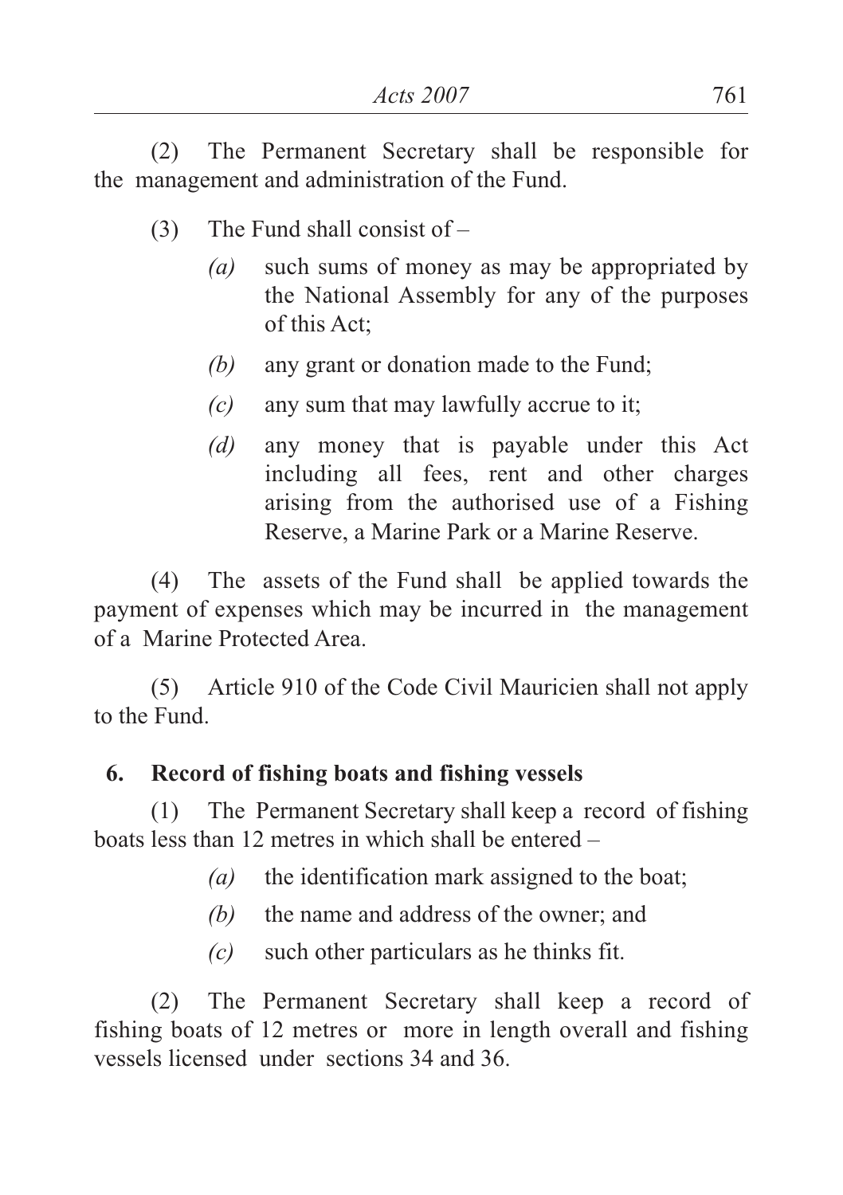(2) The Permanent Secretary shall be responsible for the management and administration of the Fund.

(3) The Fund shall consist of –

*(a)* such sums of money as may be appropriated by the National Assembly for any of the purposes of this Act;

*(b)* any grant or donation made to the Fund;

*(c)* any sum that may lawfully accrue to it;

*(d)* any money that is payable under this Act including all fees, rent and other charges arising from the authorised use of a Fishing Reserve, a Marine Park or a Marine Reserve.

(4) The assets of the Fund shall be applied towards the payment of expenses which may be incurred in the management of a Marine Protected Area.

(5) Article 910 of the Code Civil Mauricien shall not apply to the Fund.

**6. Record of fishing boats and fishing vessels**

(1) The Permanent Secretary shall keep a record of fishing boats less than 12 metres in which shall be entered –

*(a)* the identification mark assigned to the boat;

*(b)* the name and address of the owner; and

*(c)* such other particulars as he thinks fit.

(2) The Permanent Secretary shall keep a record of fishing boats of 12 metres or more in length overall and fishing vessels licensed under sections 34 and 36.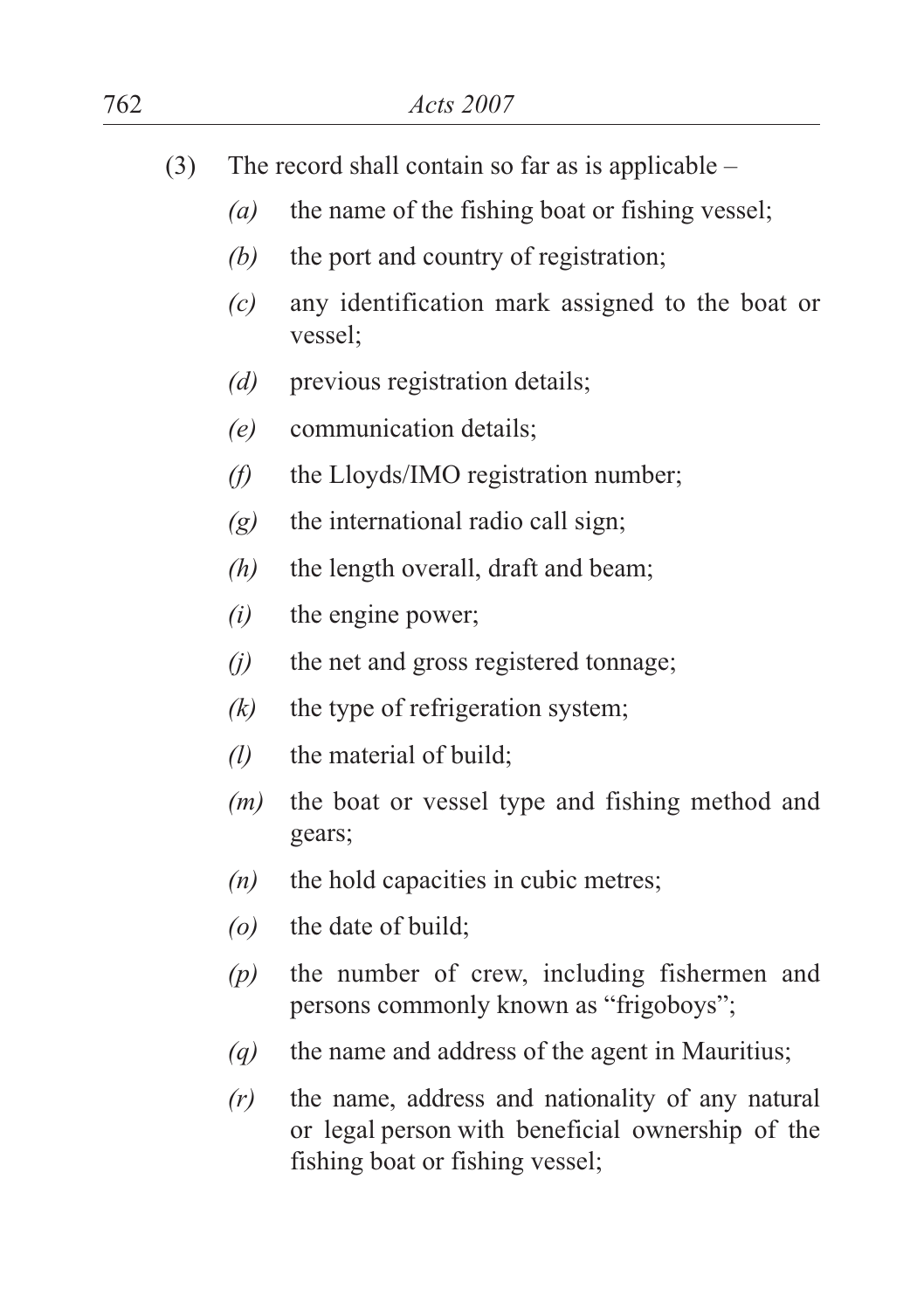(3) The record shall contain so far as is applicable –

*(a)* the name of the fishing boat or fishing vessel;

*(b)* the port and country of registration;

*(c)* any identification mark assigned to the boat or vessel;

*(d)* previous registration details;

*(e)* communication details;

*(f)* the Lloyds/IMO registration number;

*(g)* the international radio call sign;

*(h)* the length overall, draft and beam;

*(i)* the engine power;

*(j)* the net and gross registered tonnage;

*(k)* the type of refrigeration system;

*(l)* the material of build;

*(m)* the boat or vessel type and fishing method and gears;

*(n)* the hold capacities in cubic metres;

*(o)* the date of build;

*(p)* the number of crew, including fishermen and persons commonly known as "frigoboys";

*(q)* the name and address of the agent in Mauritius;

*(r)* the name, address and nationality of any natural or legal person with beneficial ownership of the fishing boat or fishing vessel;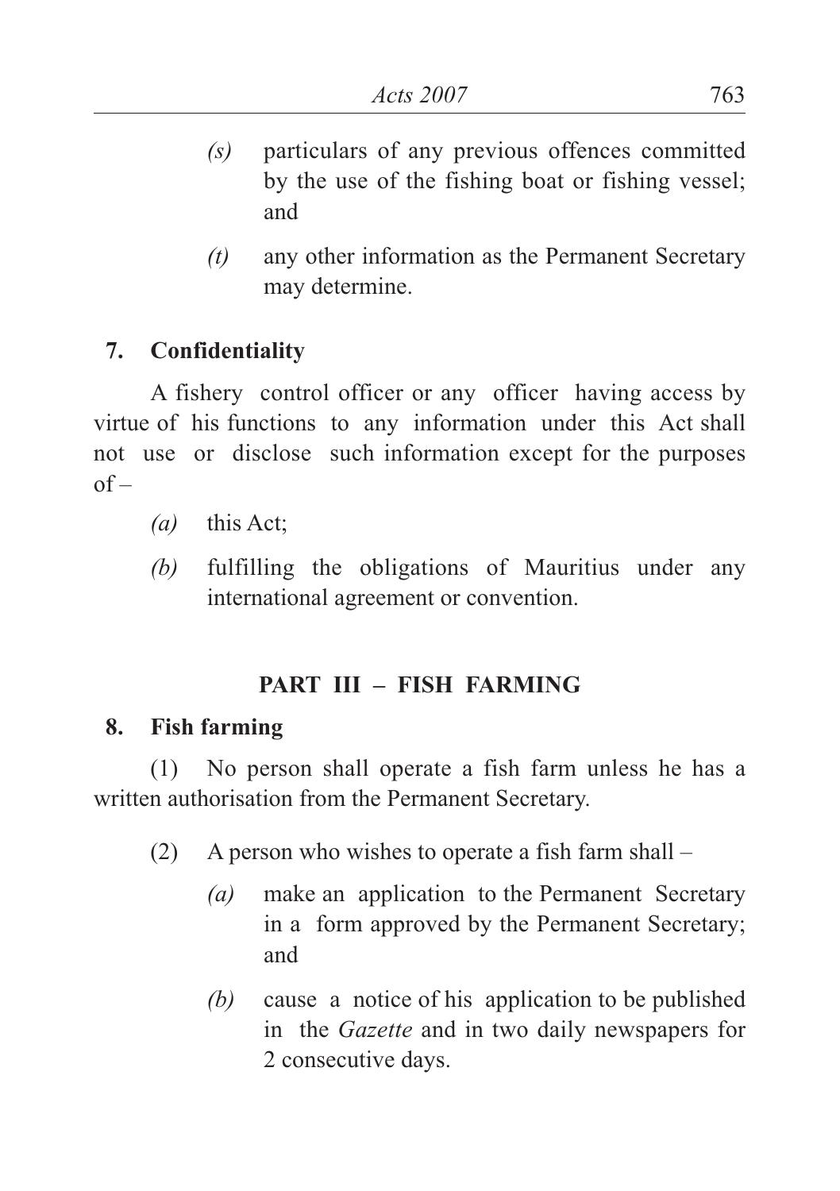*(s)* particulars of any previous offences committed by the use of the fishing boat or fishing vessel; and

*(t)* any other information as the Permanent Secretary may determine.

**7. Confidentiality**

A fishery control officer or any officer having access by virtue of his functions to any information under this Act shall not use or disclose such information except for the purposes of –

*(a)* this Act;

*(b)* fulfilling the obligations of Mauritius under any international agreement or convention.

## PART III – FISH FARMING

**8. Fish farming**

(1) No person shall operate a fish farm unless he has a written authorisation from the Permanent Secretary.

(2) A person who wishes to operate a fish farm shall –

*(a)* make an application to the Permanent Secretary in a form approved by the Permanent Secretary; and

*(b)* cause a notice of his application to be published in the *Gazette* and in two daily newspapers for 2 consecutive days.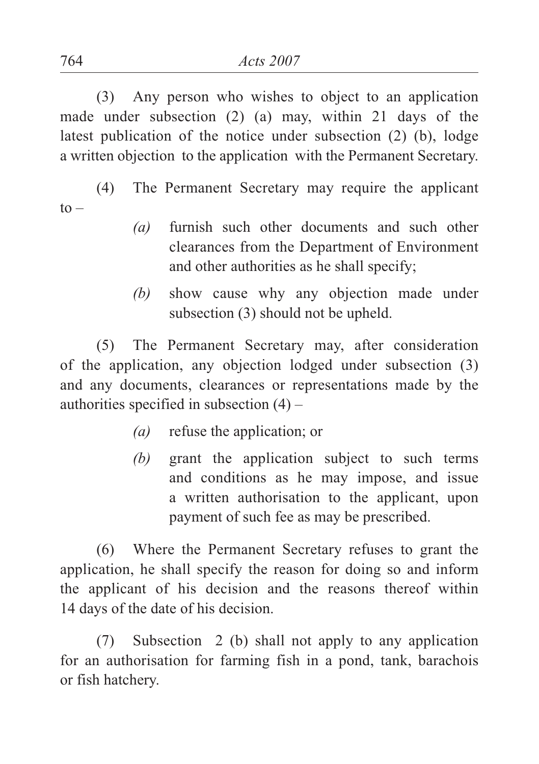(3) Any person who wishes to object to an application made under subsection (2) (a) may, within 21 days of the latest publication of the notice under subsection (2) (b), lodge a written objection to the application with the Permanent Secretary.

(4) The Permanent Secretary may require the applicant to –

*(a)* furnish such other documents and such other clearances from the Department of Environment and other authorities as he shall specify;

*(b)* show cause why any objection made under subsection (3) should not be upheld.

(5) The Permanent Secretary may, after consideration of the application, any objection lodged under subsection (3) and any documents, clearances or representations made by the authorities specified in subsection (4) –

*(a)* refuse the application; or

*(b)* grant the application subject to such terms and conditions as he may impose, and issue a written authorisation to the applicant, upon payment of such fee as may be prescribed.

(6) Where the Permanent Secretary refuses to grant the application, he shall specify the reason for doing so and inform the applicant of his decision and the reasons thereof within 14 days of the date of his decision.

(7) Subsection 2 (b) shall not apply to any application for an authorisation for farming fish in a pond, tank, barachois or fish hatchery.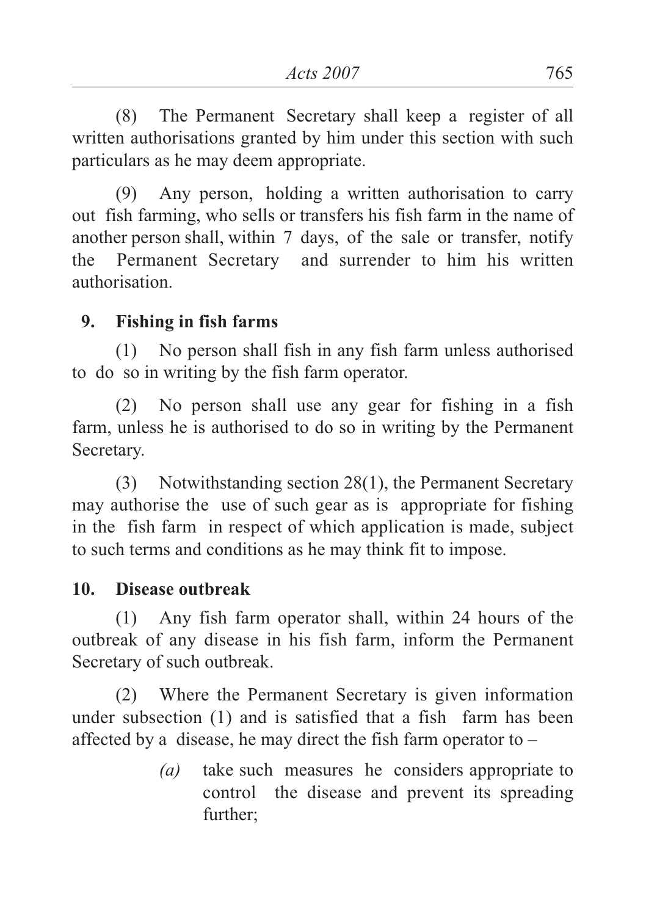(8) The Permanent Secretary shall keep a register of all written authorisations granted by him under this section with such particulars as he may deem appropriate.

(9) Any person, holding a written authorisation to carry out fish farming, who sells or transfers his fish farm in the name of another person shall, within 7 days, of the sale or transfer, notify the Permanent Secretary and surrender to him his written authorisation.

## 9. Fishing in fish farms

(1) No person shall fish in any fish farm unless authorised to do so in writing by the fish farm operator.

(2) No person shall use any gear for fishing in a fish farm, unless he is authorised to do so in writing by the Permanent Secretary.

(3) Notwithstanding section 28(1), the Permanent Secretary may authorise the use of such gear as is appropriate for fishing in the fish farm in respect of which application is made, subject to such terms and conditions as he may think fit to impose.

## 10. Disease outbreak

(1) Any fish farm operator shall, within 24 hours of the outbreak of any disease in his fish farm, inform the Permanent Secretary of such outbreak.

(2) Where the Permanent Secretary is given information under subsection (1) and is satisfied that a fish farm has been affected by a disease, he may direct the fish farm operator to –

> *(a)* take such measures he considers appropriate to control the disease and prevent its spreading further;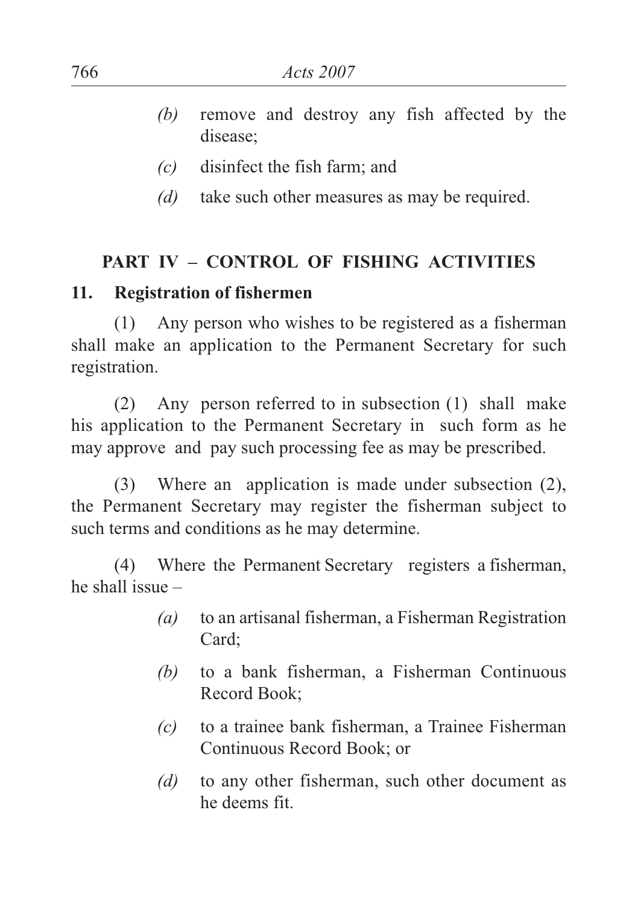*(b)* remove and destroy any fish affected by the disease;

*(c)* disinfect the fish farm; and

*(d)* take such other measures as may be required.

## PART IV – CONTROL OF FISHING ACTIVITIES

### 11. Registration of fishermen

(1) Any person who wishes to be registered as a fisherman shall make an application to the Permanent Secretary for such registration.

(2) Any person referred to in subsection (1) shall make his application to the Permanent Secretary in such form as he may approve and pay such processing fee as may be prescribed.

(3) Where an application is made under subsection (2), the Permanent Secretary may register the fisherman subject to such terms and conditions as he may determine.

(4) Where the Permanent Secretary registers a fisherman, he shall issue –

*(a)* to an artisanal fisherman, a Fisherman Registration Card;

*(b)* to a bank fisherman, a Fisherman Continuous Record Book;

*(c)* to a trainee bank fisherman, a Trainee Fisherman Continuous Record Book; or

*(d)* to any other fisherman, such other document as he deems fit.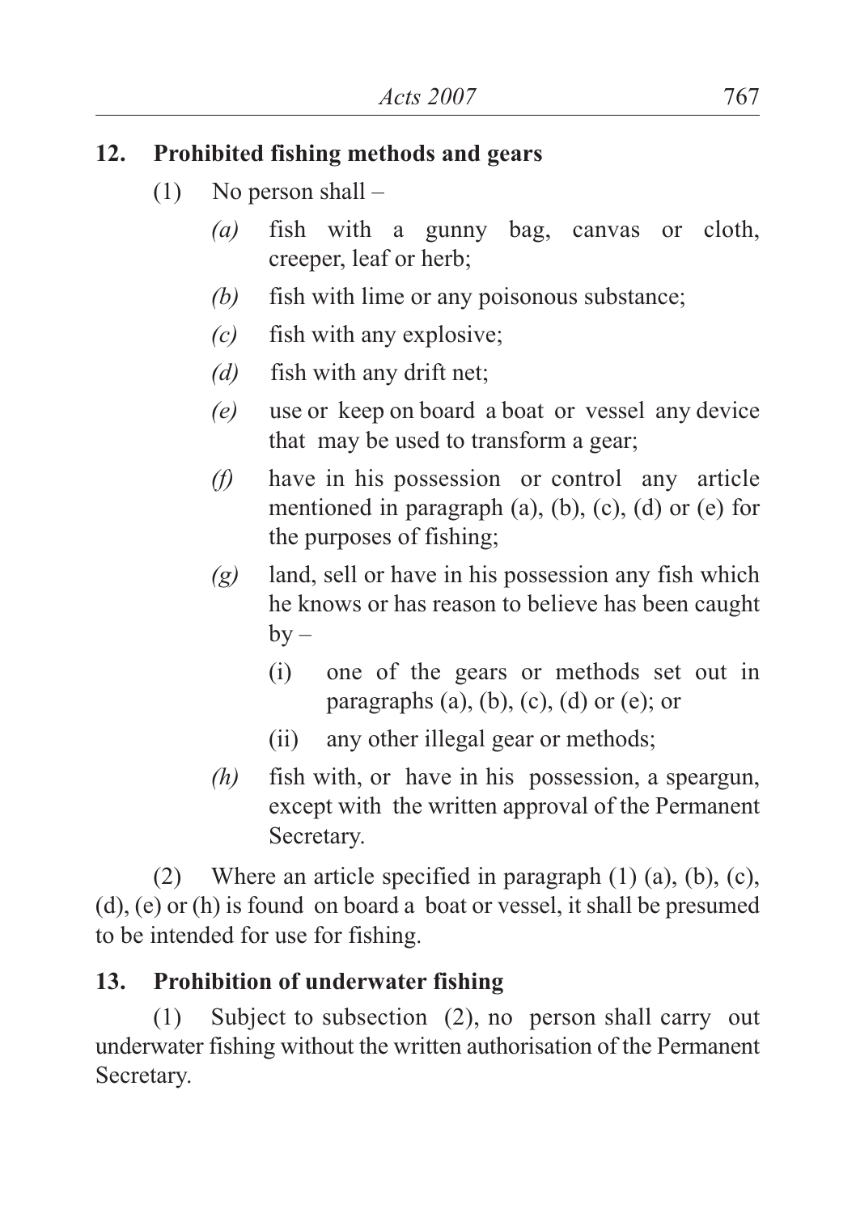## 12. Prohibited fishing methods and gears

(1) No person shall –

*(a)* fish with a gunny bag, canvas or cloth, creeper, leaf or herb;

*(b)* fish with lime or any poisonous substance;

*(c)* fish with any explosive;

*(d)* fish with any drift net;

*(e)* use or keep on board a boat or vessel any device that may be used to transform a gear;

*(f)* have in his possession or control any article mentioned in paragraph (a), (b), (c), (d) or (e) for the purposes of fishing;

*(g)* land, sell or have in his possession any fish which he knows or has reason to believe has been caught by –

(i) one of the gears or methods set out in paragraphs (a), (b), (c), (d) or (e); or

(ii) any other illegal gear or methods;

*(h)* fish with, or have in his possession, a speargun, except with the written approval of the Permanent Secretary.

(2) Where an article specified in paragraph (1) (a), (b), (c), (d), (e) or (h) is found on board a boat or vessel, it shall be presumed to be intended for use for fishing.

## 13. Prohibition of underwater fishing

(1) Subject to subsection (2), no person shall carry out underwater fishing without the written authorisation of the Permanent Secretary.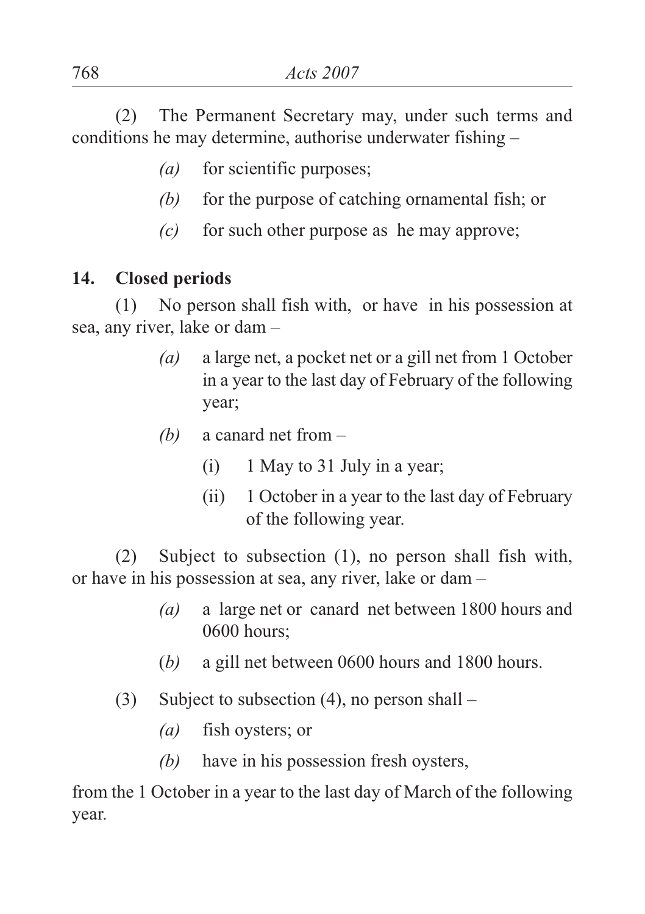(2) The Permanent Secretary may, under such terms and conditions he may determine, authorise underwater fishing –

*(a)* for scientific purposes;

*(b)* for the purpose of catching ornamental fish; or

*(c)* for such other purpose as he may approve;

**14. Closed periods**

(1) No person shall fish with, or have in his possession at sea, any river, lake or dam –

*(a)* a large net, a pocket net or a gill net from 1 October in a year to the last day of February of the following year;

*(b)* a canard net from –

(i) 1 May to 31 July in a year;

(ii) 1 October in a year to the last day of February of the following year.

(2) Subject to subsection (1), no person shall fish with, or have in his possession at sea, any river, lake or dam –

*(a)* a large net or canard net between 1800 hours and 0600 hours;

(*b*) a gill net between 0600 hours and 1800 hours.

(3) Subject to subsection (4), no person shall –

*(a)* fish oysters; or

*(b)* have in his possession fresh oysters,

from the 1 October in a year to the last day of March of the following year.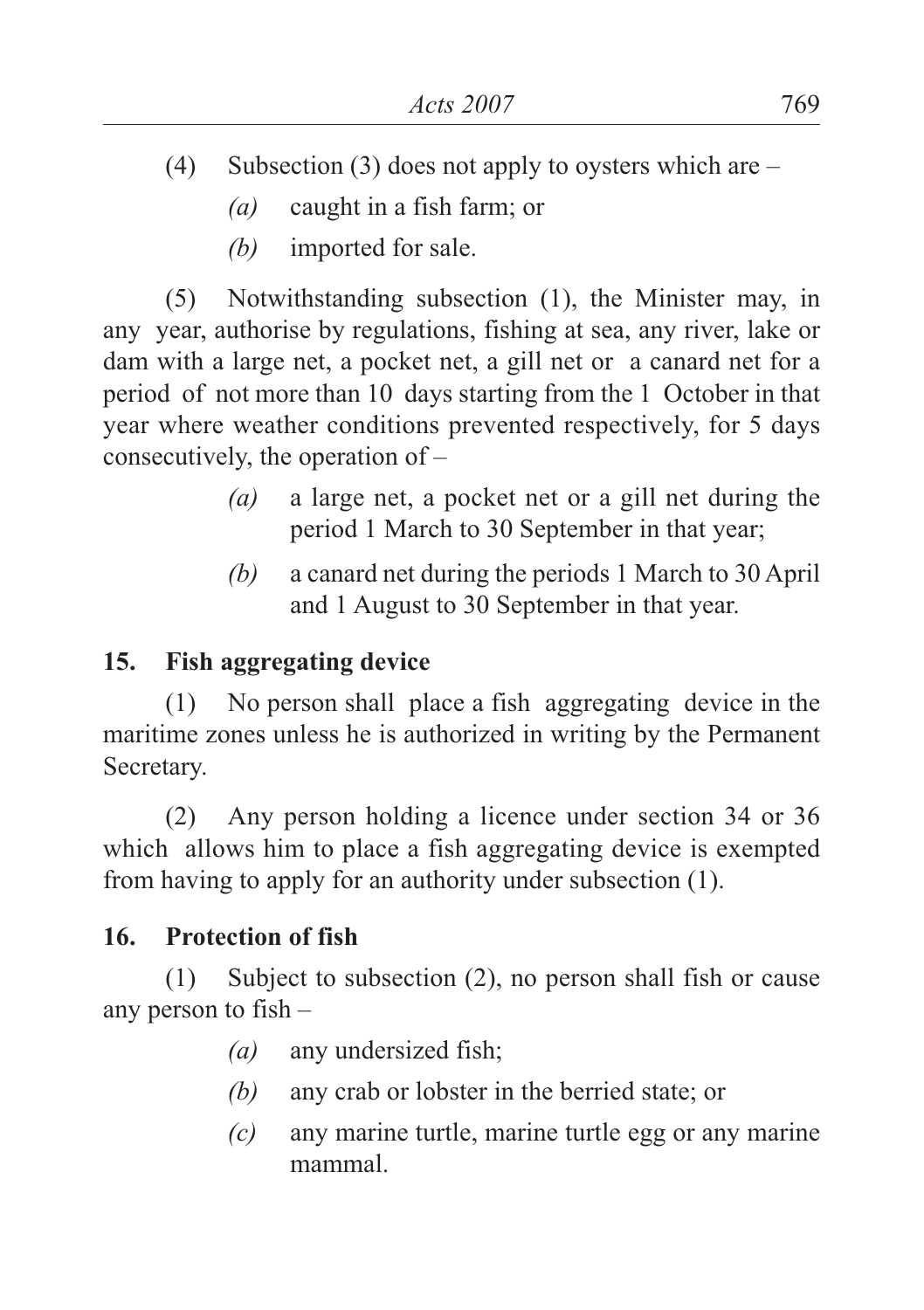(4) Subsection (3) does not apply to oysters which are –

*(a)* caught in a fish farm; or

*(b)* imported for sale.

(5) Notwithstanding subsection (1), the Minister may, in any year, authorise by regulations, fishing at sea, any river, lake or dam with a large net, a pocket net, a gill net or a canard net for a period of not more than 10 days starting from the 1 October in that year where weather conditions prevented respectively, for 5 days consecutively, the operation of –

*(a)* a large net, a pocket net or a gill net during the period 1 March to 30 September in that year;

*(b)* a canard net during the periods 1 March to 30 April and 1 August to 30 September in that year.

**15. Fish aggregating device**

(1) No person shall place a fish aggregating device in the maritime zones unless he is authorized in writing by the Permanent Secretary.

(2) Any person holding a licence under section 34 or 36 which allows him to place a fish aggregating device is exempted from having to apply for an authority under subsection (1).

**16. Protection of fish**

(1) Subject to subsection (2), no person shall fish or cause any person to fish –

*(a)* any undersized fish;

*(b)* any crab or lobster in the berried state; or

*(c)* any marine turtle, marine turtle egg or any marine mammal.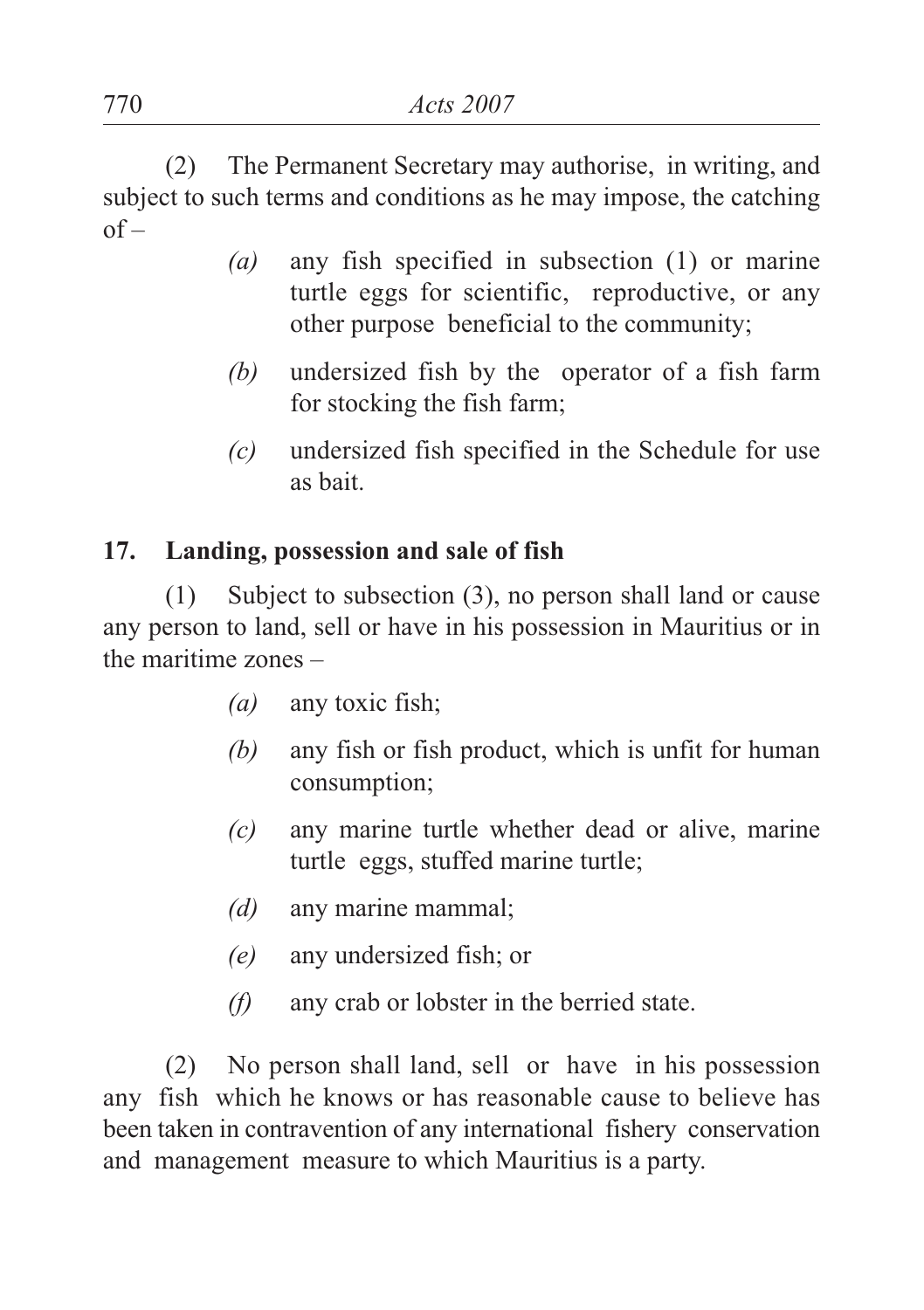(2) The Permanent Secretary may authorise, in writing, and subject to such terms and conditions as he may impose, the catching of –

- *(a)* any fish specified in subsection (1) or marine turtle eggs for scientific, reproductive, or any other purpose beneficial to the community;
- *(b)* undersized fish by the operator of a fish farm for stocking the fish farm;
- *(c)* undersized fish specified in the Schedule for use as bait.

**17. Landing, possession and sale of fish**

(1) Subject to subsection (3), no person shall land or cause any person to land, sell or have in his possession in Mauritius or in the maritime zones –

- *(a)* any toxic fish;
- *(b)* any fish or fish product, which is unfit for human consumption;
- *(c)* any marine turtle whether dead or alive, marine turtle eggs, stuffed marine turtle;
- *(d)* any marine mammal;
- *(e)* any undersized fish; or
- *(f)* any crab or lobster in the berried state.

(2) No person shall land, sell or have in his possession any fish which he knows or has reasonable cause to believe has been taken in contravention of any international fishery conservation and management measure to which Mauritius is a party.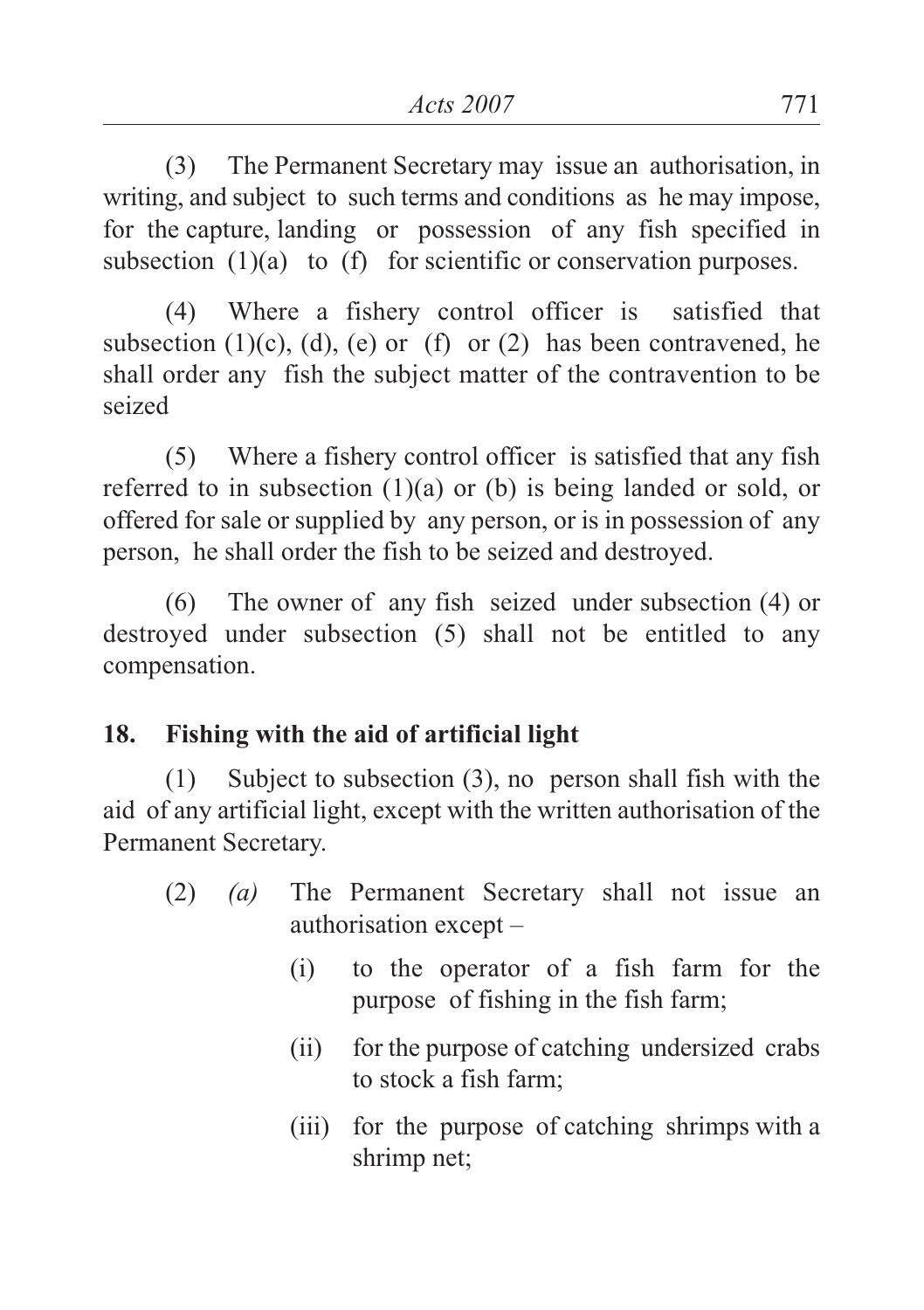(3) The Permanent Secretary may issue an authorisation, in writing, and subject to such terms and conditions as he may impose, for the capture, landing or possession of any fish specified in subsection (1)(a) to (f) for scientific or conservation purposes.

(4) Where a fishery control officer is satisfied that subsection (1)(c), (d), (e) or (f) or (2) has been contravened, he shall order any fish the subject matter of the contravention to be seized

(5) Where a fishery control officer is satisfied that any fish referred to in subsection (1)(a) or (b) is being landed or sold, or offered for sale or supplied by any person, or is in possession of any person, he shall order the fish to be seized and destroyed.

(6) The owner of any fish seized under subsection (4) or destroyed under subsection (5) shall not be entitled to any compensation.

**18. Fishing with the aid of artificial light**

(1) Subject to subsection (3), no person shall fish with the aid of any artificial light, except with the written authorisation of the Permanent Secretary.

(2) *(a)* The Permanent Secretary shall not issue an authorisation except –

(i) to the operator of a fish farm for the purpose of fishing in the fish farm;

(ii) for the purpose of catching undersized crabs to stock a fish farm;

(iii) for the purpose of catching shrimps with a shrimp net;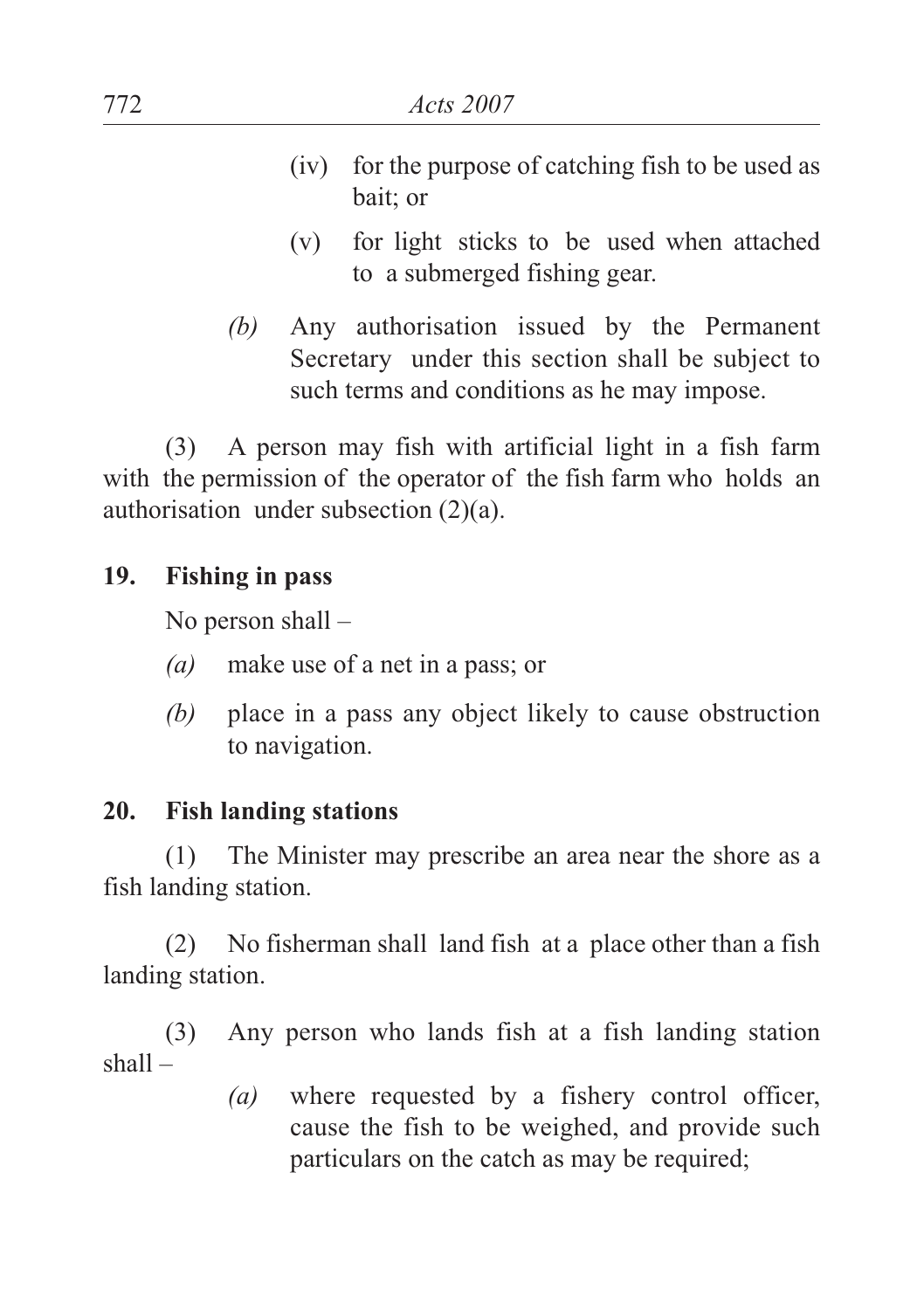(iv) for the purpose of catching fish to be used as bait; or

(v) for light sticks to be used when attached to a submerged fishing gear.

*(b)* Any authorisation issued by the Permanent Secretary under this section shall be subject to such terms and conditions as he may impose.

(3) A person may fish with artificial light in a fish farm with the permission of the operator of the fish farm who holds an authorisation under subsection (2)(a).

**19. Fishing in pass**

No person shall –

*(a)* make use of a net in a pass; or

*(b)* place in a pass any object likely to cause obstruction to navigation.

**20. Fish landing stations**

(1) The Minister may prescribe an area near the shore as a fish landing station.

(2) No fisherman shall land fish at a place other than a fish landing station.

(3) Any person who lands fish at a fish landing station shall –

*(a)* where requested by a fishery control officer, cause the fish to be weighed, and provide such particulars on the catch as may be required;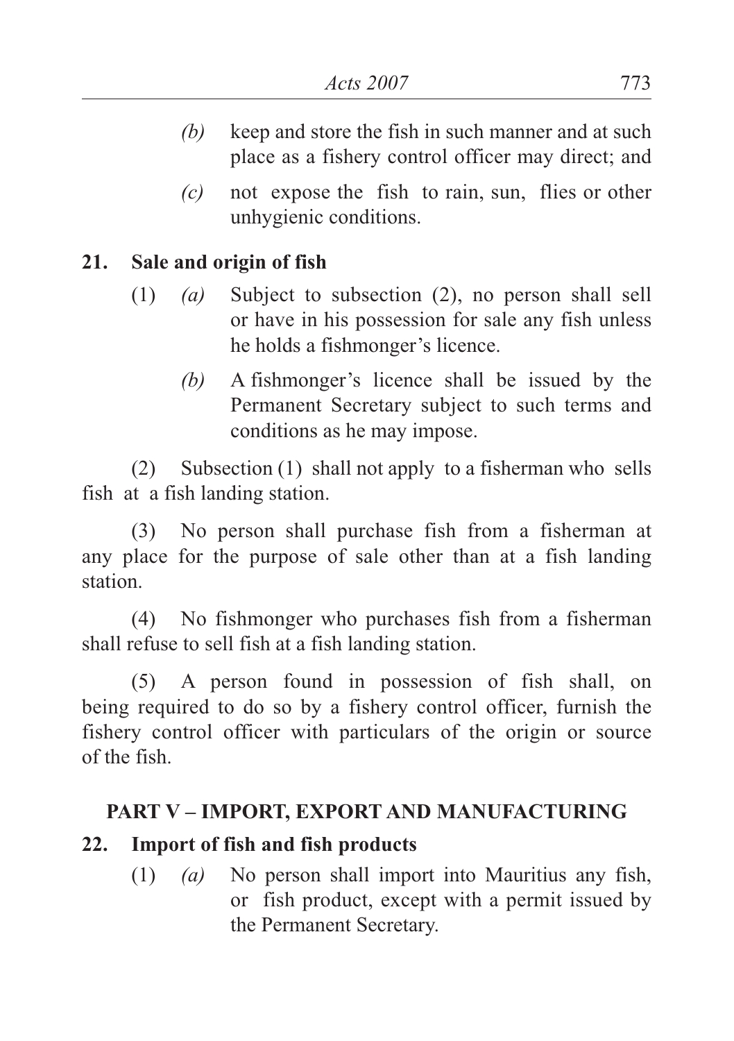*(b)* keep and store the fish in such manner and at such place as a fishery control officer may direct; and

*(c)* not expose the fish to rain, sun, flies or other unhygienic conditions.

**21. Sale and origin of fish**

(1) *(a)* Subject to subsection (2), no person shall sell or have in his possession for sale any fish unless he holds a fishmonger's licence.

*(b)* A fishmonger's licence shall be issued by the Permanent Secretary subject to such terms and conditions as he may impose.

(2) Subsection (1) shall not apply to a fisherman who sells fish at a fish landing station.

(3) No person shall purchase fish from a fisherman at any place for the purpose of sale other than at a fish landing station.

(4) No fishmonger who purchases fish from a fisherman shall refuse to sell fish at a fish landing station.

(5) A person found in possession of fish shall, on being required to do so by a fishery control officer, furnish the fishery control officer with particulars of the origin or source of the fish.

## PART V – IMPORT, EXPORT AND MANUFACTURING

**22. Import of fish and fish products**

(1) *(a)* No person shall import into Mauritius any fish, or fish product, except with a permit issued by the Permanent Secretary.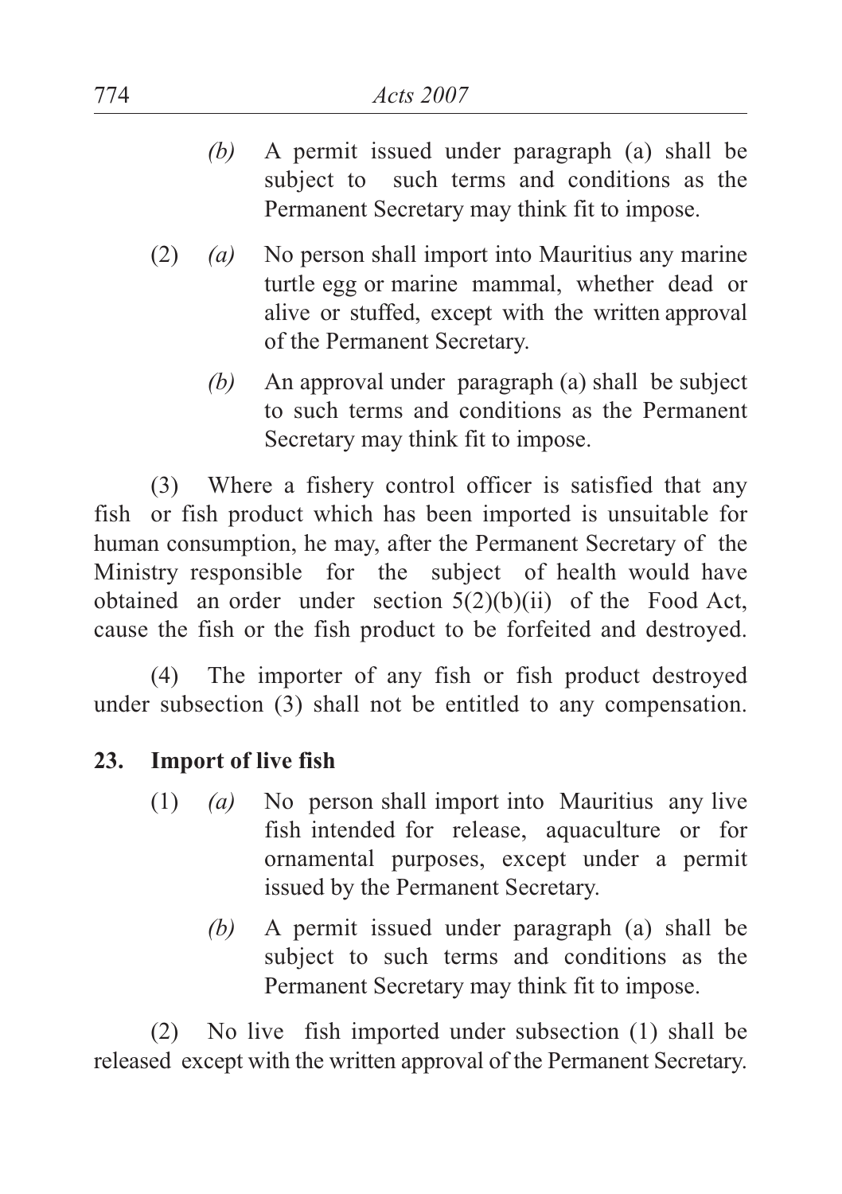*(b)* A permit issued under paragraph (a) shall be subject to such terms and conditions as the Permanent Secretary may think fit to impose.

(2) *(a)* No person shall import into Mauritius any marine turtle egg or marine mammal, whether dead or alive or stuffed, except with the written approval of the Permanent Secretary.

*(b)* An approval under paragraph (a) shall be subject to such terms and conditions as the Permanent Secretary may think fit to impose.

(3) Where a fishery control officer is satisfied that any fish or fish product which has been imported is unsuitable for human consumption, he may, after the Permanent Secretary of the Ministry responsible for the subject of health would have obtained an order under section 5(2)(b)(ii) of the Food Act, cause the fish or the fish product to be forfeited and destroyed.

(4) The importer of any fish or fish product destroyed under subsection (3) shall not be entitled to any compensation.

**23. Import of live fish**

(1) *(a)* No person shall import into Mauritius any live fish intended for release, aquaculture or for ornamental purposes, except under a permit issued by the Permanent Secretary.

*(b)* A permit issued under paragraph (a) shall be subject to such terms and conditions as the Permanent Secretary may think fit to impose.

(2) No live fish imported under subsection (1) shall be released except with the written approval of the Permanent Secretary.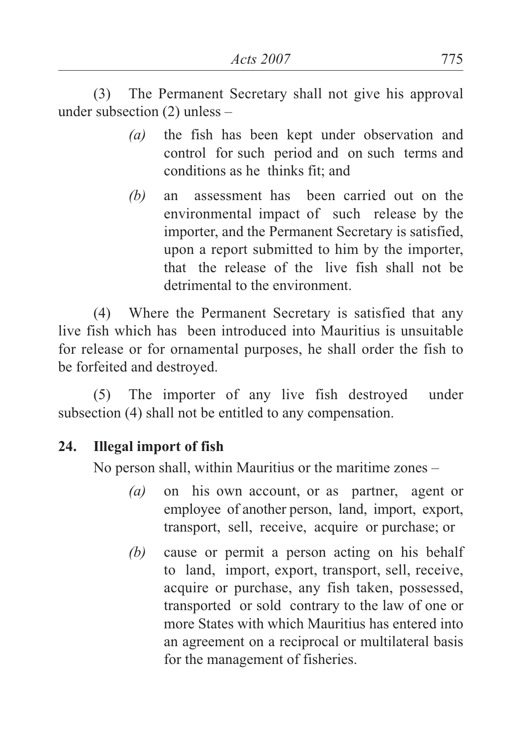(3) The Permanent Secretary shall not give his approval under subsection (2) unless –

*(a)* the fish has been kept under observation and control for such period and on such terms and conditions as he thinks fit; and

*(b)* an assessment has been carried out on the environmental impact of such release by the importer, and the Permanent Secretary is satisfied, upon a report submitted to him by the importer, that the release of the live fish shall not be detrimental to the environment.

(4) Where the Permanent Secretary is satisfied that any live fish which has been introduced into Mauritius is unsuitable for release or for ornamental purposes, he shall order the fish to be forfeited and destroyed.

(5) The importer of any live fish destroyed under subsection (4) shall not be entitled to any compensation.

**24. Illegal import of fish**

No person shall, within Mauritius or the maritime zones –

*(a)* on his own account, or as partner, agent or employee of another person, land, import, export, transport, sell, receive, acquire or purchase; or

*(b)* cause or permit a person acting on his behalf to land, import, export, transport, sell, receive, acquire or purchase, any fish taken, possessed, transported or sold contrary to the law of one or more States with which Mauritius has entered into an agreement on a reciprocal or multilateral basis for the management of fisheries.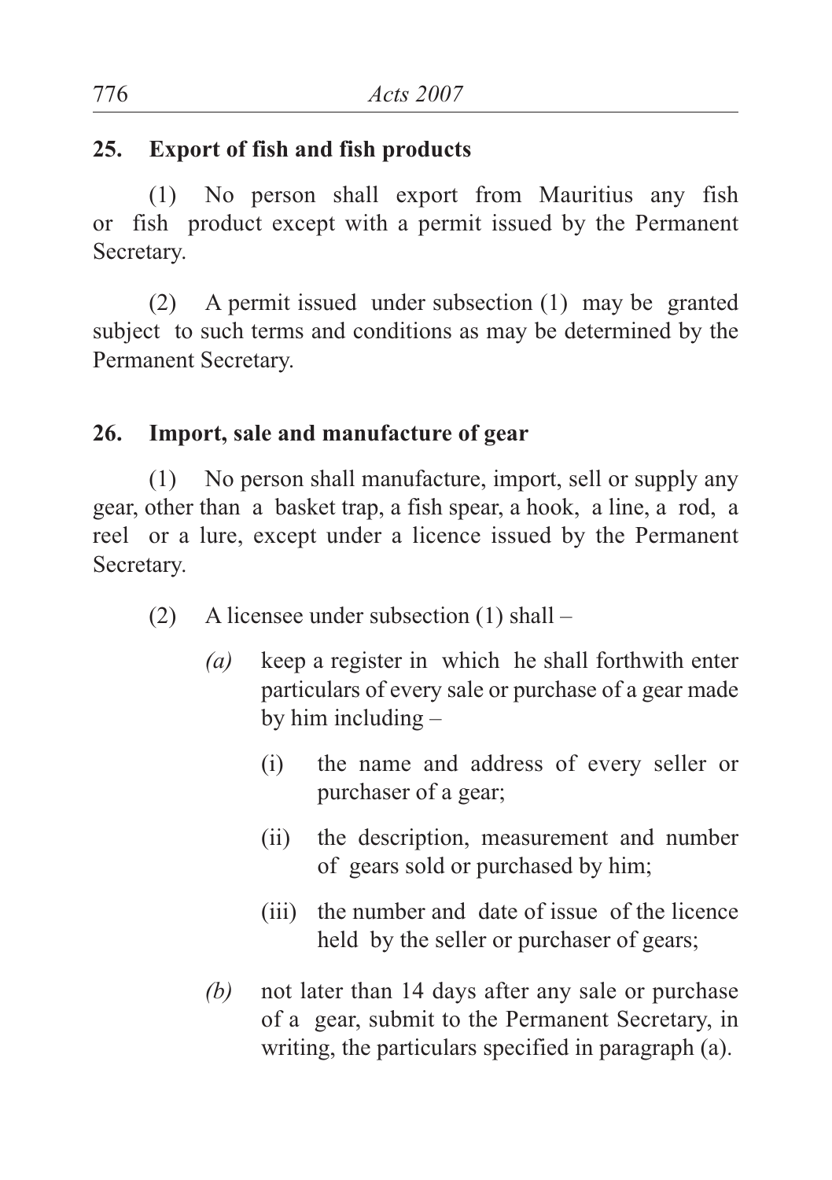## 25. Export of fish and fish products

(1) No person shall export from Mauritius any fish or fish product except with a permit issued by the Permanent Secretary.

(2) A permit issued under subsection (1) may be granted subject to such terms and conditions as may be determined by the Permanent Secretary.

## 26. Import, sale and manufacture of gear

(1) No person shall manufacture, import, sell or supply any gear, other than a basket trap, a fish spear, a hook, a line, a rod, a reel or a lure, except under a licence issued by the Permanent Secretary.

(2) A licensee under subsection (1) shall –

*(a)* keep a register in which he shall forthwith enter particulars of every sale or purchase of a gear made by him including –

(i) the name and address of every seller or purchaser of a gear;

(ii) the description, measurement and number of gears sold or purchased by him;

(iii) the number and date of issue of the licence held by the seller or purchaser of gears;

*(b)* not later than 14 days after any sale or purchase of a gear, submit to the Permanent Secretary, in writing, the particulars specified in paragraph (a).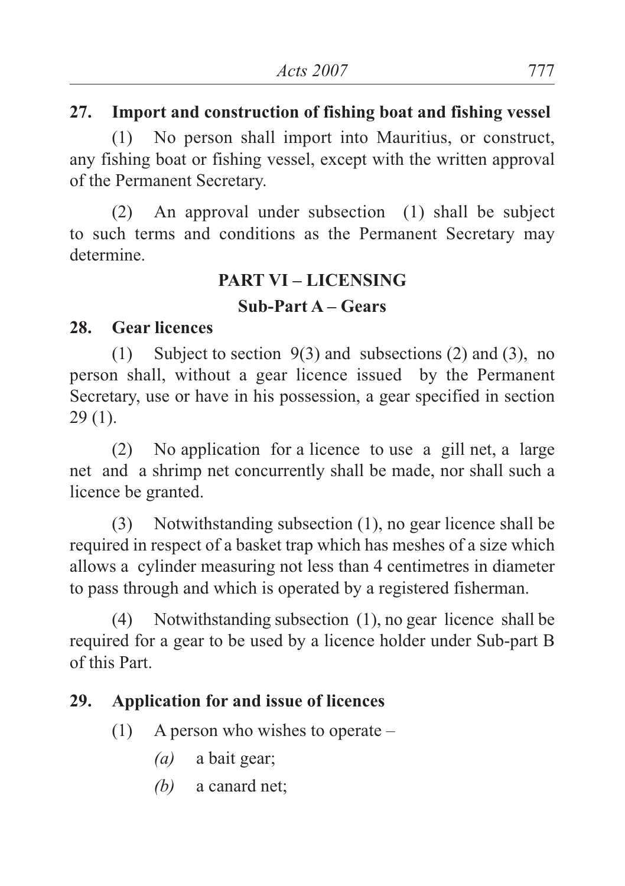**27. Import and construction of fishing boat and fishing vessel**

(1) No person shall import into Mauritius, or construct, any fishing boat or fishing vessel, except with the written approval of the Permanent Secretary.

(2) An approval under subsection (1) shall be subject to such terms and conditions as the Permanent Secretary may determine.

## PART VI – LICENSING

### Sub-Part A – Gears

**28. Gear licences**

(1) Subject to section 9(3) and subsections (2) and (3), no person shall, without a gear licence issued by the Permanent Secretary, use or have in his possession, a gear specified in section 29 (1).

(2) No application for a licence to use a gill net, a large net and a shrimp net concurrently shall be made, nor shall such a licence be granted.

(3) Notwithstanding subsection (1), no gear licence shall be required in respect of a basket trap which has meshes of a size which allows a cylinder measuring not less than 4 centimetres in diameter to pass through and which is operated by a registered fisherman.

(4) Notwithstanding subsection (1), no gear licence shall be required for a gear to be used by a licence holder under Sub-part B of this Part.

**29. Application for and issue of licences**

(1) A person who wishes to operate –

*(a)* a bait gear;

*(b)* a canard net;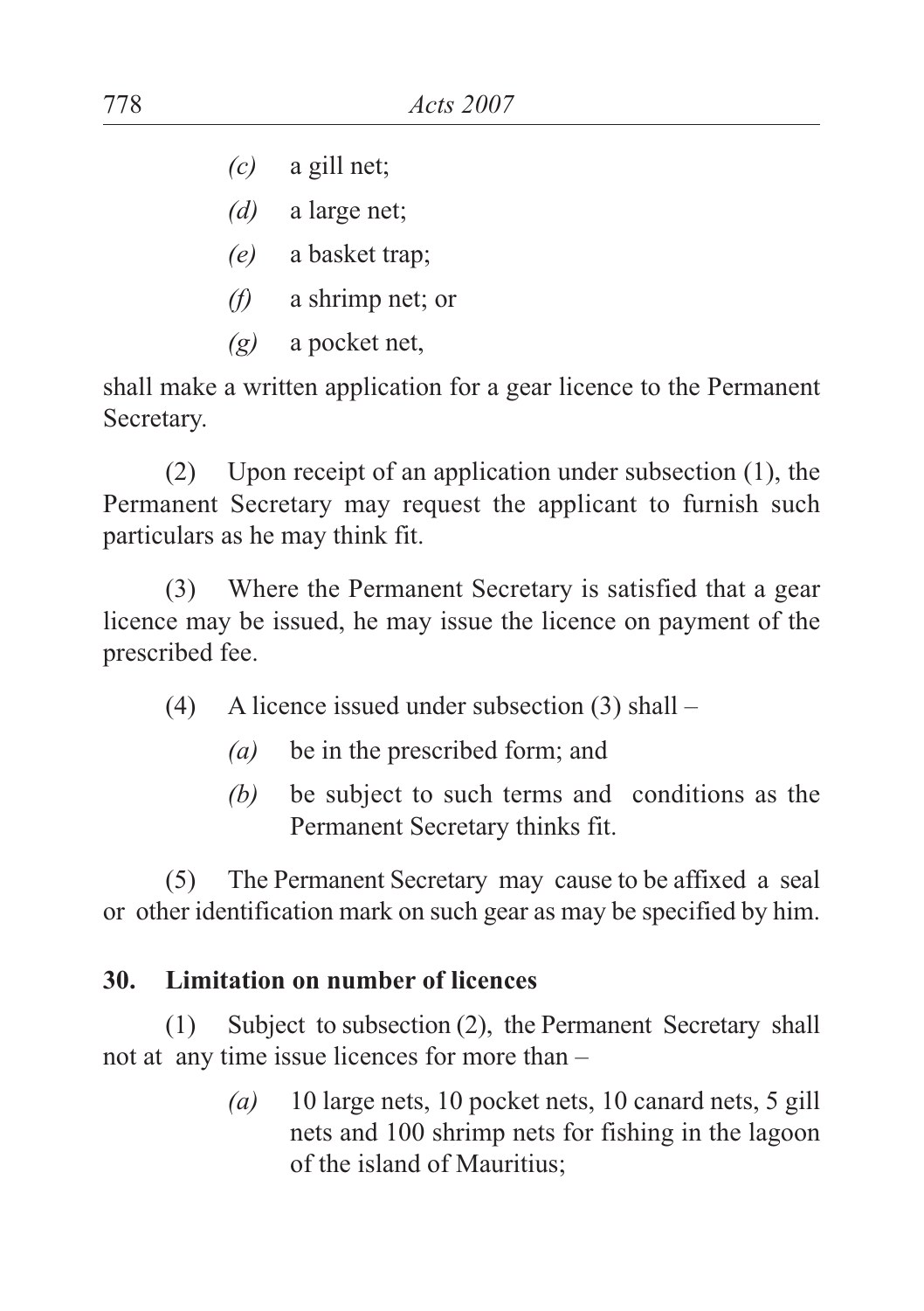*(c)* a gill net;

*(d)* a large net;

*(e)* a basket trap;

*(f)* a shrimp net; or

*(g)* a pocket net,

shall make a written application for a gear licence to the Permanent Secretary.

(2) Upon receipt of an application under subsection (1), the Permanent Secretary may request the applicant to furnish such particulars as he may think fit.

(3) Where the Permanent Secretary is satisfied that a gear licence may be issued, he may issue the licence on payment of the prescribed fee.

(4) A licence issued under subsection (3) shall –

*(a)* be in the prescribed form; and

*(b)* be subject to such terms and conditions as the Permanent Secretary thinks fit.

(5) The Permanent Secretary may cause to be affixed a seal or other identification mark on such gear as may be specified by him.

**30. Limitation on number of licences**

(1) Subject to subsection (2), the Permanent Secretary shall not at any time issue licences for more than –

*(a)* 10 large nets, 10 pocket nets, 10 canard nets, 5 gill nets and 100 shrimp nets for fishing in the lagoon of the island of Mauritius;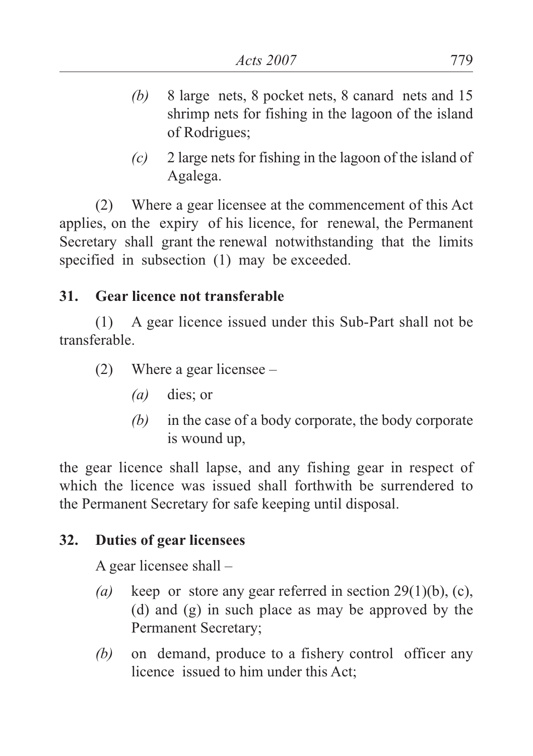*(b)* 8 large nets, 8 pocket nets, 8 canard nets and 15 shrimp nets for fishing in the lagoon of the island of Rodrigues;

*(c)* 2 large nets for fishing in the lagoon of the island of Agalega.

(2) Where a gear licensee at the commencement of this Act applies, on the expiry of his licence, for renewal, the Permanent Secretary shall grant the renewal notwithstanding that the limits specified in subsection (1) may be exceeded.

**31. Gear licence not transferable**

(1) A gear licence issued under this Sub-Part shall not be transferable.

(2) Where a gear licensee –

*(a)* dies; or

*(b)* in the case of a body corporate, the body corporate is wound up,

the gear licence shall lapse, and any fishing gear in respect of which the licence was issued shall forthwith be surrendered to the Permanent Secretary for safe keeping until disposal.

**32. Duties of gear licensees**

A gear licensee shall –

*(a)* keep or store any gear referred in section 29(1)(b), (c), (d) and (g) in such place as may be approved by the Permanent Secretary;

*(b)* on demand, produce to a fishery control officer any licence issued to him under this Act;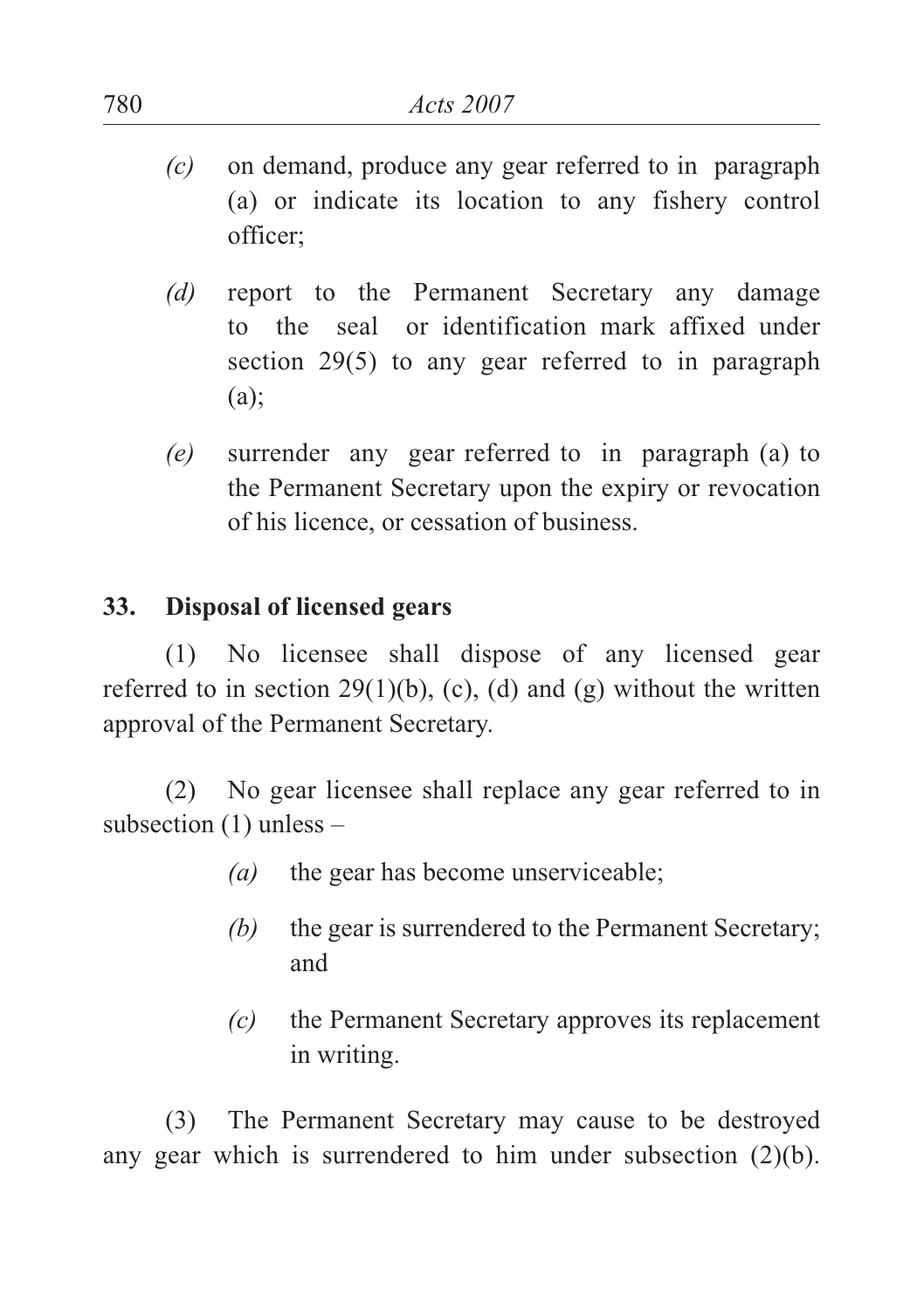*(c)* on demand, produce any gear referred to in paragraph (a) or indicate its location to any fishery control officer;

*(d)* report to the Permanent Secretary any damage to the seal or identification mark affixed under section 29(5) to any gear referred to in paragraph (a);

*(e)* surrender any gear referred to in paragraph (a) to the Permanent Secretary upon the expiry or revocation of his licence, or cessation of business.

**33. Disposal of licensed gears**

(1) No licensee shall dispose of any licensed gear referred to in section 29(1)(b), (c), (d) and (g) without the written approval of the Permanent Secretary.

(2) No gear licensee shall replace any gear referred to in subsection (1) unless –

*(a)* the gear has become unserviceable;

*(b)* the gear is surrendered to the Permanent Secretary; and

*(c)* the Permanent Secretary approves its replacement in writing.

(3) The Permanent Secretary may cause to be destroyed any gear which is surrendered to him under subsection (2)(b).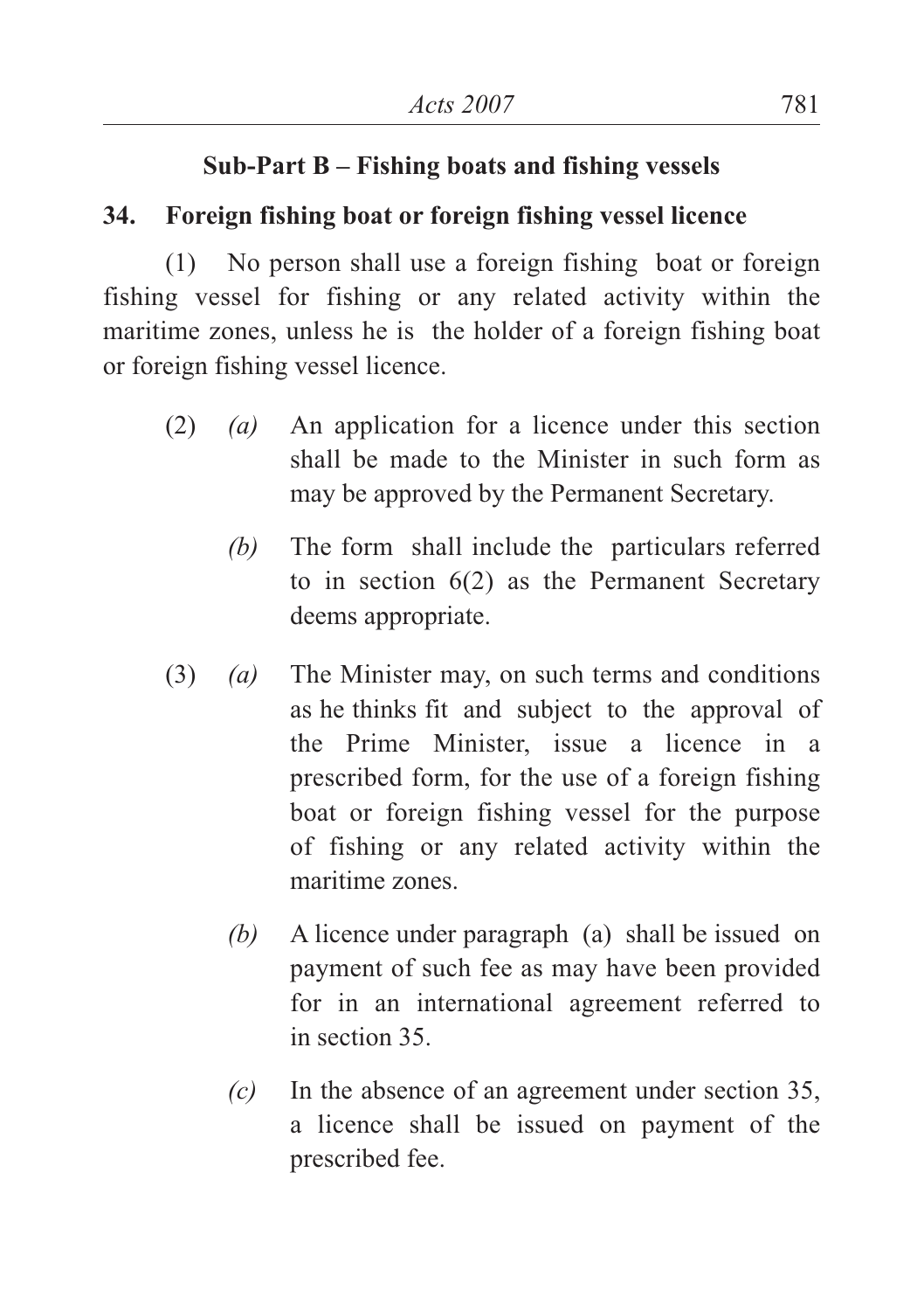## Sub-Part B – Fishing boats and fishing vessels

### 34. Foreign fishing boat or foreign fishing vessel licence

(1) No person shall use a foreign fishing boat or foreign fishing vessel for fishing or any related activity within the maritime zones, unless he is the holder of a foreign fishing boat or foreign fishing vessel licence.

(2) *(a)* An application for a licence under this section shall be made to the Minister in such form as may be approved by the Permanent Secretary.

*(b)* The form shall include the particulars referred to in section 6(2) as the Permanent Secretary deems appropriate.

(3) *(a)* The Minister may, on such terms and conditions as he thinks fit and subject to the approval of the Prime Minister, issue a licence in a prescribed form, for the use of a foreign fishing boat or foreign fishing vessel for the purpose of fishing or any related activity within the maritime zones.

*(b)* A licence under paragraph (a) shall be issued on payment of such fee as may have been provided for in an international agreement referred to in section 35.

*(c)* In the absence of an agreement under section 35, a licence shall be issued on payment of the prescribed fee.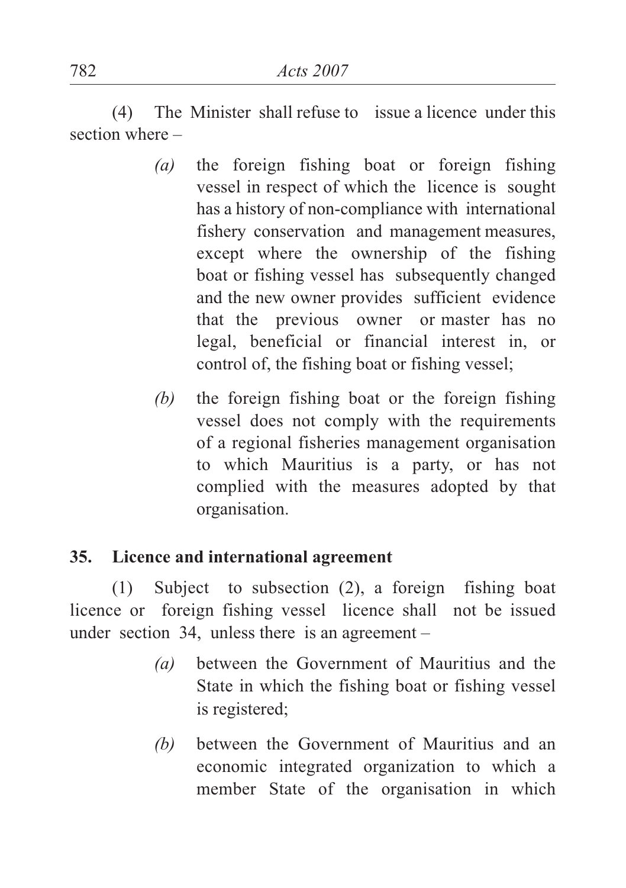(4) The Minister shall refuse to issue a licence under this section where –

*(a)* the foreign fishing boat or foreign fishing vessel in respect of which the licence is sought has a history of non-compliance with international fishery conservation and management measures, except where the ownership of the fishing boat or fishing vessel has subsequently changed and the new owner provides sufficient evidence that the previous owner or master has no legal, beneficial or financial interest in, or control of, the fishing boat or fishing vessel;

*(b)* the foreign fishing boat or the foreign fishing vessel does not comply with the requirements of a regional fisheries management organisation to which Mauritius is a party, or has not complied with the measures adopted by that organisation.

**35. Licence and international agreement**

(1) Subject to subsection (2), a foreign fishing boat licence or foreign fishing vessel licence shall not be issued under section 34, unless there is an agreement –

*(a)* between the Government of Mauritius and the State in which the fishing boat or fishing vessel is registered;

*(b)* between the Government of Mauritius and an economic integrated organization to which a member State of the organisation in which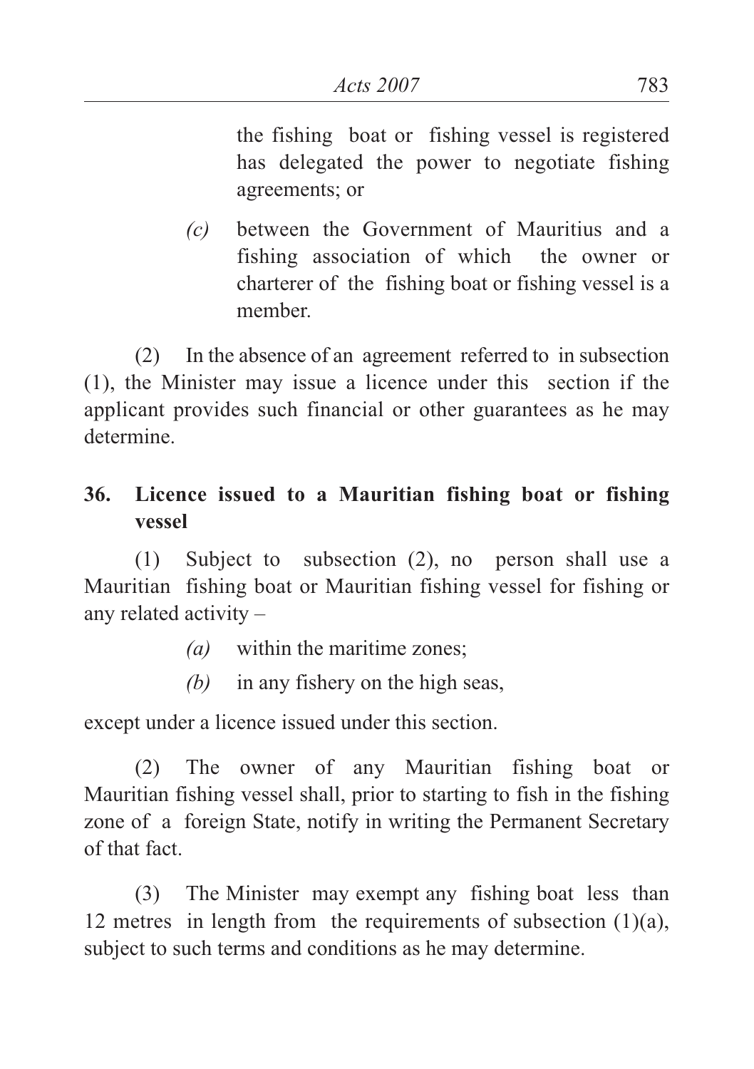the fishing boat or fishing vessel is registered has delegated the power to negotiate fishing agreements; or

*(c)* between the Government of Mauritius and a fishing association of which the owner or charterer of the fishing boat or fishing vessel is a member.

(2) In the absence of an agreement referred to in subsection (1), the Minister may issue a licence under this section if the applicant provides such financial or other guarantees as he may determine.

**36. Licence issued to a Mauritian fishing boat or fishing vessel**

(1) Subject to subsection (2), no person shall use a Mauritian fishing boat or Mauritian fishing vessel for fishing or any related activity –

*(a)* within the maritime zones;

*(b)* in any fishery on the high seas,

except under a licence issued under this section.

(2) The owner of any Mauritian fishing boat or Mauritian fishing vessel shall, prior to starting to fish in the fishing zone of a foreign State, notify in writing the Permanent Secretary of that fact.

(3) The Minister may exempt any fishing boat less than 12 metres in length from the requirements of subsection (1)(a), subject to such terms and conditions as he may determine.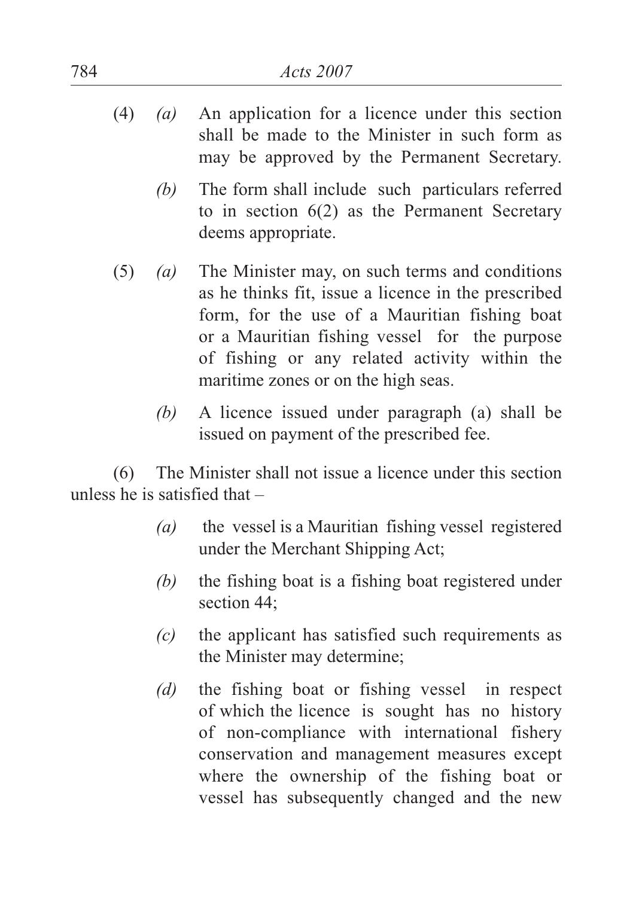(4) *(a)* An application for a licence under this section shall be made to the Minister in such form as may be approved by the Permanent Secretary.

*(b)* The form shall include such particulars referred to in section 6(2) as the Permanent Secretary deems appropriate.

(5) *(a)* The Minister may, on such terms and conditions as he thinks fit, issue a licence in the prescribed form, for the use of a Mauritian fishing boat or a Mauritian fishing vessel for the purpose of fishing or any related activity within the maritime zones or on the high seas.

*(b)* A licence issued under paragraph (a) shall be issued on payment of the prescribed fee.

(6) The Minister shall not issue a licence under this section unless he is satisfied that –

*(a)* the vessel is a Mauritian fishing vessel registered under the Merchant Shipping Act;

*(b)* the fishing boat is a fishing boat registered under section 44;

*(c)* the applicant has satisfied such requirements as the Minister may determine;

*(d)* the fishing boat or fishing vessel in respect of which the licence is sought has no history of non-compliance with international fishery conservation and management measures except where the ownership of the fishing boat or vessel has subsequently changed and the new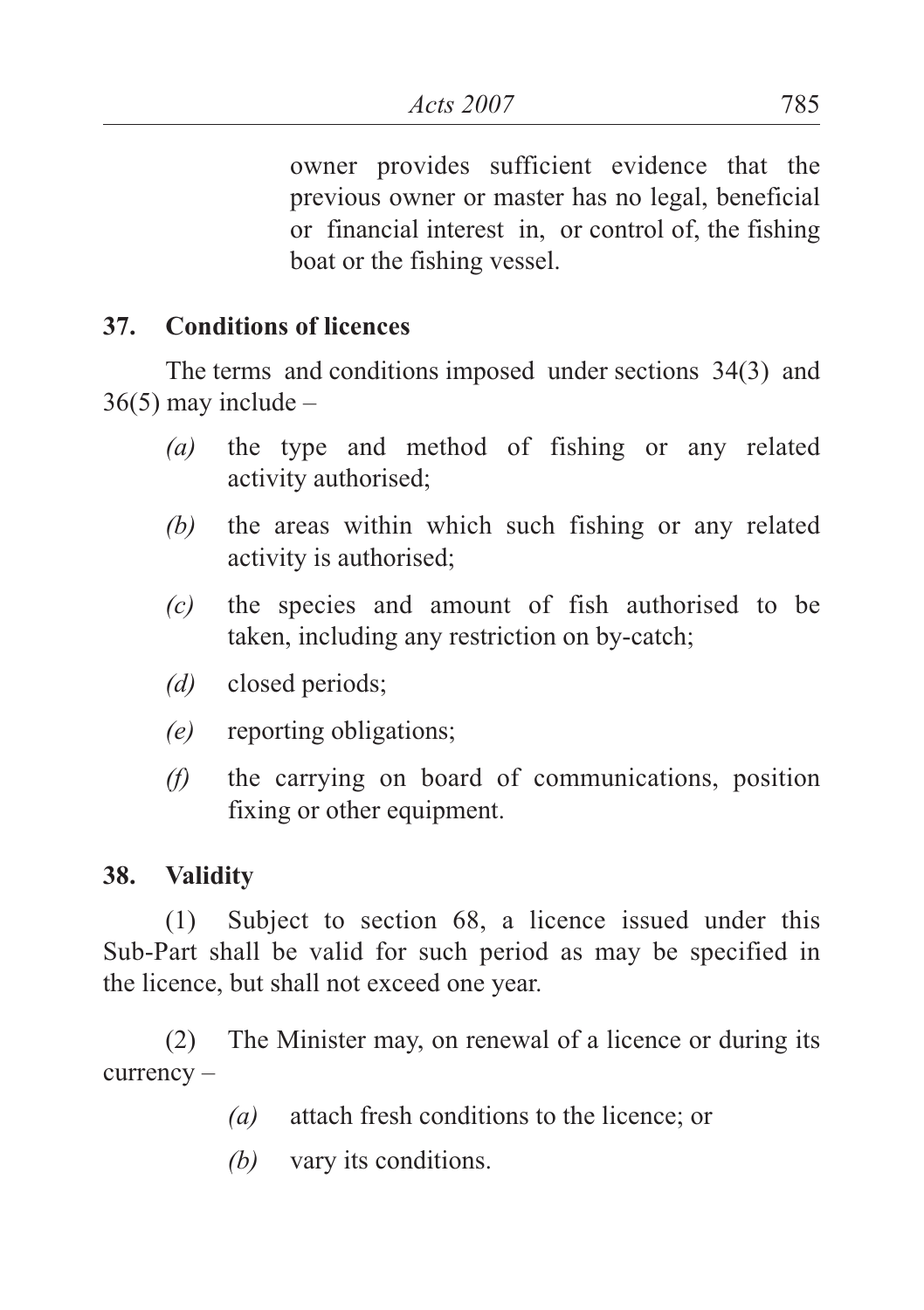owner provides sufficient evidence that the previous owner or master has no legal, beneficial or financial interest in, or control of, the fishing boat or the fishing vessel.

**37. Conditions of licences**

The terms and conditions imposed under sections 34(3) and 36(5) may include –

*(a)* the type and method of fishing or any related activity authorised;

*(b)* the areas within which such fishing or any related activity is authorised;

*(c)* the species and amount of fish authorised to be taken, including any restriction on by-catch;

*(d)* closed periods;

*(e)* reporting obligations;

*(f)* the carrying on board of communications, position fixing or other equipment.

**38. Validity**

(1) Subject to section 68, a licence issued under this Sub-Part shall be valid for such period as may be specified in the licence, but shall not exceed one year.

(2) The Minister may, on renewal of a licence or during its currency –

*(a)* attach fresh conditions to the licence; or

*(b)* vary its conditions.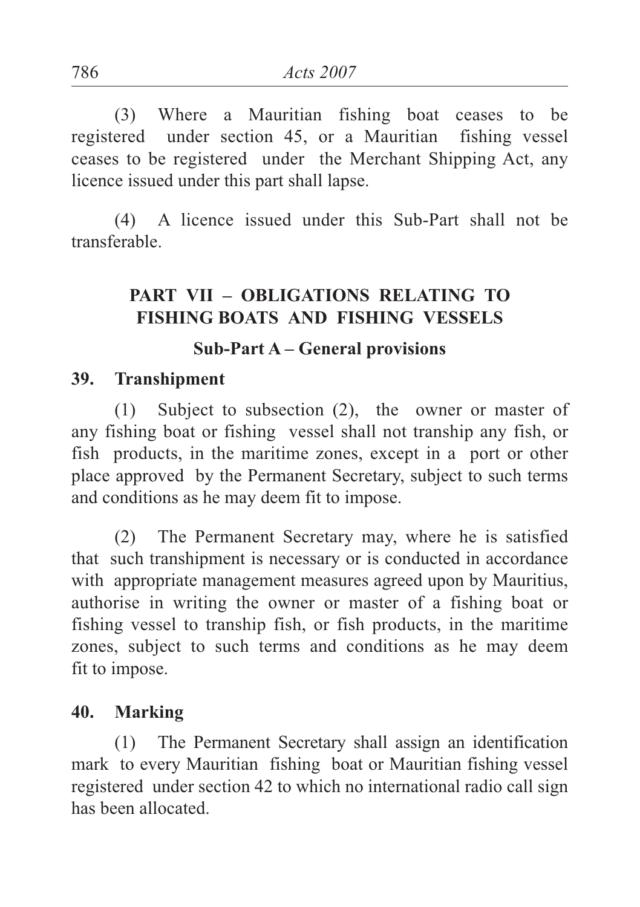(3) Where a Mauritian fishing boat ceases to be registered under section 45, or a Mauritian fishing vessel ceases to be registered under the Merchant Shipping Act, any licence issued under this part shall lapse.

(4) A licence issued under this Sub-Part shall not be transferable.

## PART VII – OBLIGATIONS RELATING TO FISHING BOATS AND FISHING VESSELS

### Sub-Part A – General provisions

**39. Transhipment**

(1) Subject to subsection (2), the owner or master of any fishing boat or fishing vessel shall not tranship any fish, or fish products, in the maritime zones, except in a port or other place approved by the Permanent Secretary, subject to such terms and conditions as he may deem fit to impose.

(2) The Permanent Secretary may, where he is satisfied that such transhipment is necessary or is conducted in accordance with appropriate management measures agreed upon by Mauritius, authorise in writing the owner or master of a fishing boat or fishing vessel to tranship fish, or fish products, in the maritime zones, subject to such terms and conditions as he may deem fit to impose.

**40. Marking**

(1) The Permanent Secretary shall assign an identification mark to every Mauritian fishing boat or Mauritian fishing vessel registered under section 42 to which no international radio call sign has been allocated.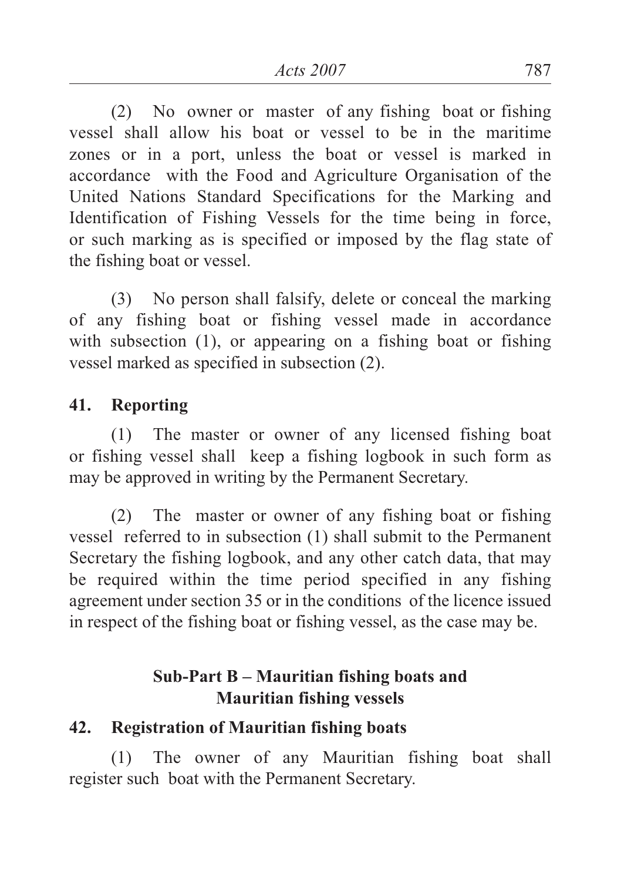(2) No owner or master of any fishing boat or fishing vessel shall allow his boat or vessel to be in the maritime zones or in a port, unless the boat or vessel is marked in accordance with the Food and Agriculture Organisation of the United Nations Standard Specifications for the Marking and Identification of Fishing Vessels for the time being in force, or such marking as is specified or imposed by the flag state of the fishing boat or vessel.

(3) No person shall falsify, delete or conceal the marking of any fishing boat or fishing vessel made in accordance with subsection (1), or appearing on a fishing boat or fishing vessel marked as specified in subsection (2).

**41. Reporting**

(1) The master or owner of any licensed fishing boat or fishing vessel shall keep a fishing logbook in such form as may be approved in writing by the Permanent Secretary.

(2) The master or owner of any fishing boat or fishing vessel referred to in subsection (1) shall submit to the Permanent Secretary the fishing logbook, and any other catch data, that may be required within the time period specified in any fishing agreement under section 35 or in the conditions of the licence issued in respect of the fishing boat or fishing vessel, as the case may be.

## Sub-Part B – Mauritian fishing boats and Mauritian fishing vessels

**42. Registration of Mauritian fishing boats**

(1) The owner of any Mauritian fishing boat shall register such boat with the Permanent Secretary.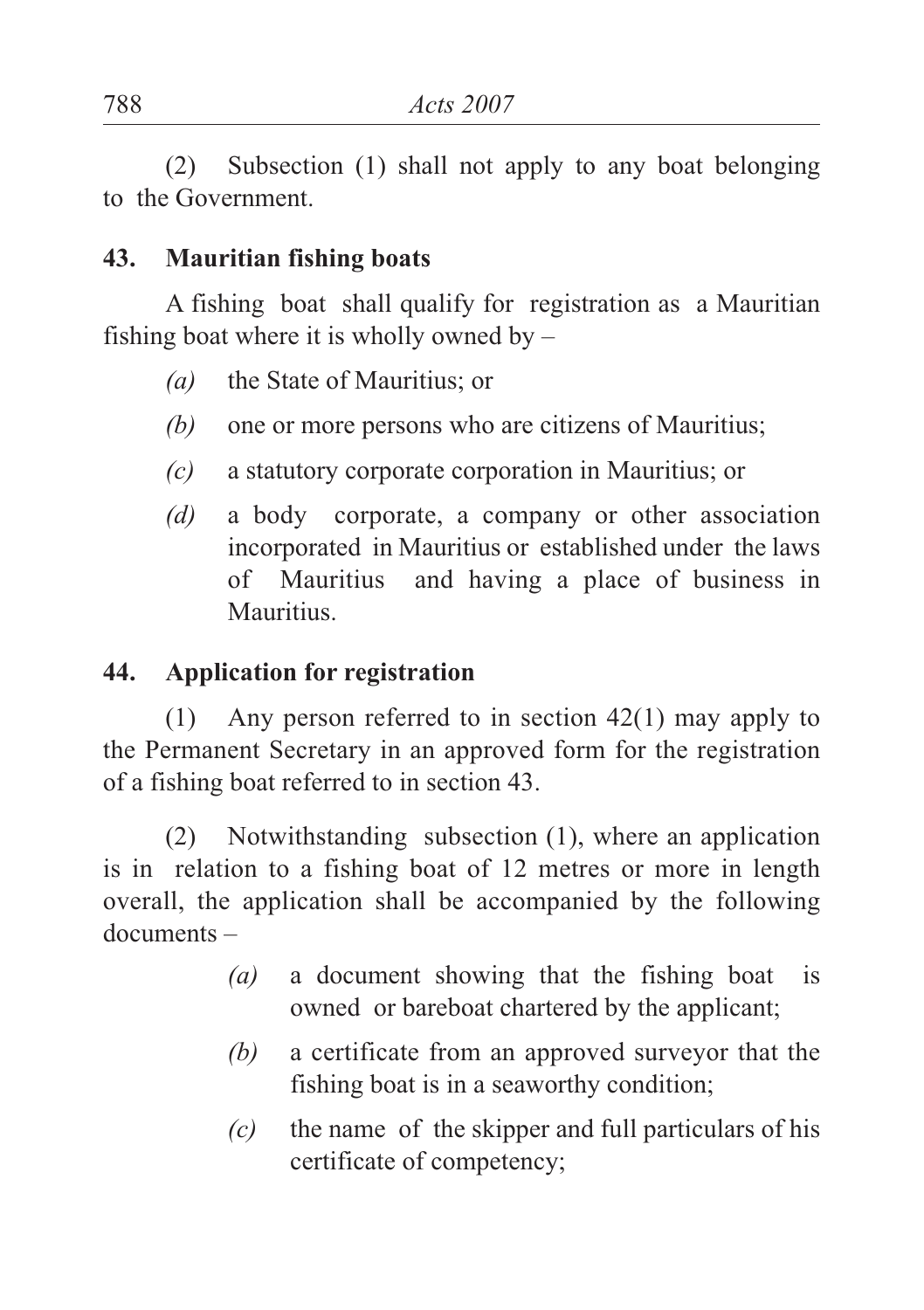(2) Subsection (1) shall not apply to any boat belonging to the Government.

**43. Mauritian fishing boats**

A fishing boat shall qualify for registration as a Mauritian fishing boat where it is wholly owned by –

*(a)* the State of Mauritius; or

*(b)* one or more persons who are citizens of Mauritius;

*(c)* a statutory corporate corporation in Mauritius; or

*(d)* a body corporate, a company or other association incorporated in Mauritius or established under the laws of Mauritius and having a place of business in Mauritius.

**44. Application for registration**

(1) Any person referred to in section 42(1) may apply to the Permanent Secretary in an approved form for the registration of a fishing boat referred to in section 43.

(2) Notwithstanding subsection (1), where an application is in relation to a fishing boat of 12 metres or more in length overall, the application shall be accompanied by the following documents –

*(a)* a document showing that the fishing boat is owned or bareboat chartered by the applicant;

*(b)* a certificate from an approved surveyor that the fishing boat is in a seaworthy condition;

*(c)* the name of the skipper and full particulars of his certificate of competency;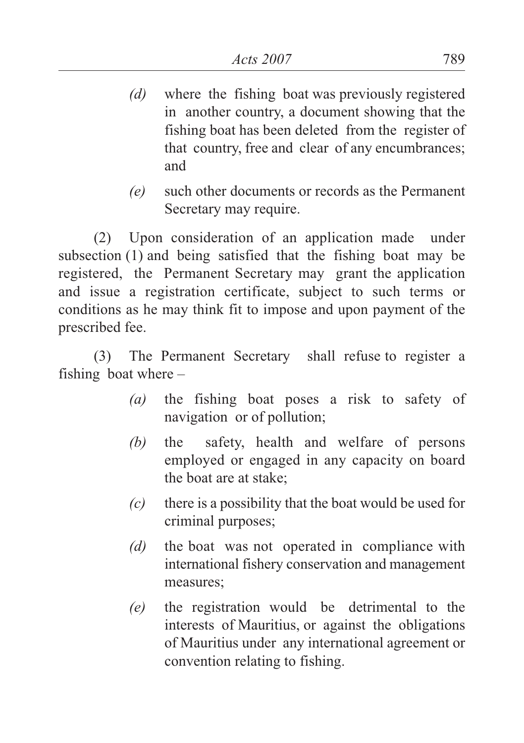*(d)* where the fishing boat was previously registered in another country, a document showing that the fishing boat has been deleted from the register of that country, free and clear of any encumbrances; and

*(e)* such other documents or records as the Permanent Secretary may require.

(2) Upon consideration of an application made under subsection (1) and being satisfied that the fishing boat may be registered, the Permanent Secretary may grant the application and issue a registration certificate, subject to such terms or conditions as he may think fit to impose and upon payment of the prescribed fee.

(3) The Permanent Secretary shall refuse to register a fishing boat where –

*(a)* the fishing boat poses a risk to safety of navigation or of pollution;

*(b)* the safety, health and welfare of persons employed or engaged in any capacity on board the boat are at stake;

*(c)* there is a possibility that the boat would be used for criminal purposes;

*(d)* the boat was not operated in compliance with international fishery conservation and management measures;

*(e)* the registration would be detrimental to the interests of Mauritius, or against the obligations of Mauritius under any international agreement or convention relating to fishing.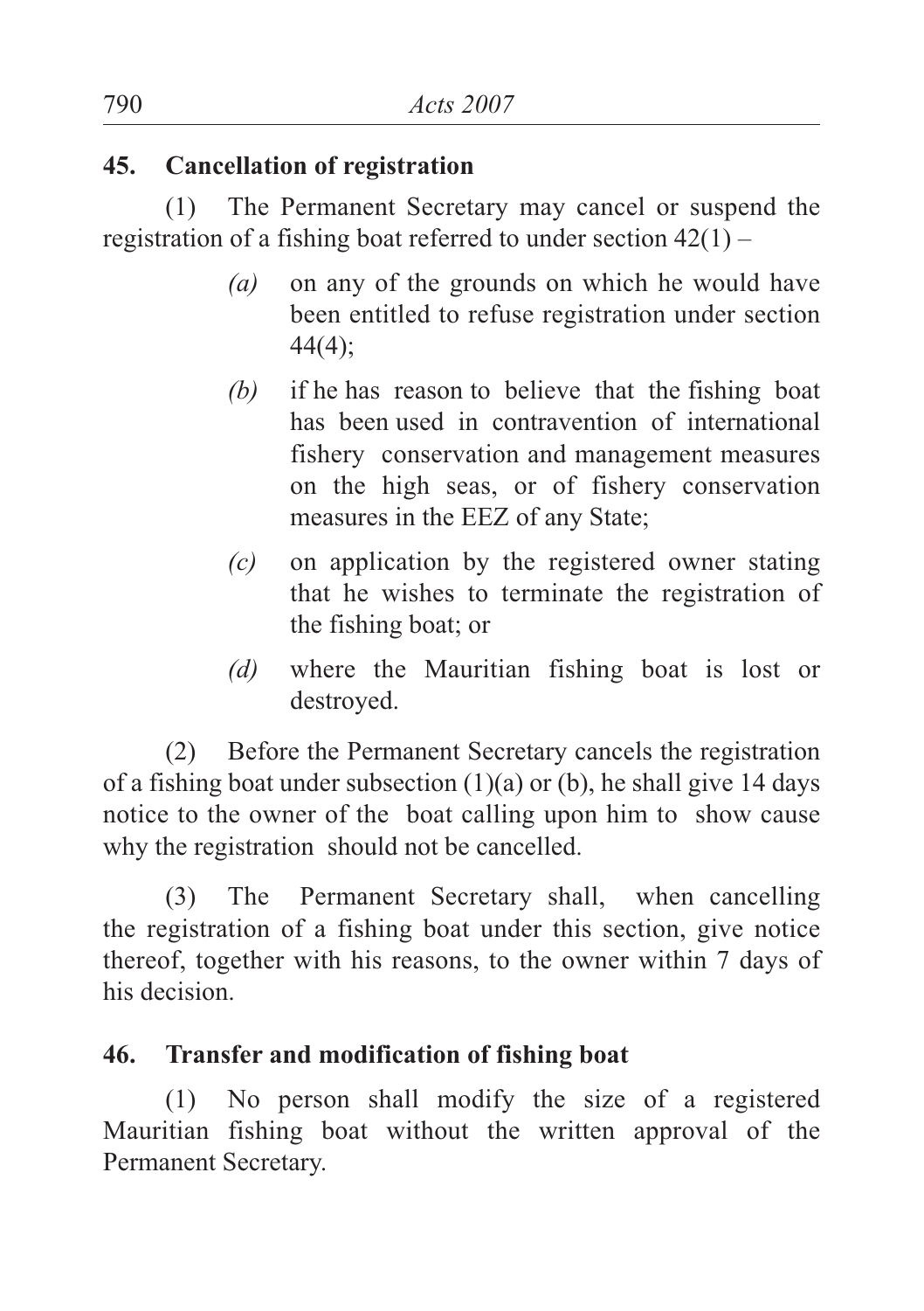**45. Cancellation of registration**

(1) The Permanent Secretary may cancel or suspend the registration of a fishing boat referred to under section 42(1) –

*(a)* on any of the grounds on which he would have been entitled to refuse registration under section 44(4);

*(b)* if he has reason to believe that the fishing boat has been used in contravention of international fishery conservation and management measures on the high seas, or of fishery conservation measures in the EEZ of any State;

*(c)* on application by the registered owner stating that he wishes to terminate the registration of the fishing boat; or

*(d)* where the Mauritian fishing boat is lost or destroyed.

(2) Before the Permanent Secretary cancels the registration of a fishing boat under subsection (1)(a) or (b), he shall give 14 days notice to the owner of the boat calling upon him to show cause why the registration should not be cancelled.

(3) The Permanent Secretary shall, when cancelling the registration of a fishing boat under this section, give notice thereof, together with his reasons, to the owner within 7 days of his decision.

**46. Transfer and modification of fishing boat**

(1) No person shall modify the size of a registered Mauritian fishing boat without the written approval of the Permanent Secretary.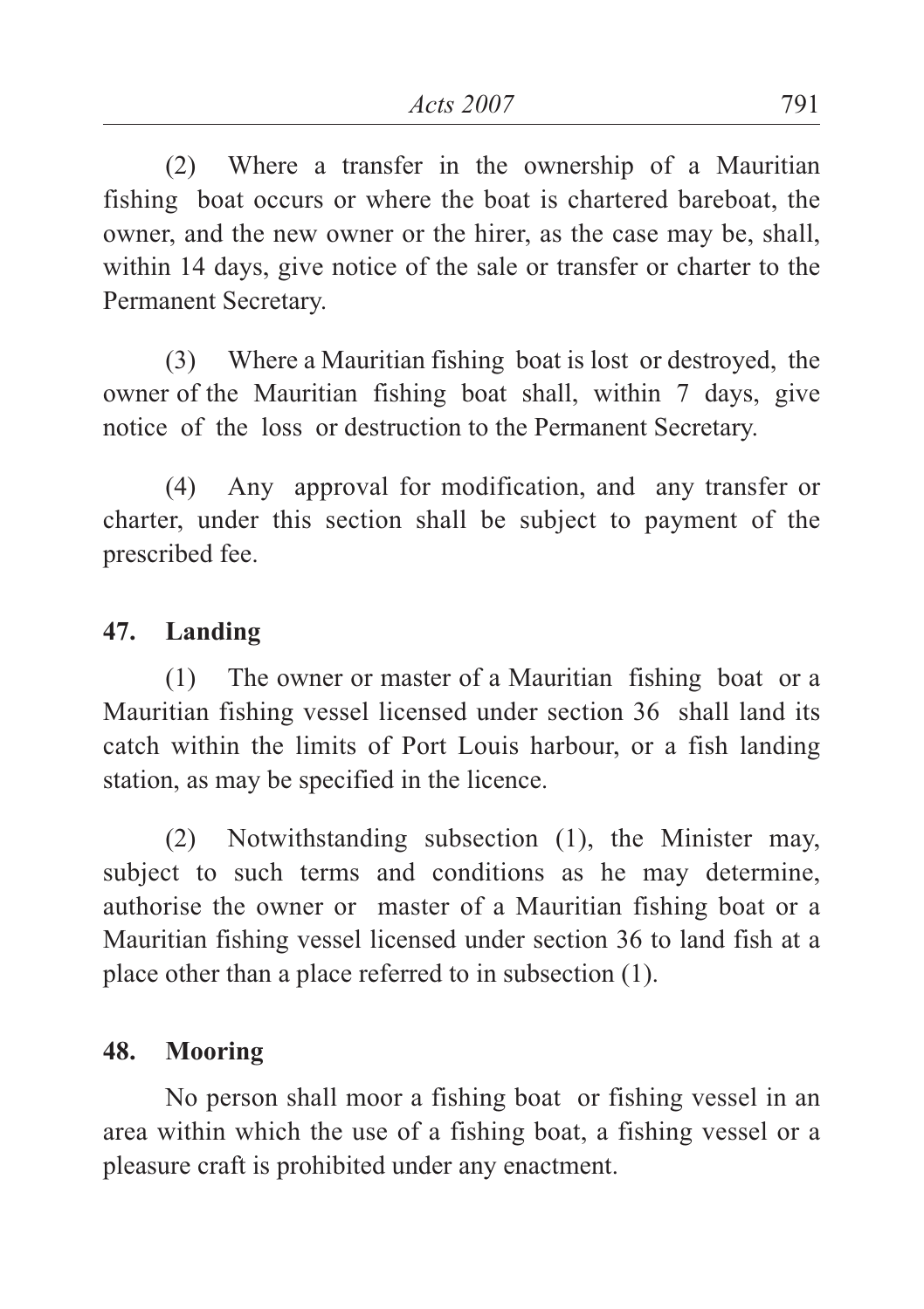(2) Where a transfer in the ownership of a Mauritian fishing boat occurs or where the boat is chartered bareboat, the owner, and the new owner or the hirer, as the case may be, shall, within 14 days, give notice of the sale or transfer or charter to the Permanent Secretary.

(3) Where a Mauritian fishing boat is lost or destroyed, the owner of the Mauritian fishing boat shall, within 7 days, give notice of the loss or destruction to the Permanent Secretary.

(4) Any approval for modification, and any transfer or charter, under this section shall be subject to payment of the prescribed fee.

**47. Landing**

(1) The owner or master of a Mauritian fishing boat or a Mauritian fishing vessel licensed under section 36 shall land its catch within the limits of Port Louis harbour, or a fish landing station, as may be specified in the licence.

(2) Notwithstanding subsection (1), the Minister may, subject to such terms and conditions as he may determine, authorise the owner or master of a Mauritian fishing boat or a Mauritian fishing vessel licensed under section 36 to land fish at a place other than a place referred to in subsection (1).

**48. Mooring**

No person shall moor a fishing boat or fishing vessel in an area within which the use of a fishing boat, a fishing vessel or a pleasure craft is prohibited under any enactment.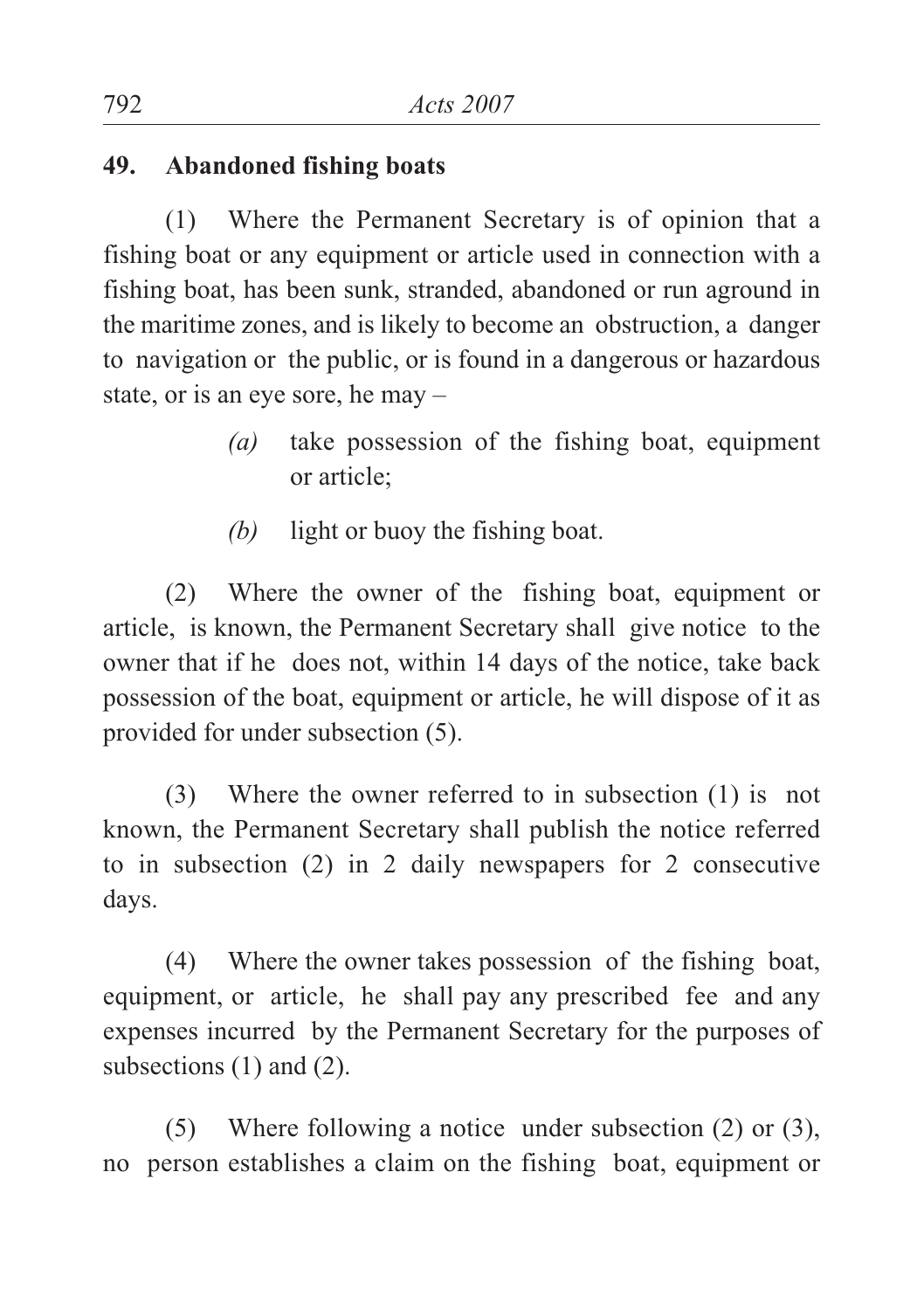**49. Abandoned fishing boats**

(1) Where the Permanent Secretary is of opinion that a fishing boat or any equipment or article used in connection with a fishing boat, has been sunk, stranded, abandoned or run aground in the maritime zones, and is likely to become an obstruction, a danger to navigation or the public, or is found in a dangerous or hazardous state, or is an eye sore, he may –

> *(a)* take possession of the fishing boat, equipment or article;
>
> *(b)* light or buoy the fishing boat.

(2) Where the owner of the fishing boat, equipment or article, is known, the Permanent Secretary shall give notice to the owner that if he does not, within 14 days of the notice, take back possession of the boat, equipment or article, he will dispose of it as provided for under subsection (5).

(3) Where the owner referred to in subsection (1) is not known, the Permanent Secretary shall publish the notice referred to in subsection (2) in 2 daily newspapers for 2 consecutive days.

(4) Where the owner takes possession of the fishing boat, equipment, or article, he shall pay any prescribed fee and any expenses incurred by the Permanent Secretary for the purposes of subsections (1) and (2).

(5) Where following a notice under subsection (2) or (3), no person establishes a claim on the fishing boat, equipment or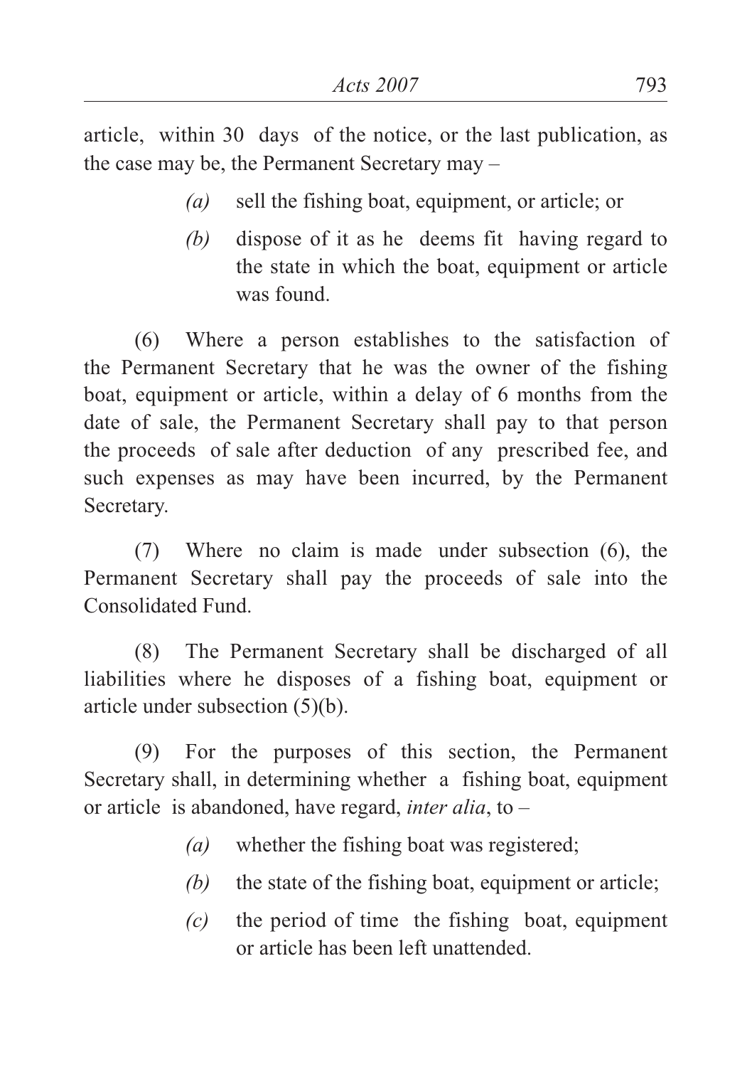article, within 30 days of the notice, or the last publication, as the case may be, the Permanent Secretary may –

- *(a)* sell the fishing boat, equipment, or article; or
- *(b)* dispose of it as he deems fit having regard to the state in which the boat, equipment or article was found.

(6) Where a person establishes to the satisfaction of the Permanent Secretary that he was the owner of the fishing boat, equipment or article, within a delay of 6 months from the date of sale, the Permanent Secretary shall pay to that person the proceeds of sale after deduction of any prescribed fee, and such expenses as may have been incurred, by the Permanent Secretary.

(7) Where no claim is made under subsection (6), the Permanent Secretary shall pay the proceeds of sale into the Consolidated Fund.

(8) The Permanent Secretary shall be discharged of all liabilities where he disposes of a fishing boat, equipment or article under subsection (5)(b).

(9) For the purposes of this section, the Permanent Secretary shall, in determining whether a fishing boat, equipment or article is abandoned, have regard, *inter alia*, to –

- *(a)* whether the fishing boat was registered;
- *(b)* the state of the fishing boat, equipment or article;
- *(c)* the period of time the fishing boat, equipment or article has been left unattended.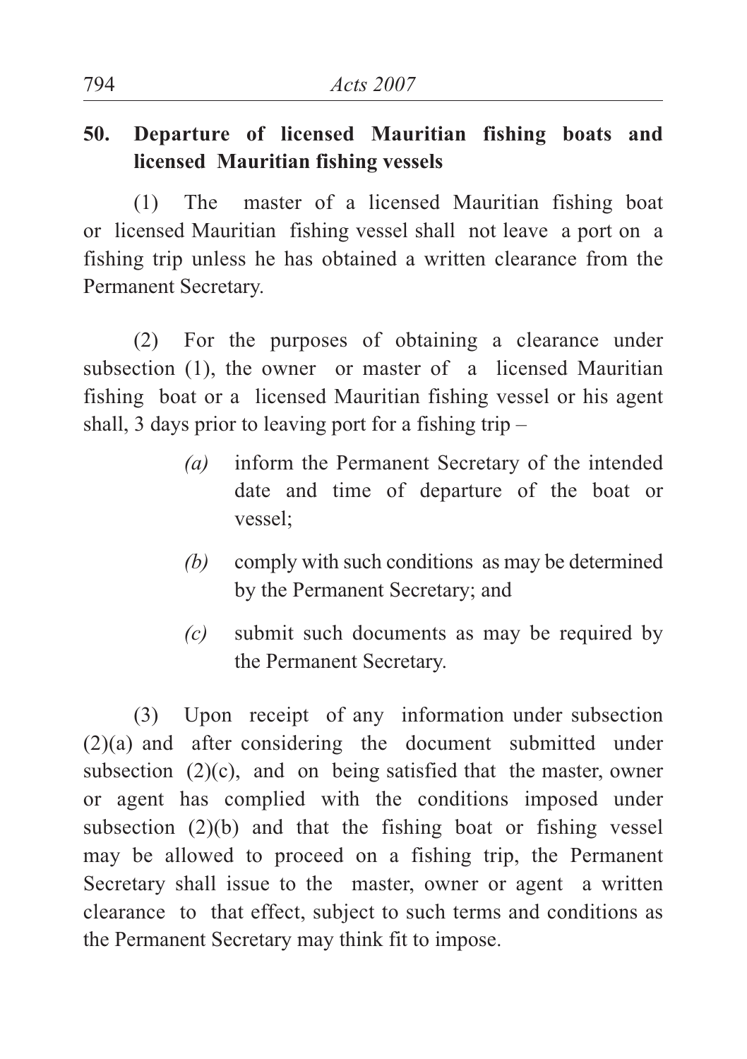**50. Departure of licensed Mauritian fishing boats and licensed Mauritian fishing vessels**

(1) The master of a licensed Mauritian fishing boat or licensed Mauritian fishing vessel shall not leave a port on a fishing trip unless he has obtained a written clearance from the Permanent Secretary.

(2) For the purposes of obtaining a clearance under subsection (1), the owner or master of a licensed Mauritian fishing boat or a licensed Mauritian fishing vessel or his agent shall, 3 days prior to leaving port for a fishing trip –

*(a)* inform the Permanent Secretary of the intended date and time of departure of the boat or vessel;

*(b)* comply with such conditions as may be determined by the Permanent Secretary; and

*(c)* submit such documents as may be required by the Permanent Secretary.

(3) Upon receipt of any information under subsection (2)(a) and after considering the document submitted under subsection (2)(c), and on being satisfied that the master, owner or agent has complied with the conditions imposed under subsection (2)(b) and that the fishing boat or fishing vessel may be allowed to proceed on a fishing trip, the Permanent Secretary shall issue to the master, owner or agent a written clearance to that effect, subject to such terms and conditions as the Permanent Secretary may think fit to impose.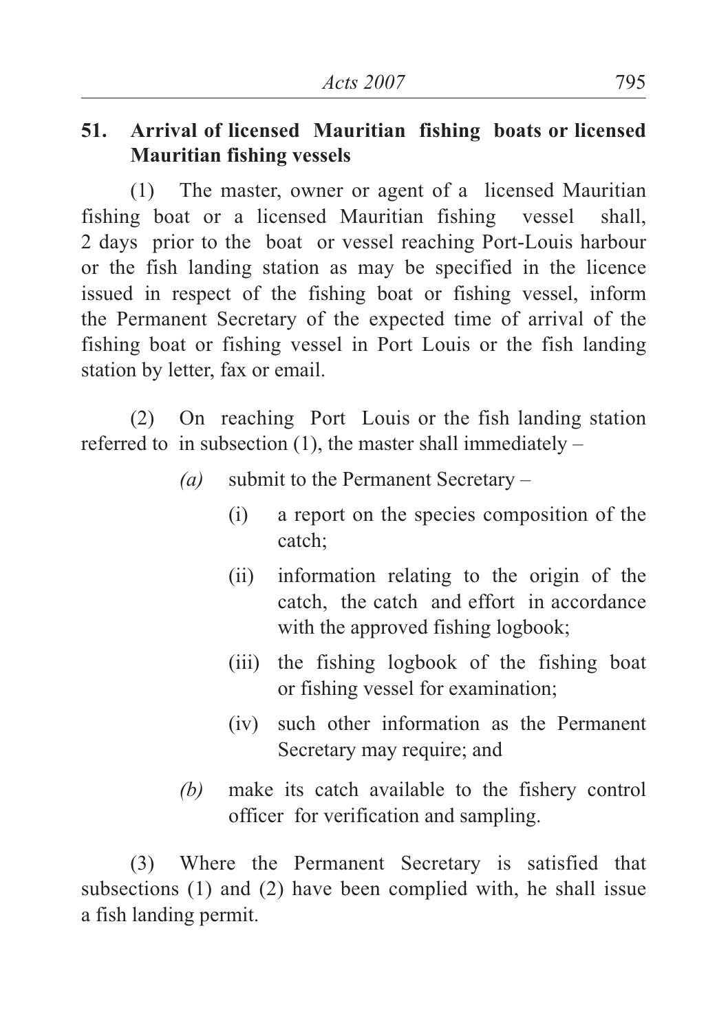**51. Arrival of licensed Mauritian fishing boats or licensed Mauritian fishing vessels**

(1) The master, owner or agent of a licensed Mauritian fishing boat or a licensed Mauritian fishing vessel shall, 2 days prior to the boat or vessel reaching Port-Louis harbour or the fish landing station as may be specified in the licence issued in respect of the fishing boat or fishing vessel, inform the Permanent Secretary of the expected time of arrival of the fishing boat or fishing vessel in Port Louis or the fish landing station by letter, fax or email.

(2) On reaching Port Louis or the fish landing station referred to in subsection (1), the master shall immediately –

*(a)* submit to the Permanent Secretary –

(i) a report on the species composition of the catch;

(ii) information relating to the origin of the catch, the catch and effort in accordance with the approved fishing logbook;

(iii) the fishing logbook of the fishing boat or fishing vessel for examination;

(iv) such other information as the Permanent Secretary may require; and

*(b)* make its catch available to the fishery control officer for verification and sampling.

(3) Where the Permanent Secretary is satisfied that subsections (1) and (2) have been complied with, he shall issue a fish landing permit.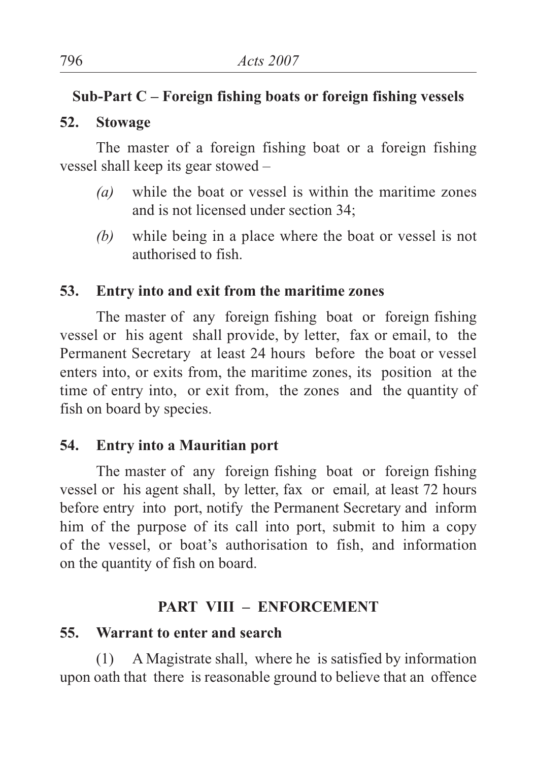### Sub-Part C – Foreign fishing boats or foreign fishing vessels

**52. Stowage**

The master of a foreign fishing boat or a foreign fishing vessel shall keep its gear stowed –

*(a)* while the boat or vessel is within the maritime zones and is not licensed under section 34;

*(b)* while being in a place where the boat or vessel is not authorised to fish.

**53. Entry into and exit from the maritime zones**

The master of any foreign fishing boat or foreign fishing vessel or his agent shall provide, by letter, fax or email, to the Permanent Secretary at least 24 hours before the boat or vessel enters into, or exits from, the maritime zones, its position at the time of entry into, or exit from, the zones and the quantity of fish on board by species.

**54. Entry into a Mauritian port**

The master of any foreign fishing boat or foreign fishing vessel or his agent shall, by letter, fax or email*,* at least 72 hours before entry into port, notify the Permanent Secretary and inform him of the purpose of its call into port, submit to him a copy of the vessel, or boat's authorisation to fish, and information on the quantity of fish on board.

## PART VIII – ENFORCEMENT

**55. Warrant to enter and search**

(1) A Magistrate shall, where he is satisfied by information upon oath that there is reasonable ground to believe that an offence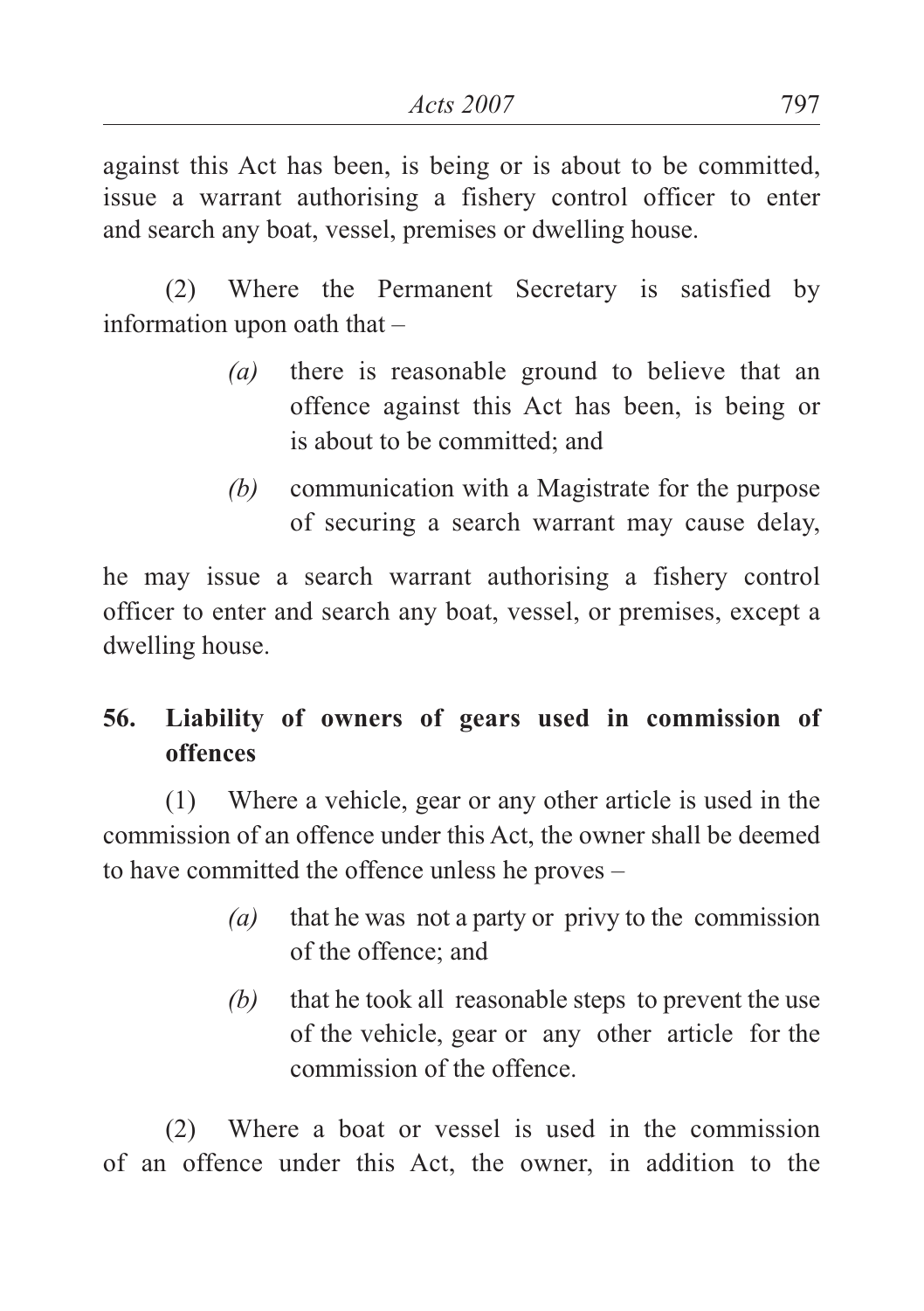against this Act has been, is being or is about to be committed, issue a warrant authorising a fishery control officer to enter and search any boat, vessel, premises or dwelling house.

(2) Where the Permanent Secretary is satisfied by information upon oath that –

*(a)* there is reasonable ground to believe that an offence against this Act has been, is being or is about to be committed; and

*(b)* communication with a Magistrate for the purpose of securing a search warrant may cause delay,

he may issue a search warrant authorising a fishery control officer to enter and search any boat, vessel, or premises, except a dwelling house.

## 56. Liability of owners of gears used in commission of offences

(1) Where a vehicle, gear or any other article is used in the commission of an offence under this Act, the owner shall be deemed to have committed the offence unless he proves –

*(a)* that he was not a party or privy to the commission of the offence; and

*(b)* that he took all reasonable steps to prevent the use of the vehicle, gear or any other article for the commission of the offence.

(2) Where a boat or vessel is used in the commission of an offence under this Act, the owner, in addition to the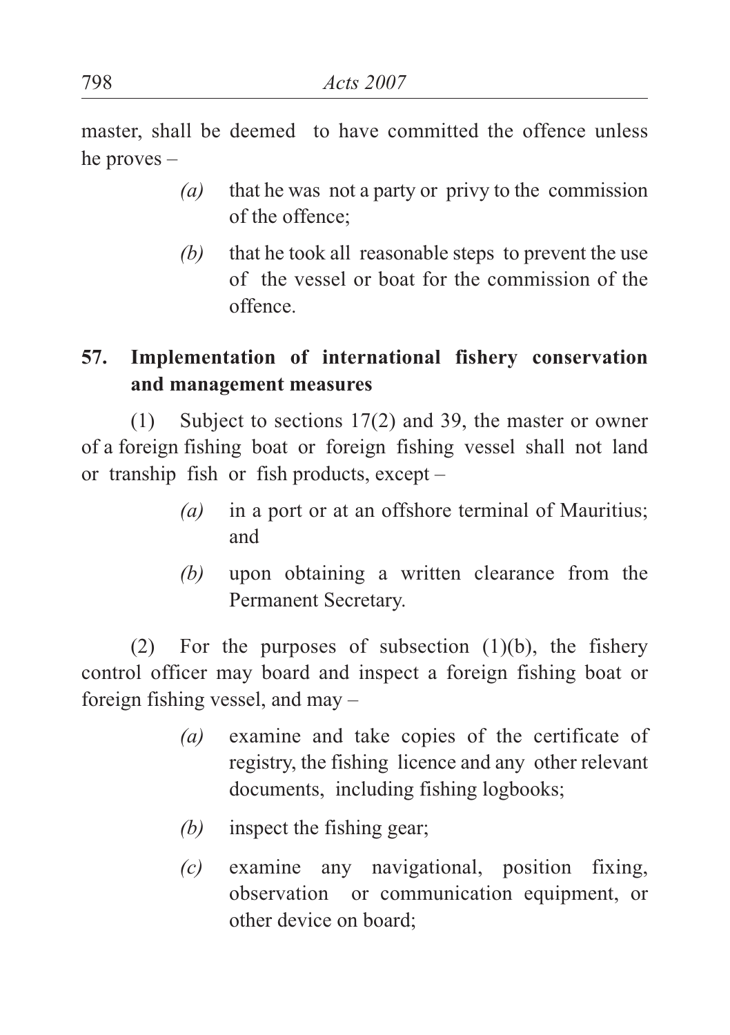master, shall be deemed to have committed the offence unless he proves –

- *(a)* that he was not a party or privy to the commission of the offence;
- *(b)* that he took all reasonable steps to prevent the use of the vessel or boat for the commission of the offence.

### 57. Implementation of international fishery conservation and management measures

(1) Subject to sections 17(2) and 39, the master or owner of a foreign fishing boat or foreign fishing vessel shall not land or tranship fish or fish products, except –

- *(a)* in a port or at an offshore terminal of Mauritius; and
- *(b)* upon obtaining a written clearance from the Permanent Secretary.

(2) For the purposes of subsection (1)(b), the fishery control officer may board and inspect a foreign fishing boat or foreign fishing vessel, and may –

- *(a)* examine and take copies of the certificate of registry, the fishing licence and any other relevant documents, including fishing logbooks;
- *(b)* inspect the fishing gear;
- *(c)* examine any navigational, position fixing, observation or communication equipment, or other device on board;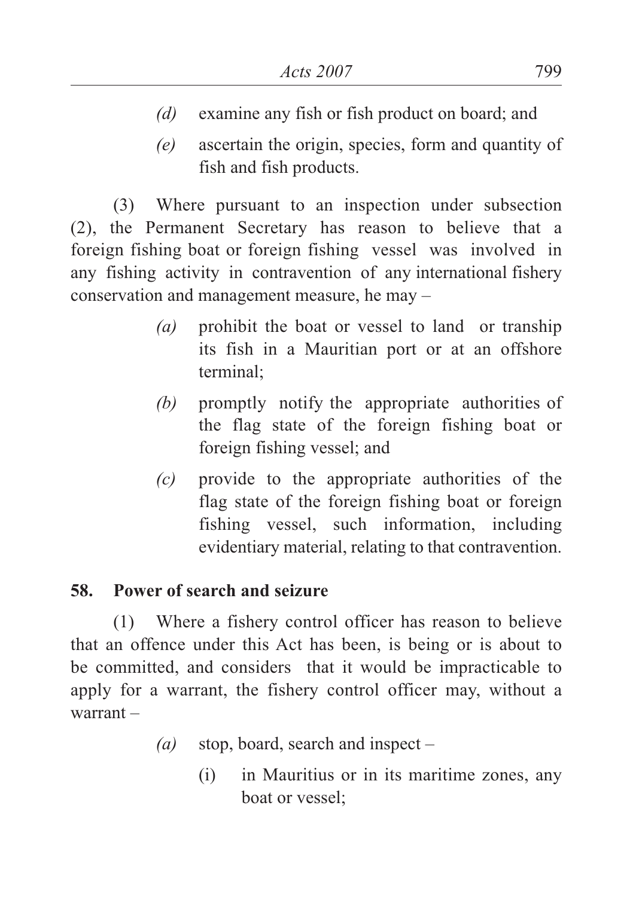*(d)* examine any fish or fish product on board; and

*(e)* ascertain the origin, species, form and quantity of fish and fish products.

(3) Where pursuant to an inspection under subsection (2), the Permanent Secretary has reason to believe that a foreign fishing boat or foreign fishing vessel was involved in any fishing activity in contravention of any international fishery conservation and management measure, he may –

*(a)* prohibit the boat or vessel to land or tranship its fish in a Mauritian port or at an offshore terminal;

*(b)* promptly notify the appropriate authorities of the flag state of the foreign fishing boat or foreign fishing vessel; and

*(c)* provide to the appropriate authorities of the flag state of the foreign fishing boat or foreign fishing vessel, such information, including evidentiary material, relating to that contravention.

**58. Power of search and seizure**

(1) Where a fishery control officer has reason to believe that an offence under this Act has been, is being or is about to be committed, and considers that it would be impracticable to apply for a warrant, the fishery control officer may, without a warrant –

*(a)* stop, board, search and inspect –

(i) in Mauritius or in its maritime zones, any boat or vessel;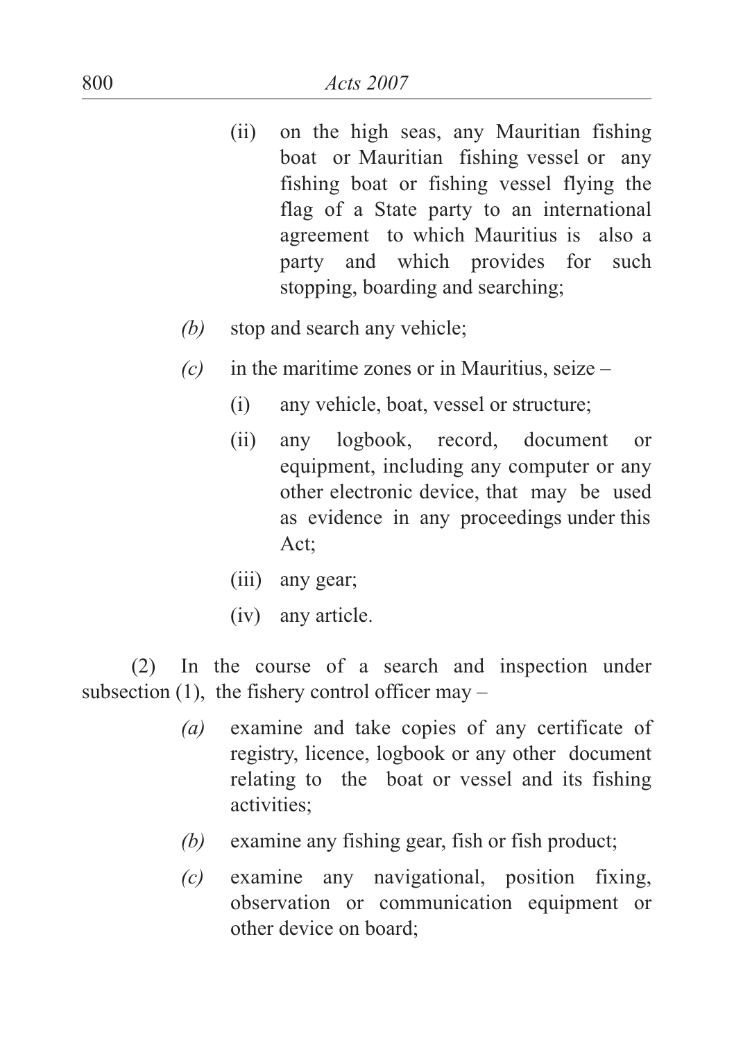(ii) on the high seas, any Mauritian fishing boat or Mauritian fishing vessel or any fishing boat or fishing vessel flying the flag of a State party to an international agreement to which Mauritius is also a party and which provides for such stopping, boarding and searching;

*(b)* stop and search any vehicle;

*(c)* in the maritime zones or in Mauritius, seize –

(i) any vehicle, boat, vessel or structure;

(ii) any logbook, record, document or equipment, including any computer or any other electronic device, that may be used as evidence in any proceedings under this Act;

(iii) any gear;

(iv) any article.

(2) In the course of a search and inspection under subsection (1), the fishery control officer may –

*(a)* examine and take copies of any certificate of registry, licence, logbook or any other document relating to the boat or vessel and its fishing activities;

*(b)* examine any fishing gear, fish or fish product;

*(c)* examine any navigational, position fixing, observation or communication equipment or other device on board;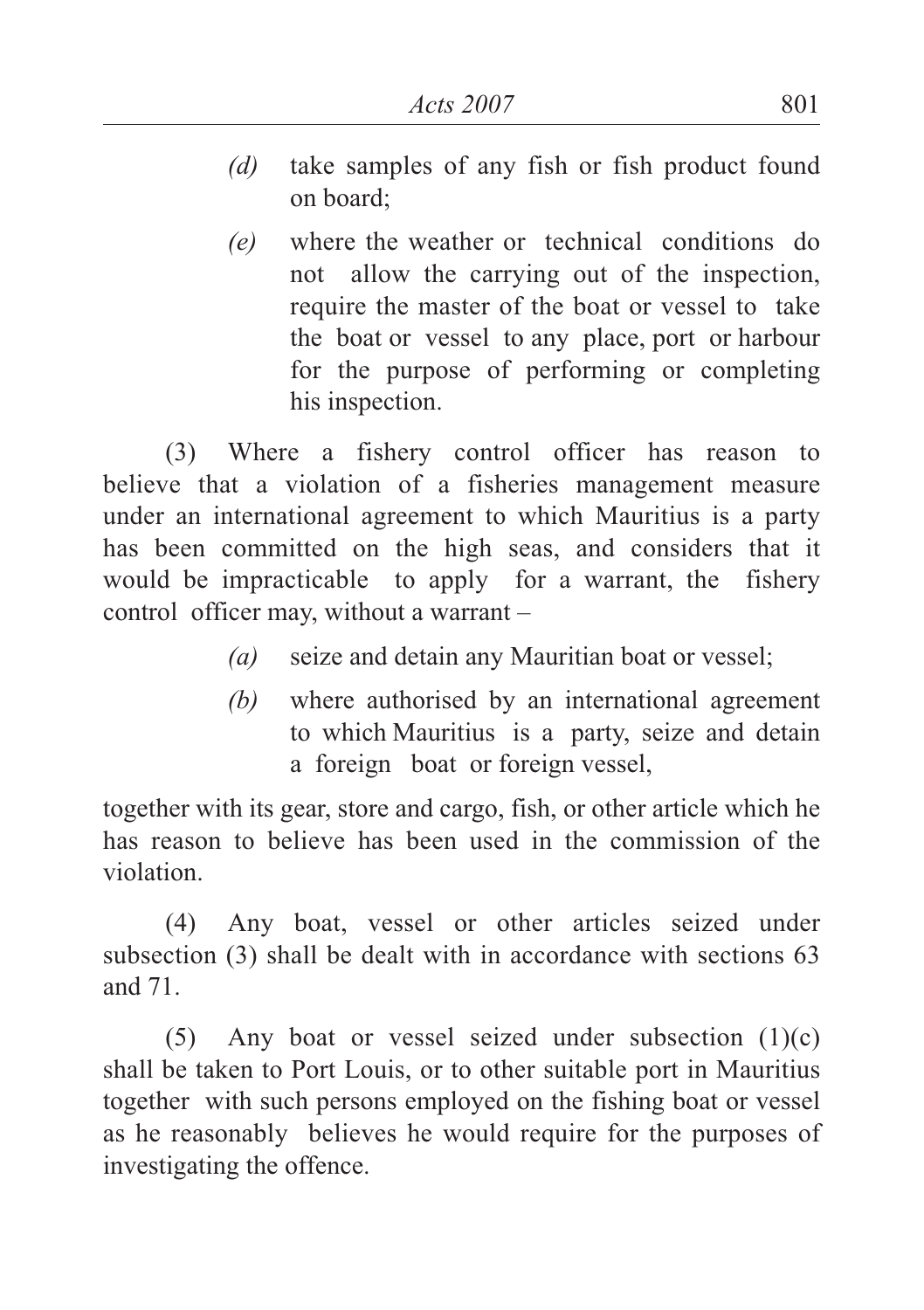*(d)* take samples of any fish or fish product found on board;

*(e)* where the weather or technical conditions do not allow the carrying out of the inspection, require the master of the boat or vessel to take the boat or vessel to any place, port or harbour for the purpose of performing or completing his inspection.

(3) Where a fishery control officer has reason to believe that a violation of a fisheries management measure under an international agreement to which Mauritius is a party has been committed on the high seas, and considers that it would be impracticable to apply for a warrant, the fishery control officer may, without a warrant –

*(a)* seize and detain any Mauritian boat or vessel;

*(b)* where authorised by an international agreement to which Mauritius is a party, seize and detain a foreign boat or foreign vessel,

together with its gear, store and cargo, fish, or other article which he has reason to believe has been used in the commission of the violation.

(4) Any boat, vessel or other articles seized under subsection (3) shall be dealt with in accordance with sections 63 and 71.

(5) Any boat or vessel seized under subsection (1)(c) shall be taken to Port Louis, or to other suitable port in Mauritius together with such persons employed on the fishing boat or vessel as he reasonably believes he would require for the purposes of investigating the offence.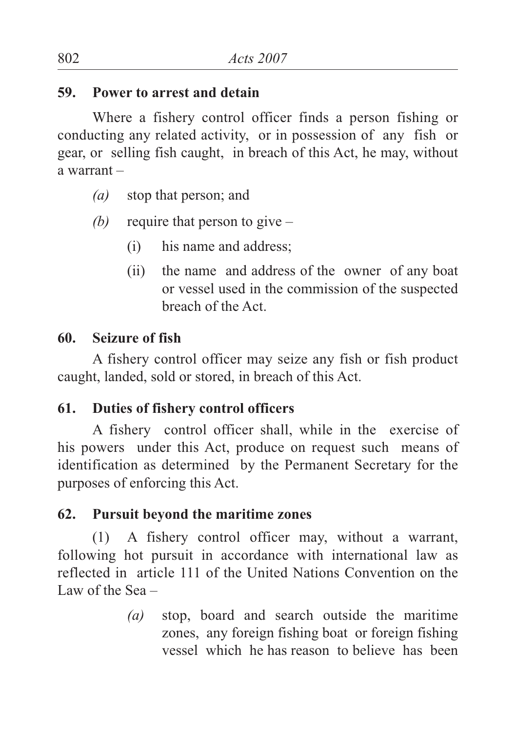**59. Power to arrest and detain**

Where a fishery control officer finds a person fishing or conducting any related activity, or in possession of any fish or gear, or selling fish caught, in breach of this Act, he may, without a warrant –

*(a)* stop that person; and

*(b)* require that person to give –

(i) his name and address;

(ii) the name and address of the owner of any boat or vessel used in the commission of the suspected breach of the Act.

**60. Seizure of fish**

A fishery control officer may seize any fish or fish product caught, landed, sold or stored, in breach of this Act.

**61. Duties of fishery control officers**

A fishery control officer shall, while in the exercise of his powers under this Act, produce on request such means of identification as determined by the Permanent Secretary for the purposes of enforcing this Act.

**62. Pursuit beyond the maritime zones**

(1) A fishery control officer may, without a warrant, following hot pursuit in accordance with international law as reflected in article 111 of the United Nations Convention on the Law of the Sea –

*(a)* stop, board and search outside the maritime zones, any foreign fishing boat or foreign fishing vessel which he has reason to believe has been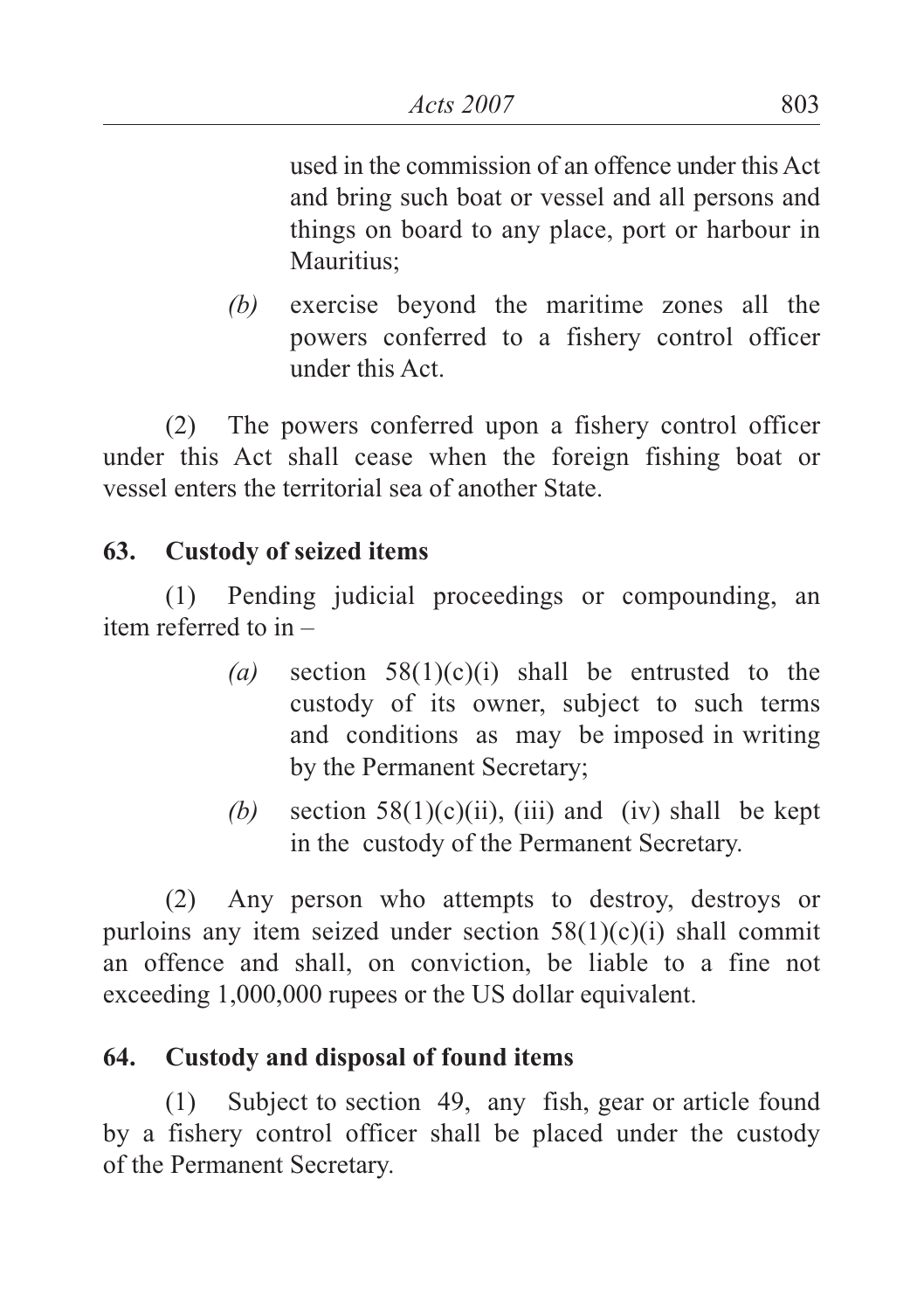used in the commission of an offence under this Act and bring such boat or vessel and all persons and things on board to any place, port or harbour in Mauritius;

*(b)* exercise beyond the maritime zones all the powers conferred to a fishery control officer under this Act.

(2) The powers conferred upon a fishery control officer under this Act shall cease when the foreign fishing boat or vessel enters the territorial sea of another State.

**63. Custody of seized items**

(1) Pending judicial proceedings or compounding, an item referred to in –

*(a)* section 58(1)(c)(i) shall be entrusted to the custody of its owner, subject to such terms and conditions as may be imposed in writing by the Permanent Secretary;

*(b)* section 58(1)(c)(ii), (iii) and (iv) shall be kept in the custody of the Permanent Secretary.

(2) Any person who attempts to destroy, destroys or purloins any item seized under section 58(1)(c)(i) shall commit an offence and shall, on conviction, be liable to a fine not exceeding 1,000,000 rupees or the US dollar equivalent.

**64. Custody and disposal of found items**

(1) Subject to section 49, any fish, gear or article found by a fishery control officer shall be placed under the custody of the Permanent Secretary.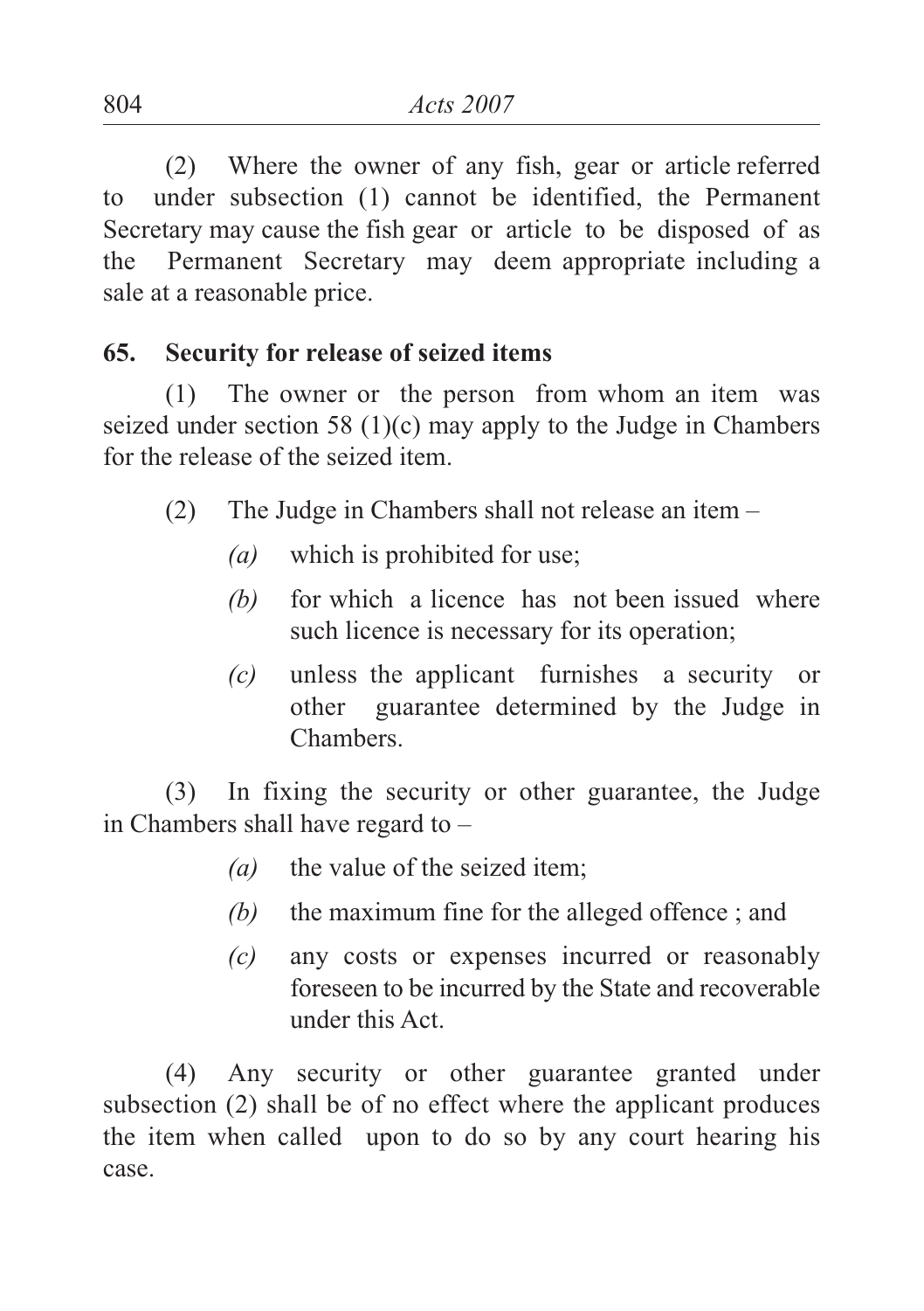(2) Where the owner of any fish, gear or article referred to under subsection (1) cannot be identified, the Permanent Secretary may cause the fish gear or article to be disposed of as the Permanent Secretary may deem appropriate including a sale at a reasonable price.

**65. Security for release of seized items**

(1) The owner or the person from whom an item was seized under section 58 (1)(c) may apply to the Judge in Chambers for the release of the seized item.

(2) The Judge in Chambers shall not release an item –

*(a)* which is prohibited for use;

*(b)* for which a licence has not been issued where such licence is necessary for its operation;

*(c)* unless the applicant furnishes a security or other guarantee determined by the Judge in Chambers.

(3) In fixing the security or other guarantee, the Judge in Chambers shall have regard to –

*(a)* the value of the seized item;

*(b)* the maximum fine for the alleged offence ; and

*(c)* any costs or expenses incurred or reasonably foreseen to be incurred by the State and recoverable under this Act.

(4) Any security or other guarantee granted under subsection (2) shall be of no effect where the applicant produces the item when called upon to do so by any court hearing his case.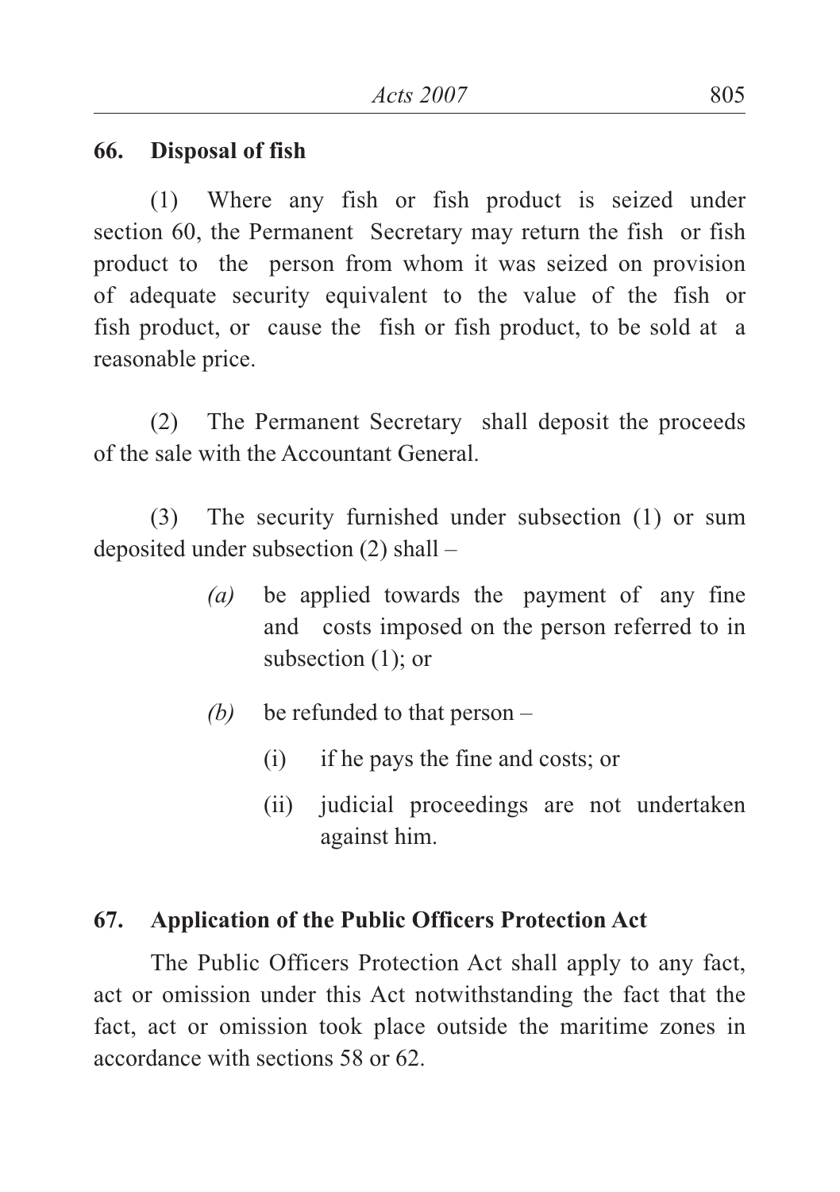### 66. Disposal of fish

(1) Where any fish or fish product is seized under section 60, the Permanent Secretary may return the fish or fish product to the person from whom it was seized on provision of adequate security equivalent to the value of the fish or fish product, or cause the fish or fish product, to be sold at a reasonable price.

(2) The Permanent Secretary shall deposit the proceeds of the sale with the Accountant General.

(3) The security furnished under subsection (1) or sum deposited under subsection (2) shall –

*(a)* be applied towards the payment of any fine and costs imposed on the person referred to in subsection (1); or

*(b)* be refunded to that person –

(i) if he pays the fine and costs; or

(ii) judicial proceedings are not undertaken against him.

### 67. Application of the Public Officers Protection Act

The Public Officers Protection Act shall apply to any fact, act or omission under this Act notwithstanding the fact that the fact, act or omission took place outside the maritime zones in accordance with sections 58 or 62.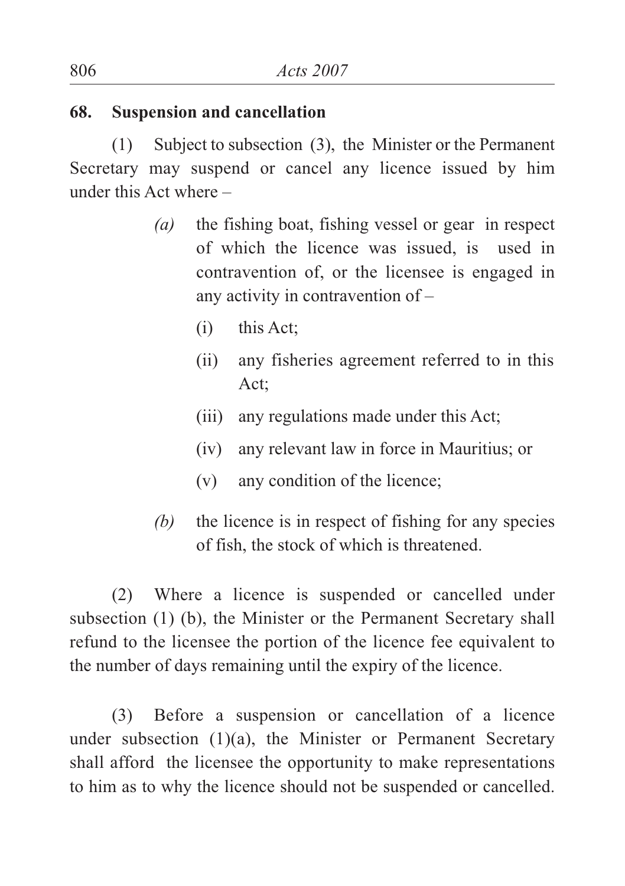### 68. Suspension and cancellation

(1) Subject to subsection (3), the Minister or the Permanent Secretary may suspend or cancel any licence issued by him under this Act where –

*(a)* the fishing boat, fishing vessel or gear in respect of which the licence was issued, is used in contravention of, or the licensee is engaged in any activity in contravention of –

(i) this Act;

(ii) any fisheries agreement referred to in this Act;

(iii) any regulations made under this Act;

(iv) any relevant law in force in Mauritius; or

(v) any condition of the licence;

*(b)* the licence is in respect of fishing for any species of fish, the stock of which is threatened.

(2) Where a licence is suspended or cancelled under subsection (1) (b), the Minister or the Permanent Secretary shall refund to the licensee the portion of the licence fee equivalent to the number of days remaining until the expiry of the licence.

(3) Before a suspension or cancellation of a licence under subsection (1)(a), the Minister or Permanent Secretary shall afford the licensee the opportunity to make representations to him as to why the licence should not be suspended or cancelled.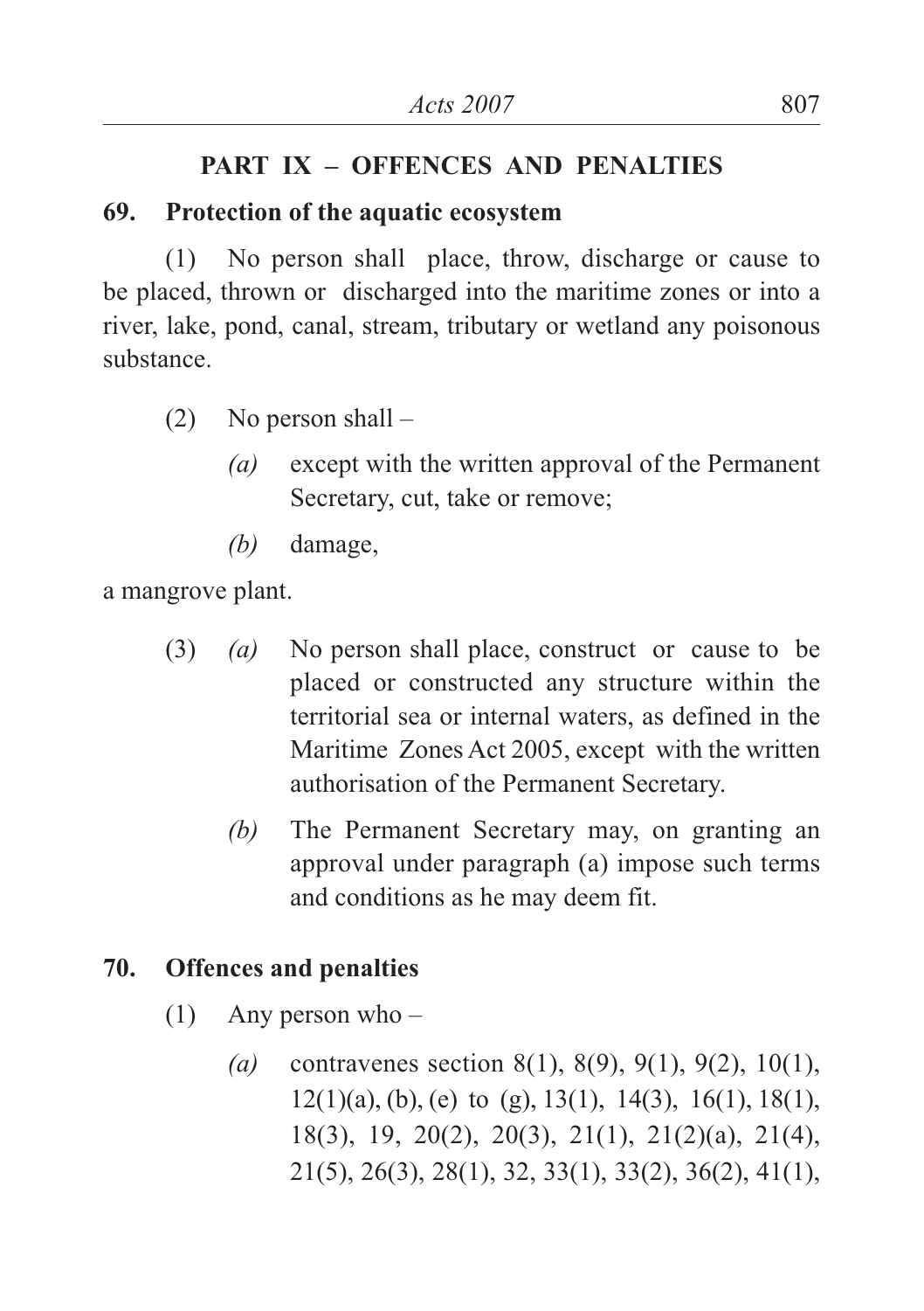## PART IX – OFFENCES AND PENALTIES

### 69. Protection of the aquatic ecosystem

(1) No person shall place, throw, discharge or cause to be placed, thrown or discharged into the maritime zones or into a river, lake, pond, canal, stream, tributary or wetland any poisonous substance.

(2) No person shall –

*(a)* except with the written approval of the Permanent Secretary, cut, take or remove;

*(b)* damage,

a mangrove plant.

(3) *(a)* No person shall place, construct or cause to be placed or constructed any structure within the territorial sea or internal waters, as defined in the Maritime Zones Act 2005, except with the written authorisation of the Permanent Secretary.

*(b)* The Permanent Secretary may, on granting an approval under paragraph (a) impose such terms and conditions as he may deem fit.

### 70. Offences and penalties

(1) Any person who –

*(a)* contravenes section 8(1), 8(9), 9(1), 9(2), 10(1), 12(1)(a), (b), (e) to (g), 13(1), 14(3), 16(1), 18(1), 18(3), 19, 20(2), 20(3), 21(1), 21(2)(a), 21(4), 21(5), 26(3), 28(1), 32, 33(1), 33(2), 36(2), 41(1),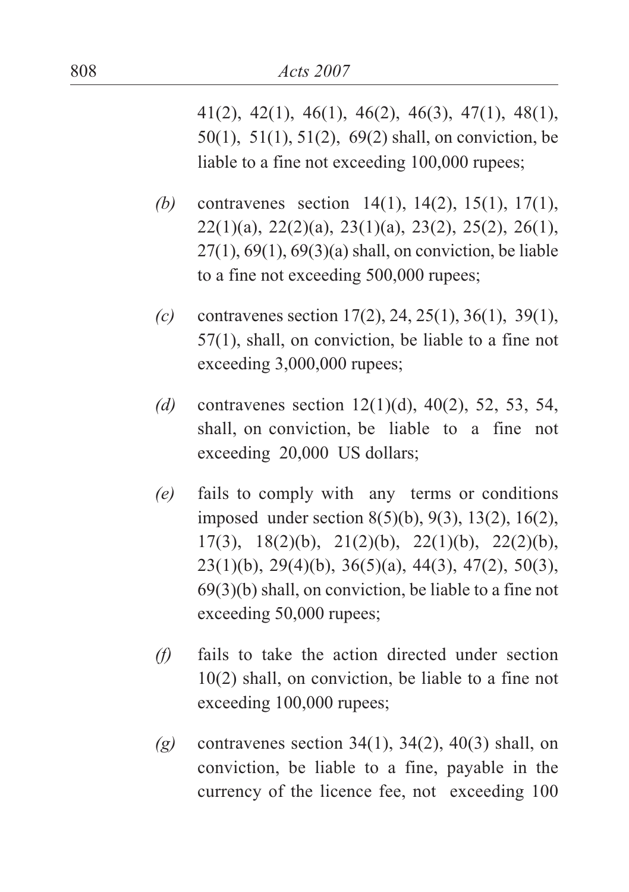41(2), 42(1), 46(1), 46(2), 46(3), 47(1), 48(1), 50(1), 51(1), 51(2), 69(2) shall, on conviction, be liable to a fine not exceeding 100,000 rupees;

*(b)* contravenes section 14(1), 14(2), 15(1), 17(1), 22(1)(a), 22(2)(a), 23(1)(a), 23(2), 25(2), 26(1), 27(1), 69(1), 69(3)(a) shall, on conviction, be liable to a fine not exceeding 500,000 rupees;

*(c)* contravenes section 17(2), 24, 25(1), 36(1), 39(1), 57(1), shall, on conviction, be liable to a fine not exceeding 3,000,000 rupees;

*(d)* contravenes section 12(1)(d), 40(2), 52, 53, 54, shall, on conviction, be liable to a fine not exceeding 20,000 US dollars;

*(e)* fails to comply with any terms or conditions imposed under section 8(5)(b), 9(3), 13(2), 16(2), 17(3), 18(2)(b), 21(2)(b), 22(1)(b), 22(2)(b), 23(1)(b), 29(4)(b), 36(5)(a), 44(3), 47(2), 50(3), 69(3)(b) shall, on conviction, be liable to a fine not exceeding 50,000 rupees;

*(f)* fails to take the action directed under section 10(2) shall, on conviction, be liable to a fine not exceeding 100,000 rupees;

*(g)* contravenes section 34(1), 34(2), 40(3) shall, on conviction, be liable to a fine, payable in the currency of the licence fee, not exceeding 100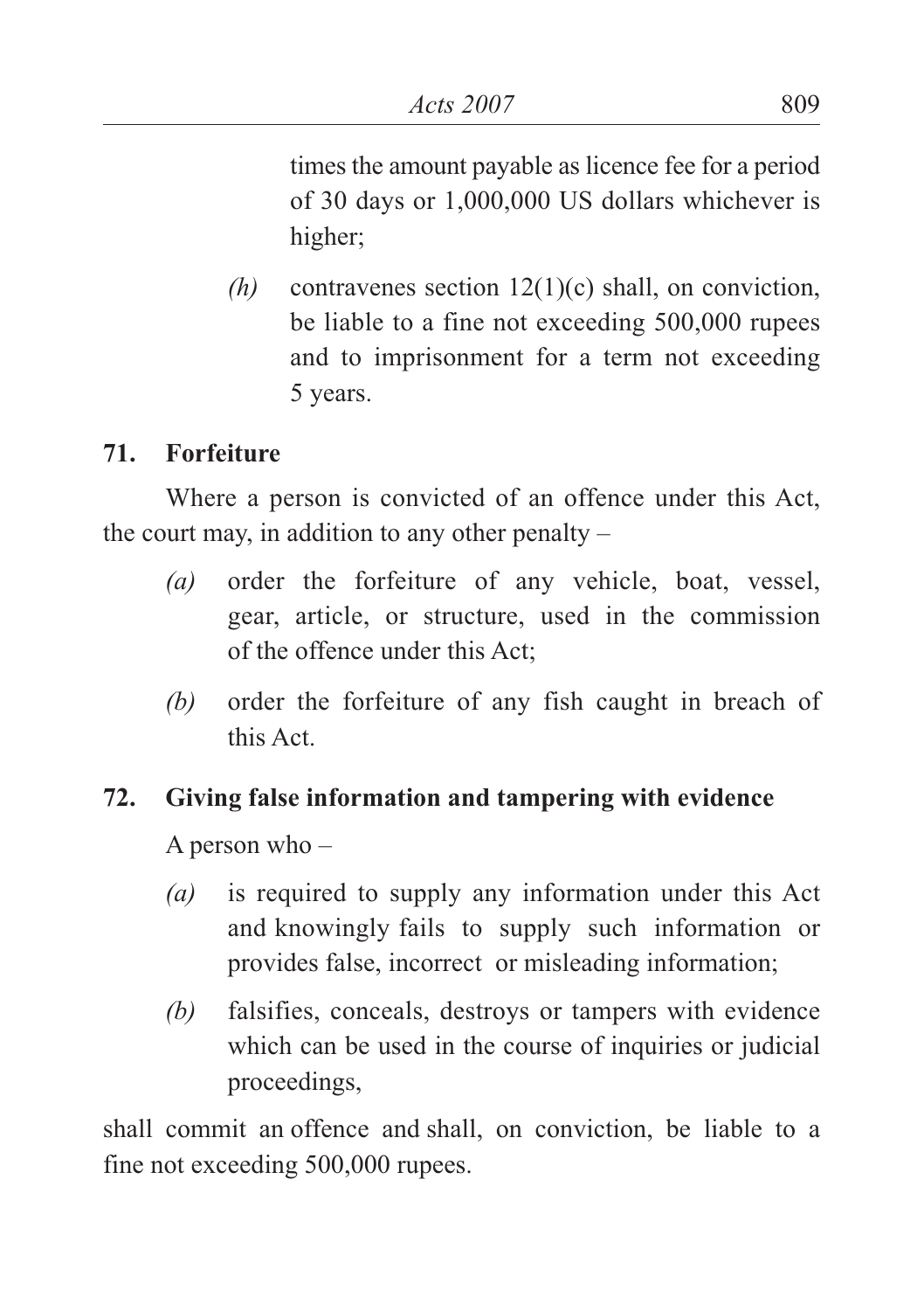times the amount payable as licence fee for a period of 30 days or 1,000,000 US dollars whichever is higher;

*(h)* contravenes section 12(1)(c) shall, on conviction, be liable to a fine not exceeding 500,000 rupees and to imprisonment for a term not exceeding 5 years.

**71. Forfeiture**

Where a person is convicted of an offence under this Act, the court may, in addition to any other penalty –

*(a)* order the forfeiture of any vehicle, boat, vessel, gear, article, or structure, used in the commission of the offence under this Act;

*(b)* order the forfeiture of any fish caught in breach of this Act.

**72. Giving false information and tampering with evidence**

A person who –

*(a)* is required to supply any information under this Act and knowingly fails to supply such information or provides false, incorrect or misleading information;

*(b)* falsifies, conceals, destroys or tampers with evidence which can be used in the course of inquiries or judicial proceedings,

shall commit an offence and shall, on conviction, be liable to a fine not exceeding 500,000 rupees.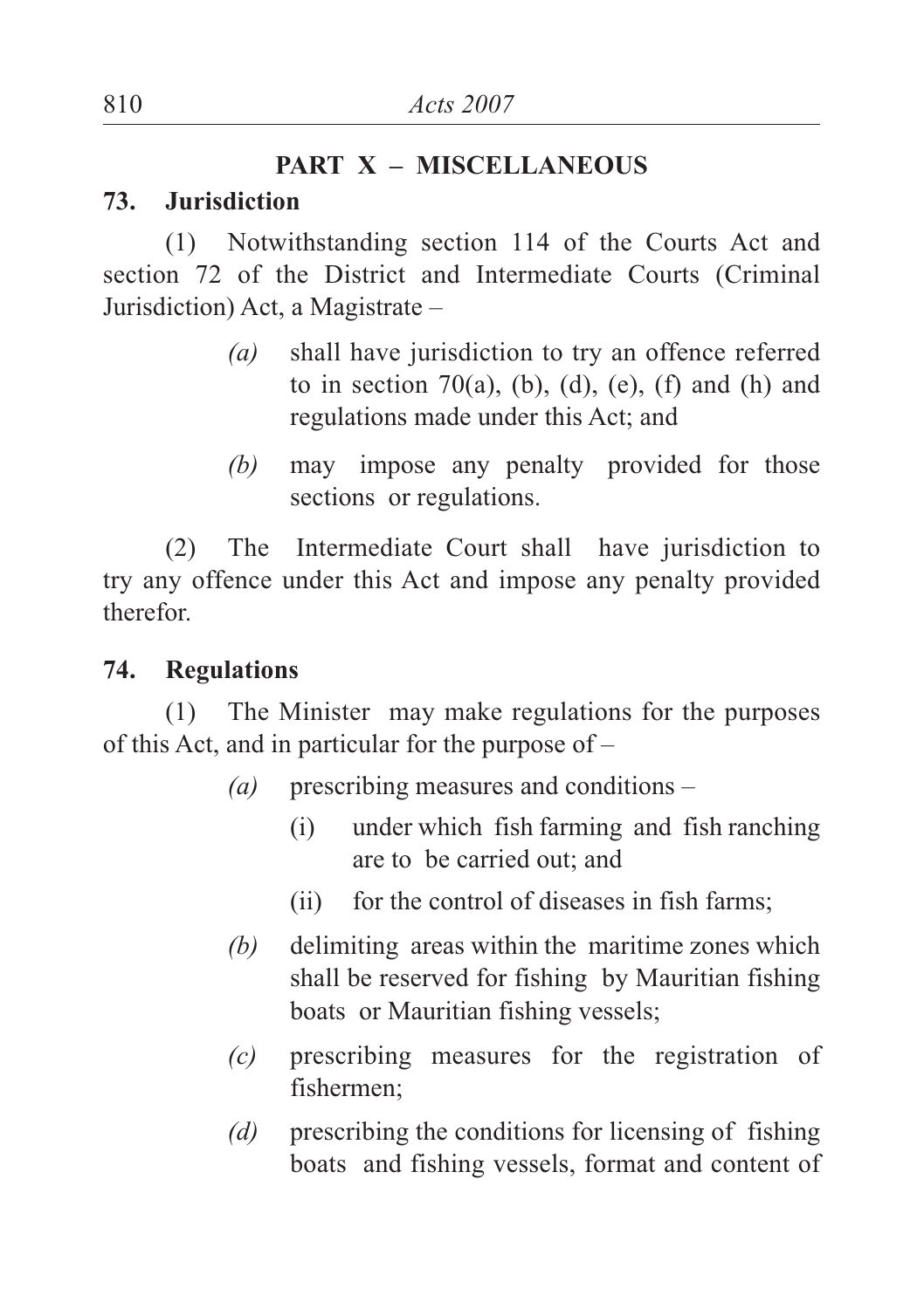## PART X – MISCELLANEOUS

### 73. Jurisdiction

(1) Notwithstanding section 114 of the Courts Act and section 72 of the District and Intermediate Courts (Criminal Jurisdiction) Act, a Magistrate –

*(a)* shall have jurisdiction to try an offence referred to in section 70(a), (b), (d), (e), (f) and (h) and regulations made under this Act; and

*(b)* may impose any penalty provided for those sections or regulations.

(2) The Intermediate Court shall have jurisdiction to try any offence under this Act and impose any penalty provided therefor.

### 74. Regulations

(1) The Minister may make regulations for the purposes of this Act, and in particular for the purpose of –

*(a)* prescribing measures and conditions –

(i) under which fish farming and fish ranching are to be carried out; and

(ii) for the control of diseases in fish farms;

*(b)* delimiting areas within the maritime zones which shall be reserved for fishing by Mauritian fishing boats or Mauritian fishing vessels;

*(c)* prescribing measures for the registration of fishermen;

*(d)* prescribing the conditions for licensing of fishing boats and fishing vessels, format and content of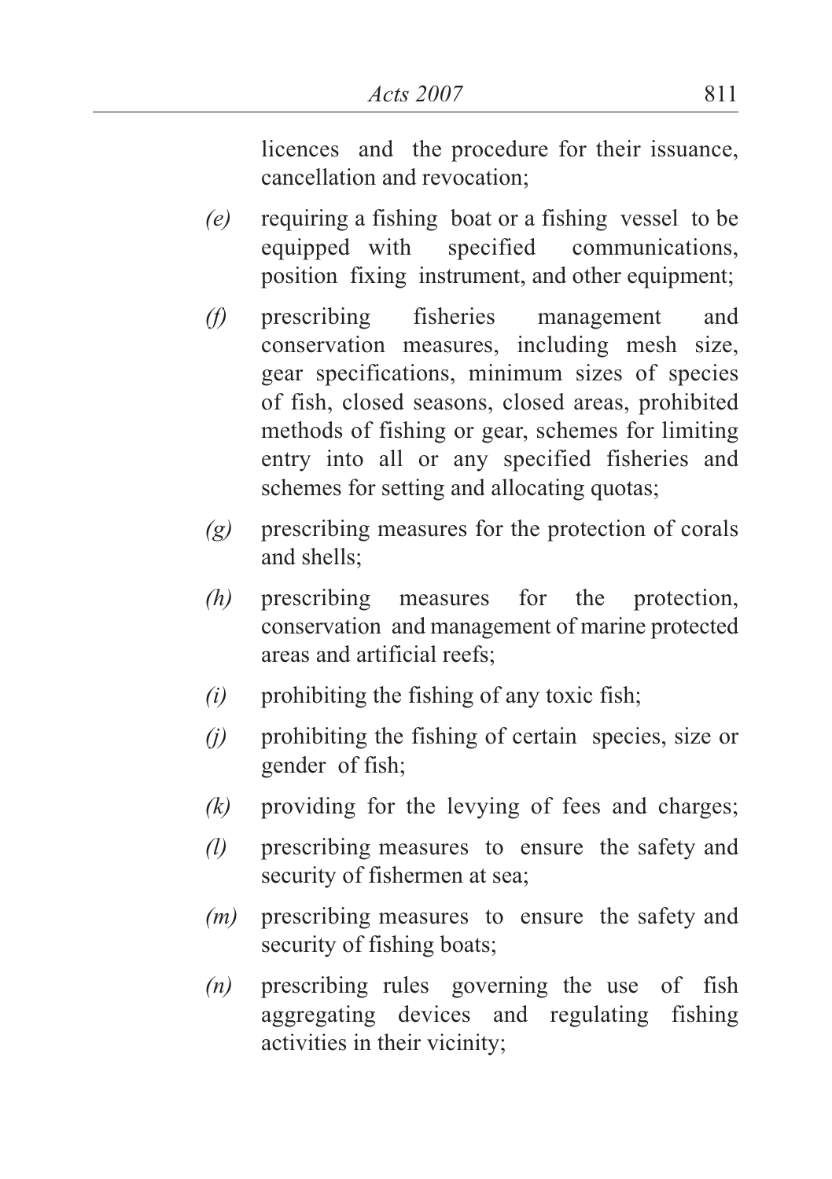licences and the procedure for their issuance, cancellation and revocation;

*(e)* requiring a fishing boat or a fishing vessel to be equipped with specified communications, position fixing instrument, and other equipment;

*(f)* prescribing fisheries management and conservation measures, including mesh size, gear specifications, minimum sizes of species of fish, closed seasons, closed areas, prohibited methods of fishing or gear, schemes for limiting entry into all or any specified fisheries and schemes for setting and allocating quotas;

*(g)* prescribing measures for the protection of corals and shells;

*(h)* prescribing measures for the protection, conservation and management of marine protected areas and artificial reefs;

*(i)* prohibiting the fishing of any toxic fish;

*(j)* prohibiting the fishing of certain species, size or gender of fish;

*(k)* providing for the levying of fees and charges;

*(l)* prescribing measures to ensure the safety and security of fishermen at sea;

*(m)* prescribing measures to ensure the safety and security of fishing boats;

*(n)* prescribing rules governing the use of fish aggregating devices and regulating fishing activities in their vicinity;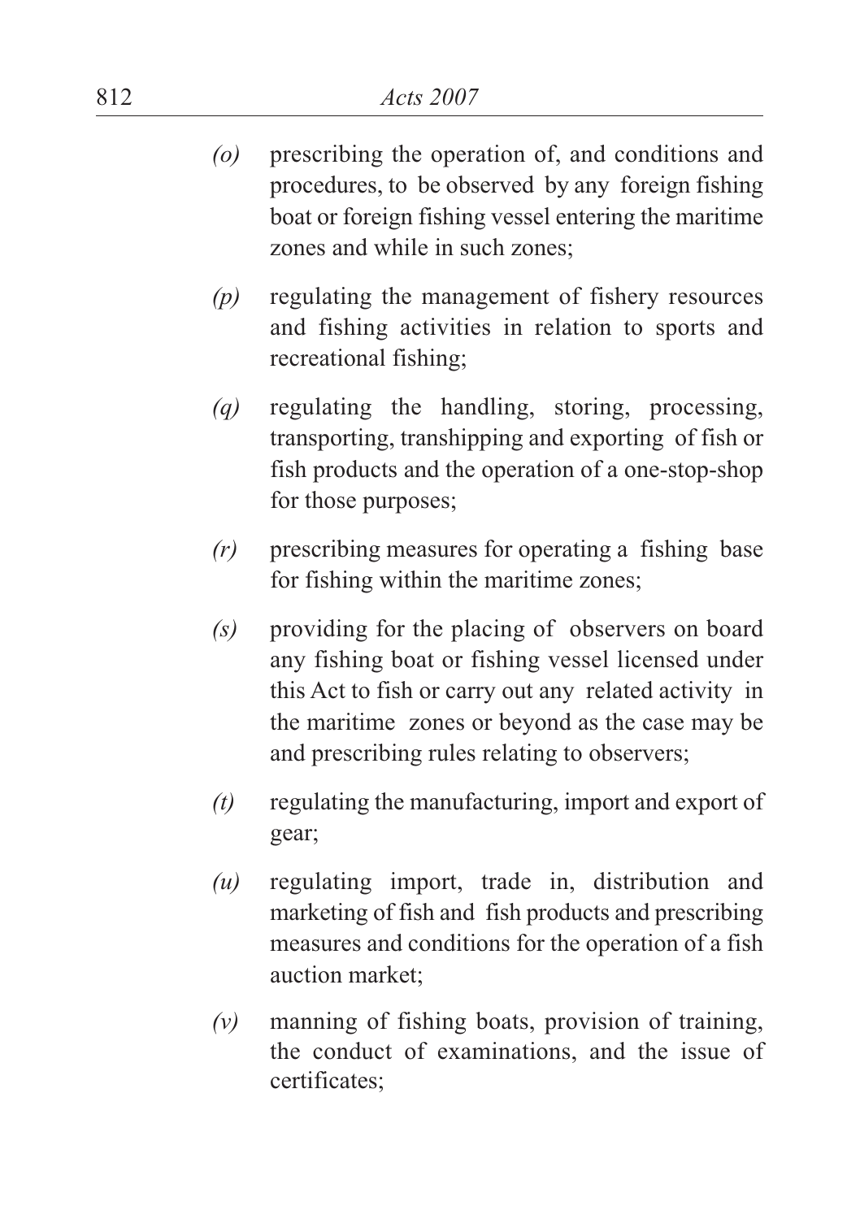*(o)* prescribing the operation of, and conditions and procedures, to be observed by any foreign fishing boat or foreign fishing vessel entering the maritime zones and while in such zones;

*(p)* regulating the management of fishery resources and fishing activities in relation to sports and recreational fishing;

*(q)* regulating the handling, storing, processing, transporting, transhipping and exporting of fish or fish products and the operation of a one-stop-shop for those purposes;

*(r)* prescribing measures for operating a fishing base for fishing within the maritime zones;

*(s)* providing for the placing of observers on board any fishing boat or fishing vessel licensed under this Act to fish or carry out any related activity in the maritime zones or beyond as the case may be and prescribing rules relating to observers;

*(t)* regulating the manufacturing, import and export of gear;

*(u)* regulating import, trade in, distribution and marketing of fish and fish products and prescribing measures and conditions for the operation of a fish auction market;

*(v)* manning of fishing boats, provision of training, the conduct of examinations, and the issue of certificates;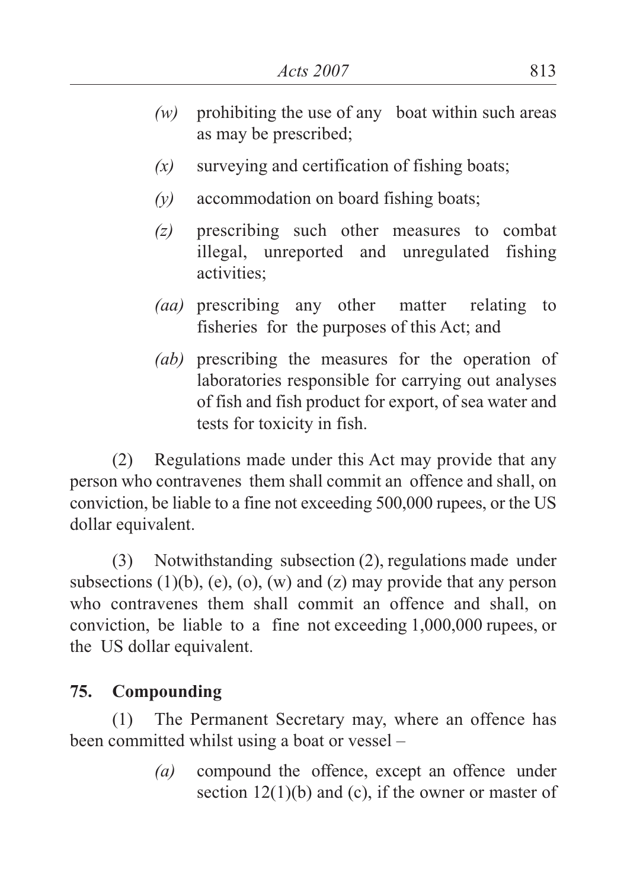*(w)* prohibiting the use of any boat within such areas as may be prescribed;

*(x)* surveying and certification of fishing boats;

*(y)* accommodation on board fishing boats;

*(z)* prescribing such other measures to combat illegal, unreported and unregulated fishing activities;

*(aa)* prescribing any other matter relating to fisheries for the purposes of this Act; and

*(ab)* prescribing the measures for the operation of laboratories responsible for carrying out analyses of fish and fish product for export, of sea water and tests for toxicity in fish.

(2) Regulations made under this Act may provide that any person who contravenes them shall commit an offence and shall, on conviction, be liable to a fine not exceeding 500,000 rupees, or the US dollar equivalent.

(3) Notwithstanding subsection (2), regulations made under subsections (1)(b), (e), (o), (w) and (z) may provide that any person who contravenes them shall commit an offence and shall, on conviction, be liable to a fine not exceeding 1,000,000 rupees, or the US dollar equivalent.

**75. Compounding**

(1) The Permanent Secretary may, where an offence has been committed whilst using a boat or vessel –

*(a)* compound the offence, except an offence under section 12(1)(b) and (c), if the owner or master of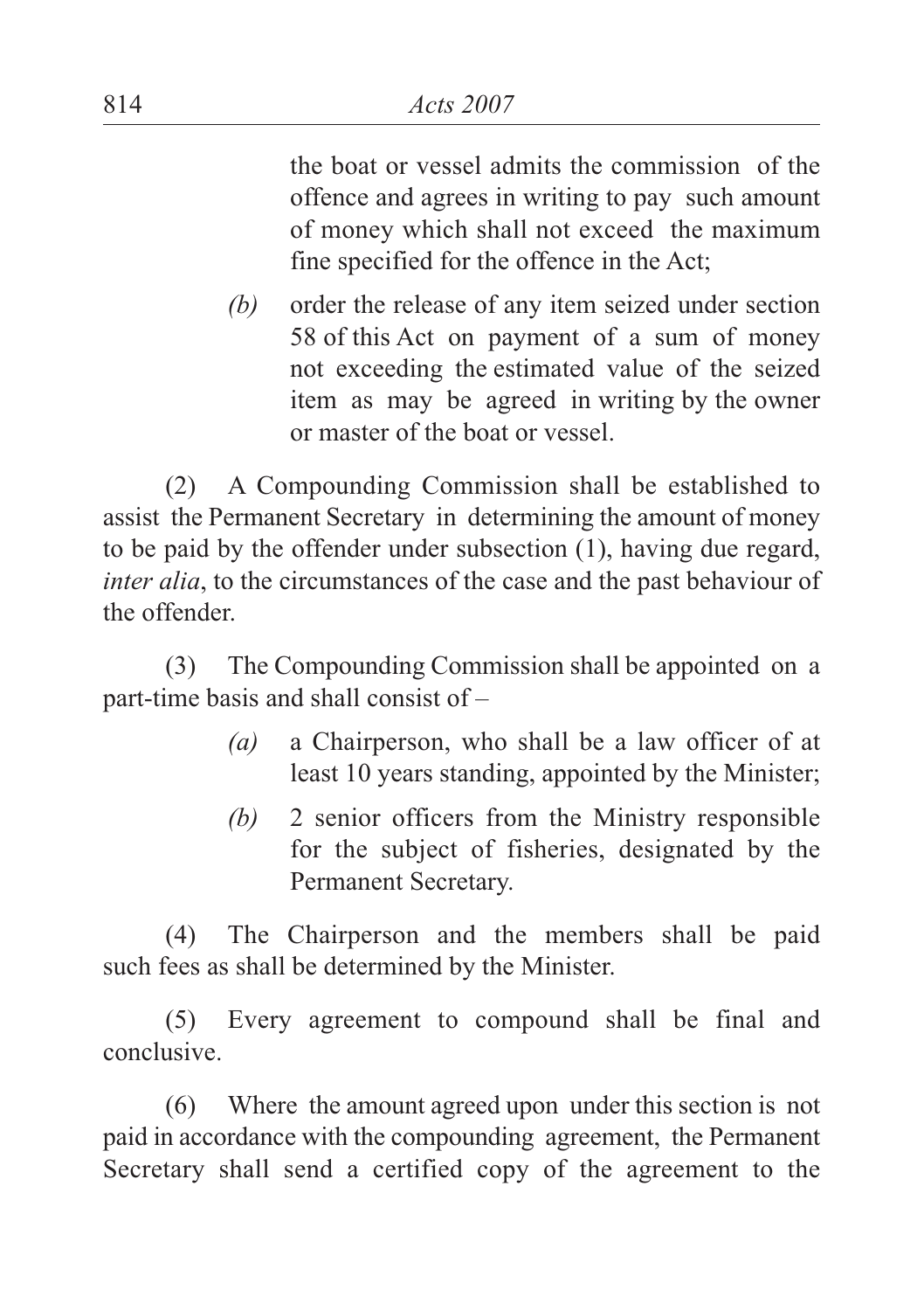the boat or vessel admits the commission of the offence and agrees in writing to pay such amount of money which shall not exceed the maximum fine specified for the offence in the Act;

*(b)* order the release of any item seized under section 58 of this Act on payment of a sum of money not exceeding the estimated value of the seized item as may be agreed in writing by the owner or master of the boat or vessel.

(2) A Compounding Commission shall be established to assist the Permanent Secretary in determining the amount of money to be paid by the offender under subsection (1), having due regard, *inter alia*, to the circumstances of the case and the past behaviour of the offender.

(3) The Compounding Commission shall be appointed on a part-time basis and shall consist of –

*(a)* a Chairperson, who shall be a law officer of at least 10 years standing, appointed by the Minister;

*(b)* 2 senior officers from the Ministry responsible for the subject of fisheries, designated by the Permanent Secretary.

(4) The Chairperson and the members shall be paid such fees as shall be determined by the Minister.

(5) Every agreement to compound shall be final and conclusive.

(6) Where the amount agreed upon under this section is not paid in accordance with the compounding agreement, the Permanent Secretary shall send a certified copy of the agreement to the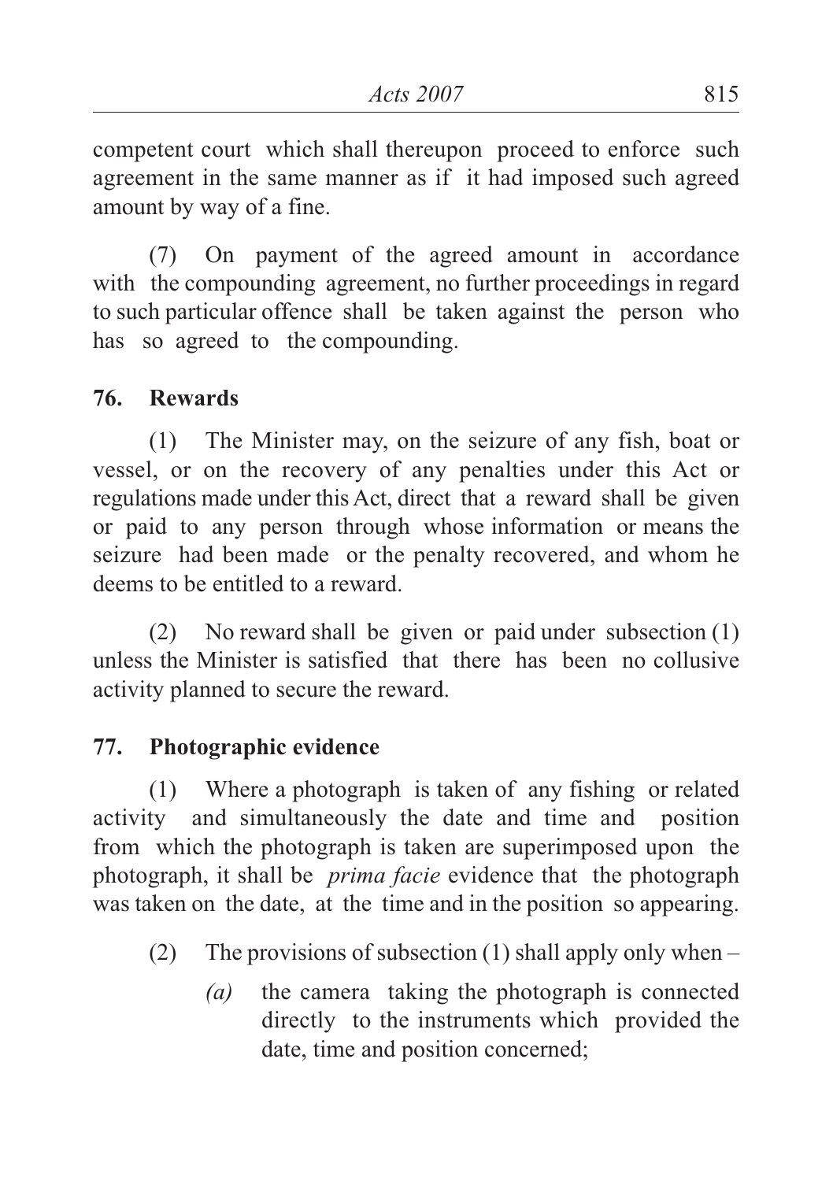competent court which shall thereupon proceed to enforce such agreement in the same manner as if it had imposed such agreed amount by way of a fine.

(7) On payment of the agreed amount in accordance with the compounding agreement, no further proceedings in regard to such particular offence shall be taken against the person who has so agreed to the compounding.

### 76. Rewards

(1) The Minister may, on the seizure of any fish, boat or vessel, or on the recovery of any penalties under this Act or regulations made under this Act, direct that a reward shall be given or paid to any person through whose information or means the seizure had been made or the penalty recovered, and whom he deems to be entitled to a reward.

(2) No reward shall be given or paid under subsection (1) unless the Minister is satisfied that there has been no collusive activity planned to secure the reward.

### 77. Photographic evidence

(1) Where a photograph is taken of any fishing or related activity and simultaneously the date and time and position from which the photograph is taken are superimposed upon the photograph, it shall be *prima facie* evidence that the photograph was taken on the date, at the time and in the position so appearing.

(2) The provisions of subsection (1) shall apply only when –

*(a)* the camera taking the photograph is connected directly to the instruments which provided the date, time and position concerned;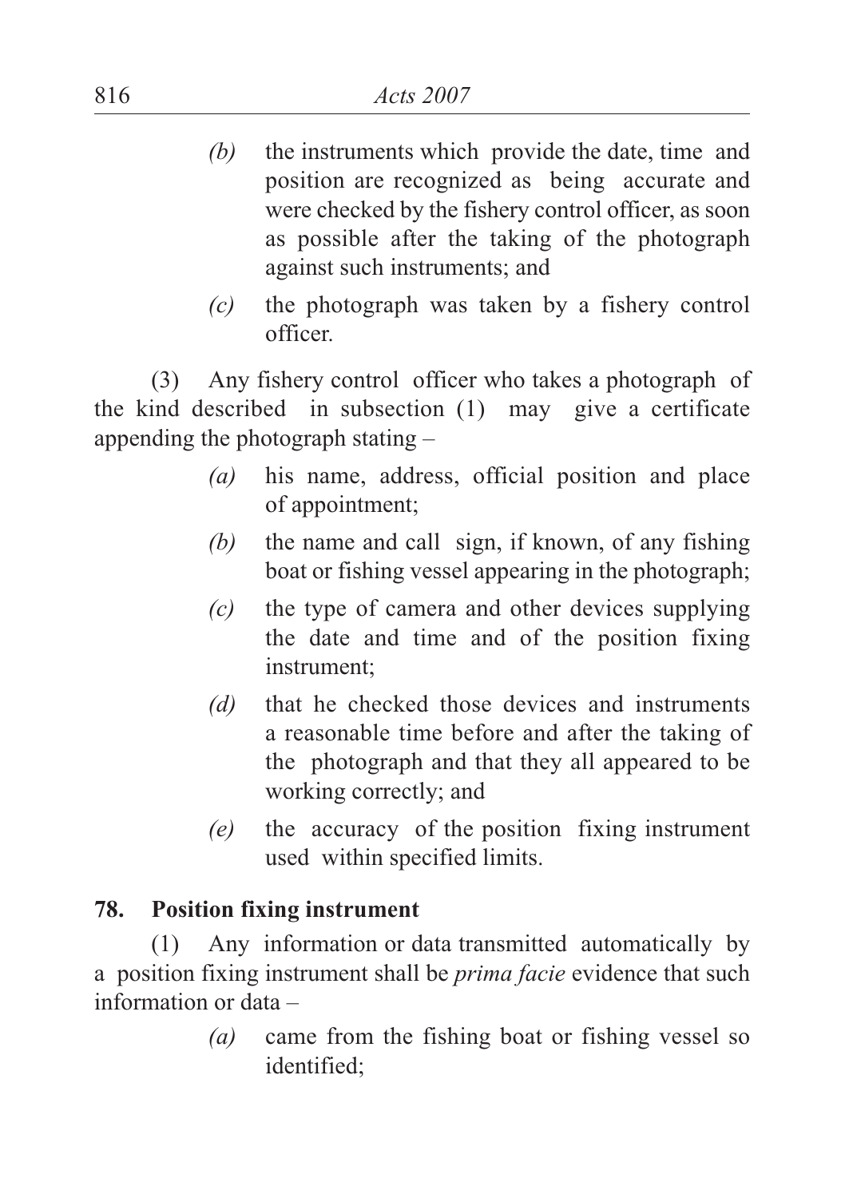*(b)* the instruments which provide the date, time and position are recognized as being accurate and were checked by the fishery control officer, as soon as possible after the taking of the photograph against such instruments; and

*(c)* the photograph was taken by a fishery control officer.

(3) Any fishery control officer who takes a photograph of the kind described in subsection (1) may give a certificate appending the photograph stating –

*(a)* his name, address, official position and place of appointment;

*(b)* the name and call sign, if known, of any fishing boat or fishing vessel appearing in the photograph;

*(c)* the type of camera and other devices supplying the date and time and of the position fixing instrument;

*(d)* that he checked those devices and instruments a reasonable time before and after the taking of the photograph and that they all appeared to be working correctly; and

*(e)* the accuracy of the position fixing instrument used within specified limits.

**78. Position fixing instrument**

(1) Any information or data transmitted automatically by a position fixing instrument shall be *prima facie* evidence that such information or data –

*(a)* came from the fishing boat or fishing vessel so identified;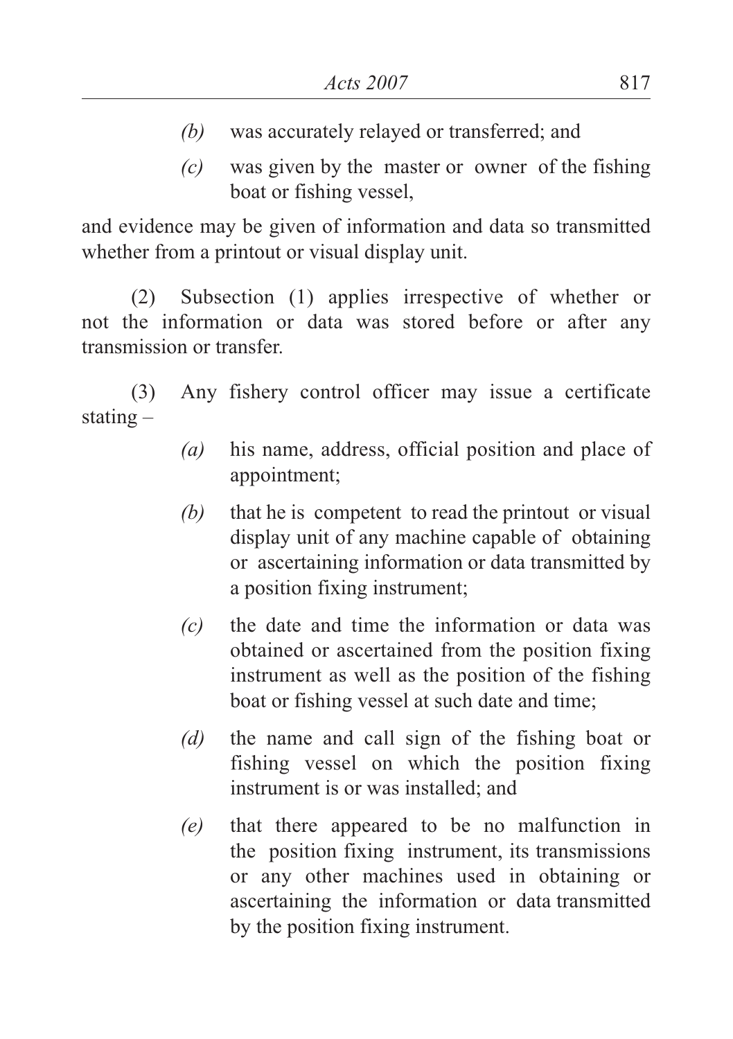*(b)* was accurately relayed or transferred; and

*(c)* was given by the master or owner of the fishing boat or fishing vessel,

and evidence may be given of information and data so transmitted whether from a printout or visual display unit.

(2) Subsection (1) applies irrespective of whether or not the information or data was stored before or after any transmission or transfer.

(3) Any fishery control officer may issue a certificate stating –

*(a)* his name, address, official position and place of appointment;

*(b)* that he is competent to read the printout or visual display unit of any machine capable of obtaining or ascertaining information or data transmitted by a position fixing instrument;

*(c)* the date and time the information or data was obtained or ascertained from the position fixing instrument as well as the position of the fishing boat or fishing vessel at such date and time;

*(d)* the name and call sign of the fishing boat or fishing vessel on which the position fixing instrument is or was installed; and

*(e)* that there appeared to be no malfunction in the position fixing instrument, its transmissions or any other machines used in obtaining or ascertaining the information or data transmitted by the position fixing instrument.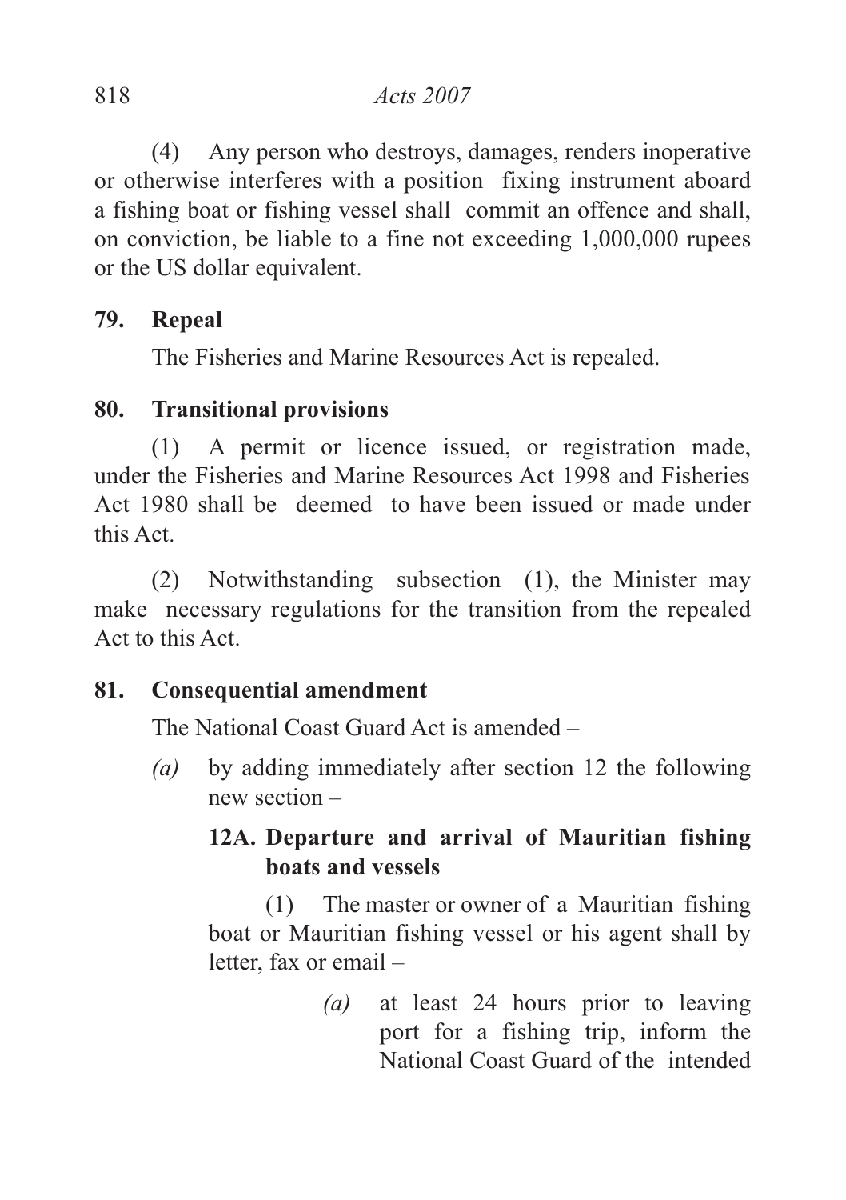(4) Any person who destroys, damages, renders inoperative or otherwise interferes with a position fixing instrument aboard a fishing boat or fishing vessel shall commit an offence and shall, on conviction, be liable to a fine not exceeding 1,000,000 rupees or the US dollar equivalent.

**79. Repeal**

The Fisheries and Marine Resources Act is repealed.

**80. Transitional provisions**

(1) A permit or licence issued, or registration made, under the Fisheries and Marine Resources Act 1998 and Fisheries Act 1980 shall be deemed to have been issued or made under this Act.

(2) Notwithstanding subsection (1), the Minister may make necessary regulations for the transition from the repealed Act to this Act.

**81. Consequential amendment**

The National Coast Guard Act is amended –

*(a)* by adding immediately after section 12 the following new section –

**12A. Departure and arrival of Mauritian fishing boats and vessels**

(1) The master or owner of a Mauritian fishing boat or Mauritian fishing vessel or his agent shall by letter, fax or email –

*(a)* at least 24 hours prior to leaving port for a fishing trip, inform the National Coast Guard of the intended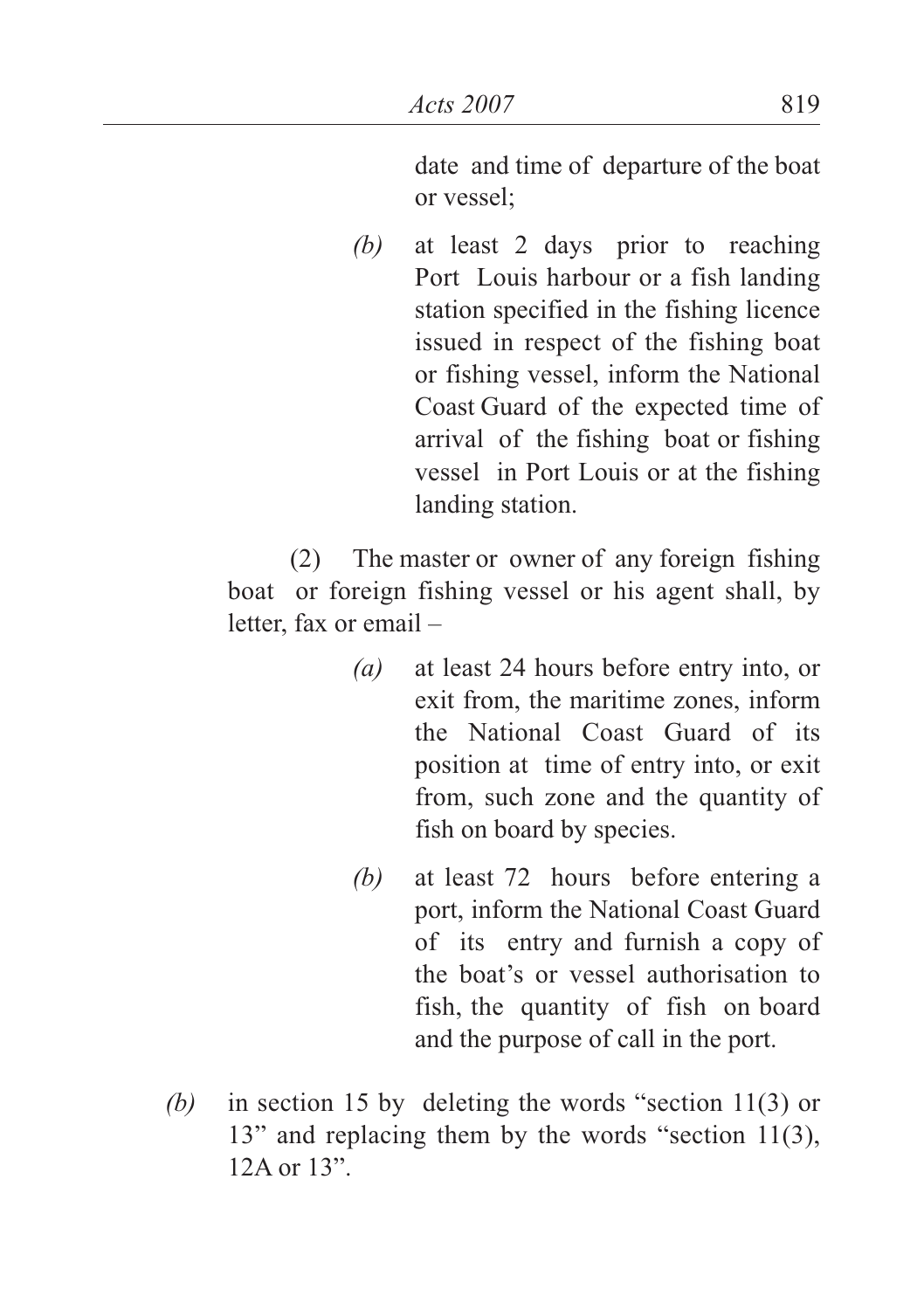date and time of departure of the boat or vessel;

*(b)* at least 2 days prior to reaching Port Louis harbour or a fish landing station specified in the fishing licence issued in respect of the fishing boat or fishing vessel, inform the National Coast Guard of the expected time of arrival of the fishing boat or fishing vessel in Port Louis or at the fishing landing station.

(2) The master or owner of any foreign fishing boat or foreign fishing vessel or his agent shall, by letter, fax or email –

*(a)* at least 24 hours before entry into, or exit from, the maritime zones, inform the National Coast Guard of its position at time of entry into, or exit from, such zone and the quantity of fish on board by species.

*(b)* at least 72 hours before entering a port, inform the National Coast Guard of its entry and furnish a copy of the boat's or vessel authorisation to fish, the quantity of fish on board and the purpose of call in the port.

*(b)* in section 15 by deleting the words "section 11(3) or 13" and replacing them by the words "section 11(3), 12A or 13".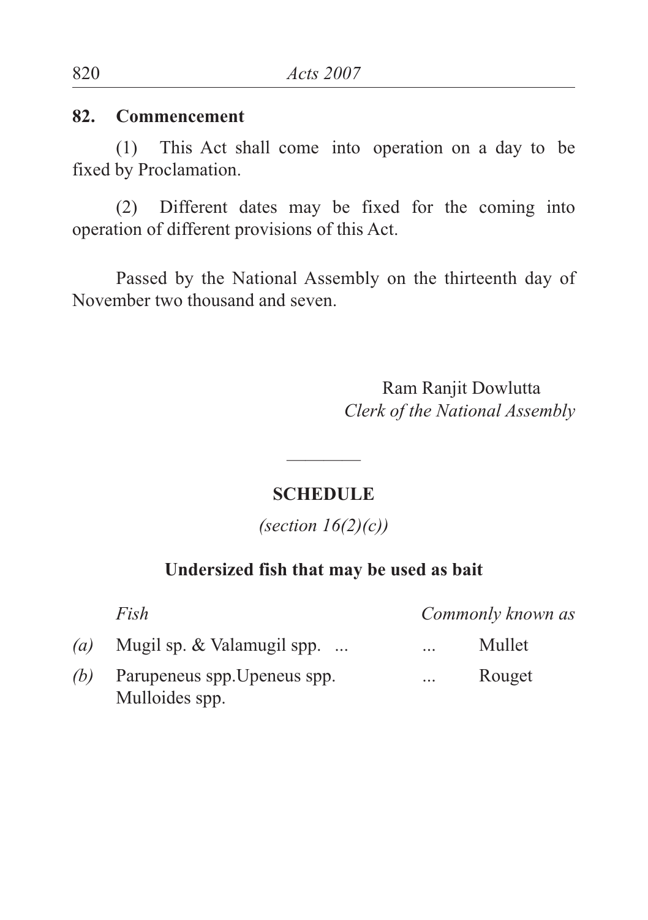**82. Commencement**

(1) This Act shall come into operation on a day to be fixed by Proclamation.

(2) Different dates may be fixed for the coming into operation of different provisions of this Act.

Passed by the National Assembly on the thirteenth day of November two thousand and seven.

Ram Ranjit Dowlutta
*Clerk of the National Assembly*

---

## SCHEDULE

*(section 16(2)(c))*

### Undersized fish that may be used as bait

| | *Fish* | | *Commonly known as* |
|---|---|---|---|
| *(a)* | Mugil sp. & Valamugil spp. ... | ... | Mullet |
| *(b)* | Parupeneus spp.Upeneus spp. Mulloides spp. | ... | Rouget |